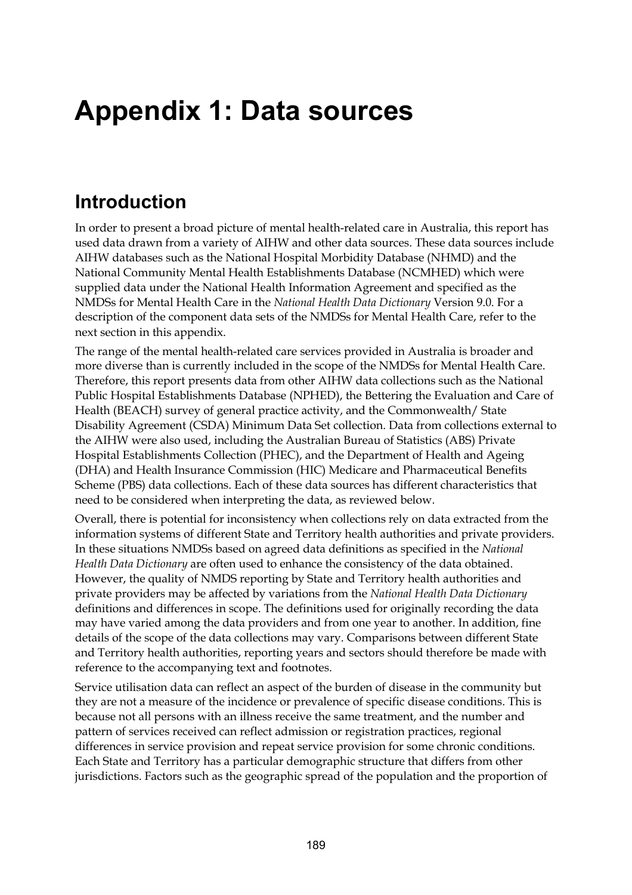# Appendix 1: Data sources

## Introduction

In order to present a broad picture of mental health-related care in Australia, this report has used data drawn from a variety of AIHW and other data sources. These data sources include AIHW databases such as the National Hospital Morbidity Database (NHMD) and the National Community Mental Health Establishments Database (NCMHED) which were supplied data under the National Health Information Agreement and specified as the NMDSs for Mental Health Care in the *National Health Data Dictionary* Version 9.0. For a description of the component data sets of the NMDSs for Mental Health Care, refer to the next section in this appendix.

The range of the mental health-related care services provided in Australia is broader and more diverse than is currently included in the scope of the NMDSs for Mental Health Care. Therefore, this report presents data from other AIHW data collections such as the National Public Hospital Establishments Database (NPHED), the Bettering the Evaluation and Care of Health (BEACH) survey of general practice activity, and the Commonwealth/ State Disability Agreement (CSDA) Minimum Data Set collection. Data from collections external to the AIHW were also used, including the Australian Bureau of Statistics (ABS) Private Hospital Establishments Collection (PHEC), and the Department of Health and Ageing (DHA) and Health Insurance Commission (HIC) Medicare and Pharmaceutical Benefits Scheme (PBS) data collections. Each of these data sources has different characteristics that need to be considered when interpreting the data, as reviewed below.

Overall, there is potential for inconsistency when collections rely on data extracted from the information systems of different State and Territory health authorities and private providers. In these situations NMDSs based on agreed data definitions as specified in the *National Health Data Dictionary* are often used to enhance the consistency of the data obtained. However, the quality of NMDS reporting by State and Territory health authorities and private providers may be affected by variations from the *National Health Data Dictionary* definitions and differences in scope. The definitions used for originally recording the data may have varied among the data providers and from one year to another. In addition, fine details of the scope of the data collections may vary. Comparisons between different State and Territory health authorities, reporting years and sectors should therefore be made with reference to the accompanying text and footnotes.

Service utilisation data can reflect an aspect of the burden of disease in the community but they are not a measure of the incidence or prevalence of specific disease conditions. This is because not all persons with an illness receive the same treatment, and the number and pattern of services received can reflect admission or registration practices, regional differences in service provision and repeat service provision for some chronic conditions. Each State and Territory has a particular demographic structure that differs from other jurisdictions. Factors such as the geographic spread of the population and the proportion of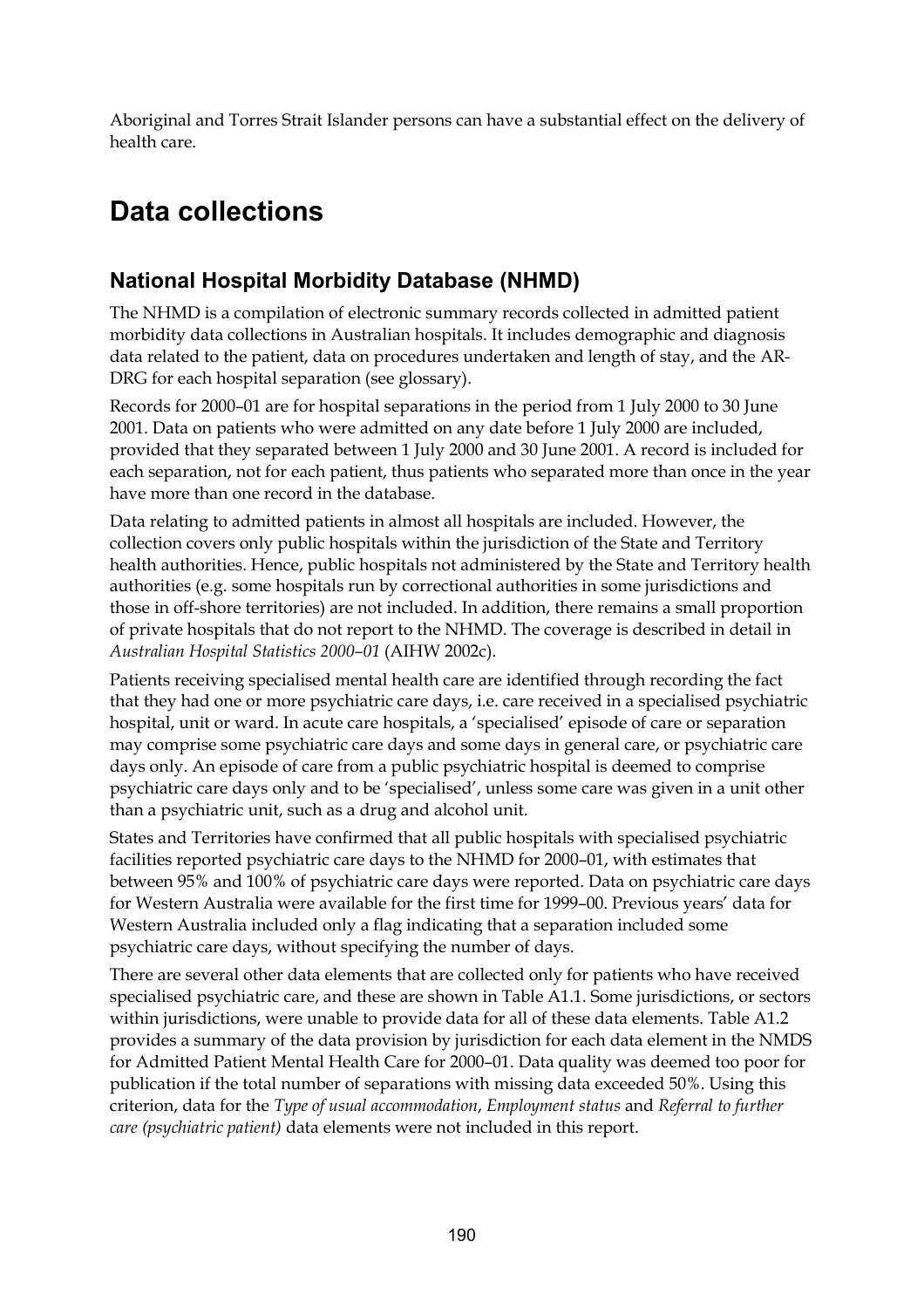Aboriginal and Torres Strait Islander persons can have a substantial effect on the delivery of health care.

# Data collections

## National Hospital Morbidity Database (NHMD)

The NHMD is a compilation of electronic summary records collected in admitted patient morbidity data collections in Australian hospitals. It includes demographic and diagnosis data related to the patient, data on procedures undertaken and length of stay, and the AR-DRG for each hospital separation (see glossary).

Records for 2000–01 are for hospital separations in the period from 1 July 2000 to 30 June 2001. Data on patients who were admitted on any date before 1 July 2000 are included, provided that they separated between 1 July 2000 and 30 June 2001. A record is included for each separation, not for each patient, thus patients who separated more than once in the year have more than one record in the database.

Data relating to admitted patients in almost all hospitals are included. However, the collection covers only public hospitals within the jurisdiction of the State and Territory health authorities. Hence, public hospitals not administered by the State and Territory health authorities (e.g. some hospitals run by correctional authorities in some jurisdictions and those in off-shore territories) are not included. In addition, there remains a small proportion of private hospitals that do not report to the NHMD. The coverage is described in detail in *Australian Hospital Statistics 2000–01* (AIHW 2002c).

Patients receiving specialised mental health care are identified through recording the fact that they had one or more psychiatric care days, i.e. care received in a specialised psychiatric hospital, unit or ward. In acute care hospitals, a 'specialised' episode of care or separation may comprise some psychiatric care days and some days in general care, or psychiatric care days only. An episode of care from a public psychiatric hospital is deemed to comprise psychiatric care days only and to be 'specialised', unless some care was given in a unit other than a psychiatric unit, such as a drug and alcohol unit.

States and Territories have confirmed that all public hospitals with specialised psychiatric facilities reported psychiatric care days to the NHMD for 2000–01, with estimates that between 95% and 100% of psychiatric care days were reported. Data on psychiatric care days for Western Australia were available for the first time for 1999–00. Previous years' data for Western Australia included only a flag indicating that a separation included some psychiatric care days, without specifying the number of days.

There are several other data elements that are collected only for patients who have received specialised psychiatric care, and these are shown in Table A1.1. Some jurisdictions, or sectors within jurisdictions, were unable to provide data for all of these data elements. Table A1.2 provides a summary of the data provision by jurisdiction for each data element in the NMDS for Admitted Patient Mental Health Care for 2000–01. Data quality was deemed too poor for publication if the total number of separations with missing data exceeded 50%. Using this criterion, data for the *Type of usual accommodation*, *Employment status* and *Referral to further care (psychiatric patient)* data elements were not included in this report.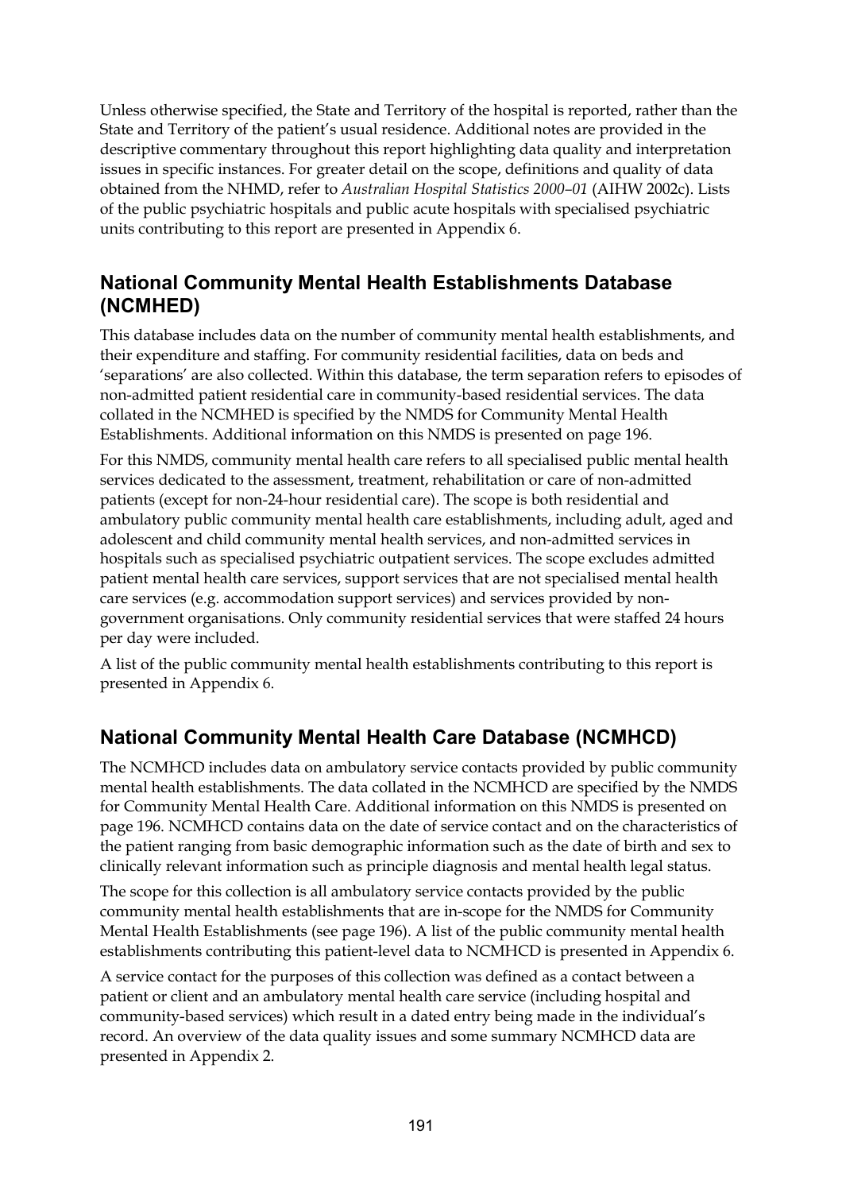Unless otherwise specified, the State and Territory of the hospital is reported, rather than the State and Territory of the patient's usual residence. Additional notes are provided in the descriptive commentary throughout this report highlighting data quality and interpretation issues in specific instances. For greater detail on the scope, definitions and quality of data obtained from the NHMD, refer to *Australian Hospital Statistics 2000–01* (AIHW 2002c). Lists of the public psychiatric hospitals and public acute hospitals with specialised psychiatric units contributing to this report are presented in Appendix 6.

## National Community Mental Health Establishments Database (NCMHED)

This database includes data on the number of community mental health establishments, and their expenditure and staffing. For community residential facilities, data on beds and 'separations' are also collected. Within this database, the term separation refers to episodes of non-admitted patient residential care in community-based residential services. The data collated in the NCMHED is specified by the NMDS for Community Mental Health Establishments. Additional information on this NMDS is presented on page 196.

For this NMDS, community mental health care refers to all specialised public mental health services dedicated to the assessment, treatment, rehabilitation or care of non-admitted patients (except for non-24-hour residential care). The scope is both residential and ambulatory public community mental health care establishments, including adult, aged and adolescent and child community mental health services, and non-admitted services in hospitals such as specialised psychiatric outpatient services. The scope excludes admitted patient mental health care services, support services that are not specialised mental health care services (e.g. accommodation support services) and services provided by non-government organisations. Only community residential services that were staffed 24 hours per day were included.

A list of the public community mental health establishments contributing to this report is presented in Appendix 6.

## National Community Mental Health Care Database (NCMHCD)

The NCMHCD includes data on ambulatory service contacts provided by public community mental health establishments. The data collated in the NCMHCD are specified by the NMDS for Community Mental Health Care. Additional information on this NMDS is presented on page 196. NCMHCD contains data on the date of service contact and on the characteristics of the patient ranging from basic demographic information such as the date of birth and sex to clinically relevant information such as principle diagnosis and mental health legal status.

The scope for this collection is all ambulatory service contacts provided by the public community mental health establishments that are in-scope for the NMDS for Community Mental Health Establishments (see page 196). A list of the public community mental health establishments contributing this patient-level data to NCMHCD is presented in Appendix 6.

A service contact for the purposes of this collection was defined as a contact between a patient or client and an ambulatory mental health care service (including hospital and community-based services) which result in a dated entry being made in the individual's record. An overview of the data quality issues and some summary NCMHCD data are presented in Appendix 2.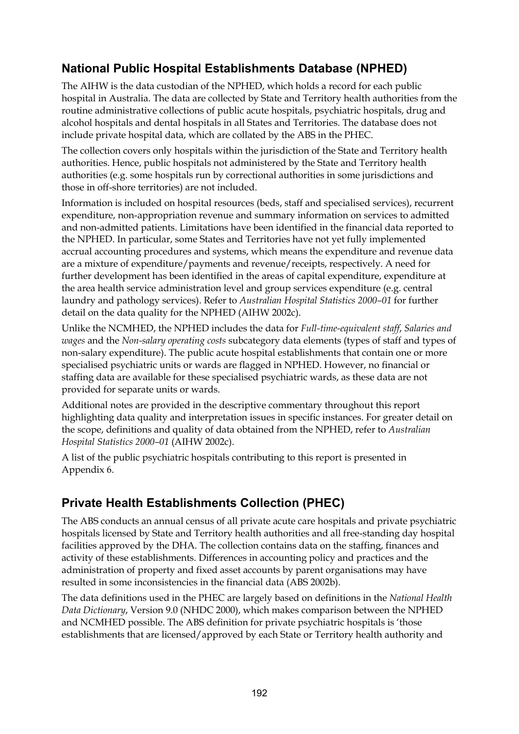## National Public Hospital Establishments Database (NPHED)

The AIHW is the data custodian of the NPHED, which holds a record for each public hospital in Australia. The data are collected by State and Territory health authorities from the routine administrative collections of public acute hospitals, psychiatric hospitals, drug and alcohol hospitals and dental hospitals in all States and Territories. The database does not include private hospital data, which are collated by the ABS in the PHEC.

The collection covers only hospitals within the jurisdiction of the State and Territory health authorities. Hence, public hospitals not administered by the State and Territory health authorities (e.g. some hospitals run by correctional authorities in some jurisdictions and those in off-shore territories) are not included.

Information is included on hospital resources (beds, staff and specialised services), recurrent expenditure, non-appropriation revenue and summary information on services to admitted and non-admitted patients. Limitations have been identified in the financial data reported to the NPHED. In particular, some States and Territories have not yet fully implemented accrual accounting procedures and systems, which means the expenditure and revenue data are a mixture of expenditure/payments and revenue/receipts, respectively. A need for further development has been identified in the areas of capital expenditure, expenditure at the area health service administration level and group services expenditure (e.g. central laundry and pathology services). Refer to *Australian Hospital Statistics 2000–01* for further detail on the data quality for the NPHED (AIHW 2002c).

Unlike the NCMHED, the NPHED includes the data for *Full-time-equivalent staff*, *Salaries and wages* and the *Non-salary operating costs* subcategory data elements (types of staff and types of non-salary expenditure). The public acute hospital establishments that contain one or more specialised psychiatric units or wards are flagged in NPHED. However, no financial or staffing data are available for these specialised psychiatric wards, as these data are not provided for separate units or wards.

Additional notes are provided in the descriptive commentary throughout this report highlighting data quality and interpretation issues in specific instances. For greater detail on the scope, definitions and quality of data obtained from the NPHED, refer to *Australian Hospital Statistics 2000–01* (AIHW 2002c).

A list of the public psychiatric hospitals contributing to this report is presented in Appendix 6.

## Private Health Establishments Collection (PHEC)

The ABS conducts an annual census of all private acute care hospitals and private psychiatric hospitals licensed by State and Territory health authorities and all free-standing day hospital facilities approved by the DHA. The collection contains data on the staffing, finances and activity of these establishments. Differences in accounting policy and practices and the administration of property and fixed asset accounts by parent organisations may have resulted in some inconsistencies in the financial data (ABS 2002b).

The data definitions used in the PHEC are largely based on definitions in the *National Health Data Dictionary*, Version 9.0 (NHDC 2000), which makes comparison between the NPHED and NCMHED possible. The ABS definition for private psychiatric hospitals is 'those establishments that are licensed/approved by each State or Territory health authority and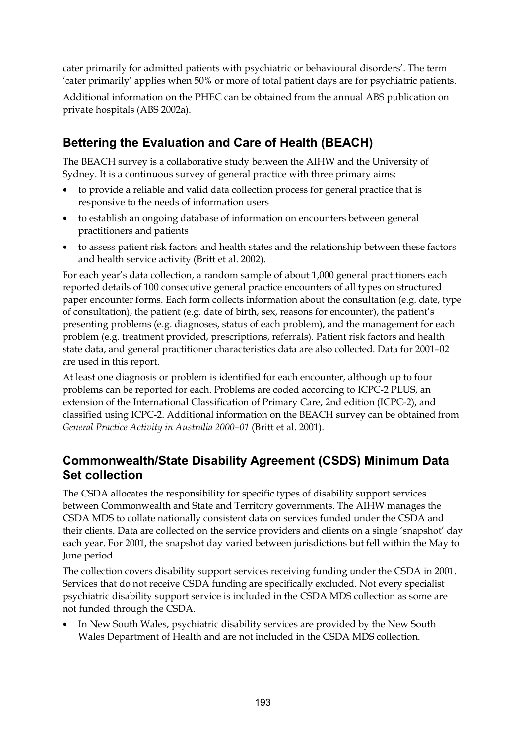cater primarily for admitted patients with psychiatric or behavioural disorders'. The term 'cater primarily' applies when 50% or more of total patient days are for psychiatric patients.

Additional information on the PHEC can be obtained from the annual ABS publication on private hospitals (ABS 2002a).

## Bettering the Evaluation and Care of Health (BEACH)

The BEACH survey is a collaborative study between the AIHW and the University of Sydney. It is a continuous survey of general practice with three primary aims:

- to provide a reliable and valid data collection process for general practice that is responsive to the needs of information users
- to establish an ongoing database of information on encounters between general practitioners and patients
- to assess patient risk factors and health states and the relationship between these factors and health service activity (Britt et al. 2002).

For each year's data collection, a random sample of about 1,000 general practitioners each reported details of 100 consecutive general practice encounters of all types on structured paper encounter forms. Each form collects information about the consultation (e.g. date, type of consultation), the patient (e.g. date of birth, sex, reasons for encounter), the patient's presenting problems (e.g. diagnoses, status of each problem), and the management for each problem (e.g. treatment provided, prescriptions, referrals). Patient risk factors and health state data, and general practitioner characteristics data are also collected. Data for 2001–02 are used in this report.

At least one diagnosis or problem is identified for each encounter, although up to four problems can be reported for each. Problems are coded according to ICPC-2 PLUS, an extension of the International Classification of Primary Care, 2nd edition (ICPC-2), and classified using ICPC-2. Additional information on the BEACH survey can be obtained from *General Practice Activity in Australia 2000–01* (Britt et al. 2001).

## Commonwealth/State Disability Agreement (CSDS) Minimum Data Set collection

The CSDA allocates the responsibility for specific types of disability support services between Commonwealth and State and Territory governments. The AIHW manages the CSDA MDS to collate nationally consistent data on services funded under the CSDA and their clients. Data are collected on the service providers and clients on a single 'snapshot' day each year. For 2001, the snapshot day varied between jurisdictions but fell within the May to June period.

The collection covers disability support services receiving funding under the CSDA in 2001. Services that do not receive CSDA funding are specifically excluded. Not every specialist psychiatric disability support service is included in the CSDA MDS collection as some are not funded through the CSDA.

- In New South Wales, psychiatric disability services are provided by the New South Wales Department of Health and are not included in the CSDA MDS collection.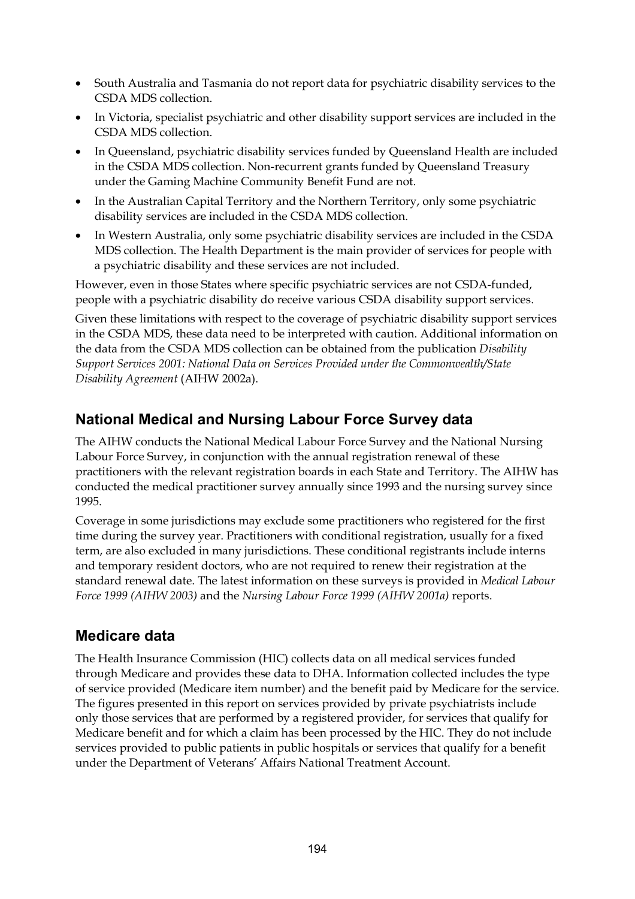- South Australia and Tasmania do not report data for psychiatric disability services to the CSDA MDS collection.
- In Victoria, specialist psychiatric and other disability support services are included in the CSDA MDS collection.
- In Queensland, psychiatric disability services funded by Queensland Health are included in the CSDA MDS collection. Non-recurrent grants funded by Queensland Treasury under the Gaming Machine Community Benefit Fund are not.
- In the Australian Capital Territory and the Northern Territory, only some psychiatric disability services are included in the CSDA MDS collection.
- In Western Australia, only some psychiatric disability services are included in the CSDA MDS collection. The Health Department is the main provider of services for people with a psychiatric disability and these services are not included.

However, even in those States where specific psychiatric services are not CSDA-funded, people with a psychiatric disability do receive various CSDA disability support services.

Given these limitations with respect to the coverage of psychiatric disability support services in the CSDA MDS, these data need to be interpreted with caution. Additional information on the data from the CSDA MDS collection can be obtained from the publication *Disability Support Services 2001: National Data on Services Provided under the Commonwealth/State Disability Agreement* (AIHW 2002a).

## National Medical and Nursing Labour Force Survey data

The AIHW conducts the National Medical Labour Force Survey and the National Nursing Labour Force Survey, in conjunction with the annual registration renewal of these practitioners with the relevant registration boards in each State and Territory. The AIHW has conducted the medical practitioner survey annually since 1993 and the nursing survey since 1995.

Coverage in some jurisdictions may exclude some practitioners who registered for the first time during the survey year. Practitioners with conditional registration, usually for a fixed term, are also excluded in many jurisdictions. These conditional registrants include interns and temporary resident doctors, who are not required to renew their registration at the standard renewal date. The latest information on these surveys is provided in *Medical Labour Force 1999 (AIHW 2003)* and the *Nursing Labour Force 1999 (AIHW 2001a)* reports.

## Medicare data

The Health Insurance Commission (HIC) collects data on all medical services funded through Medicare and provides these data to DHA. Information collected includes the type of service provided (Medicare item number) and the benefit paid by Medicare for the service. The figures presented in this report on services provided by private psychiatrists include only those services that are performed by a registered provider, for services that qualify for Medicare benefit and for which a claim has been processed by the HIC. They do not include services provided to public patients in public hospitals or services that qualify for a benefit under the Department of Veterans' Affairs National Treatment Account.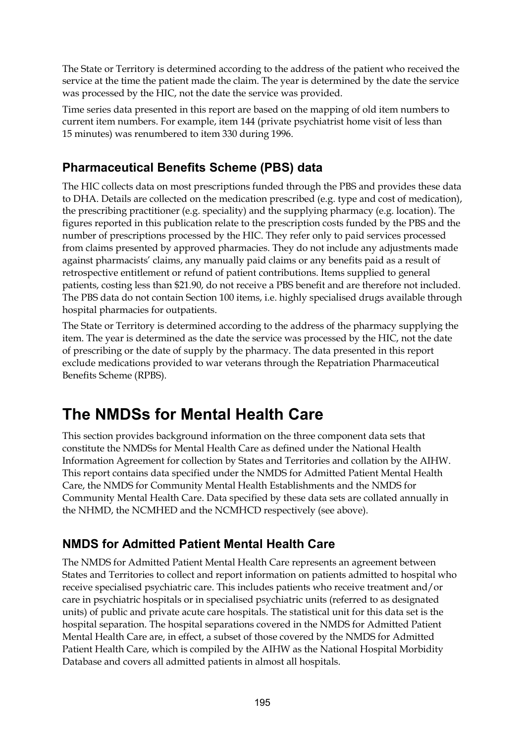The State or Territory is determined according to the address of the patient who received the service at the time the patient made the claim. The year is determined by the date the service was processed by the HIC, not the date the service was provided.

Time series data presented in this report are based on the mapping of old item numbers to current item numbers. For example, item 144 (private psychiatrist home visit of less than 15 minutes) was renumbered to item 330 during 1996.

### Pharmaceutical Benefits Scheme (PBS) data

The HIC collects data on most prescriptions funded through the PBS and provides these data to DHA. Details are collected on the medication prescribed (e.g. type and cost of medication), the prescribing practitioner (e.g. speciality) and the supplying pharmacy (e.g. location). The figures reported in this publication relate to the prescription costs funded by the PBS and the number of prescriptions processed by the HIC. They refer only to paid services processed from claims presented by approved pharmacies. They do not include any adjustments made against pharmacists' claims, any manually paid claims or any benefits paid as a result of retrospective entitlement or refund of patient contributions. Items supplied to general patients, costing less than $21.90, do not receive a PBS benefit and are therefore not included. The PBS data do not contain Section 100 items, i.e. highly specialised drugs available through hospital pharmacies for outpatients.

The State or Territory is determined according to the address of the pharmacy supplying the item. The year is determined as the date the service was processed by the HIC, not the date of prescribing or the date of supply by the pharmacy. The data presented in this report exclude medications provided to war veterans through the Repatriation Pharmaceutical Benefits Scheme (RPBS).

## The NMDSs for Mental Health Care

This section provides background information on the three component data sets that constitute the NMDSs for Mental Health Care as defined under the National Health Information Agreement for collection by States and Territories and collation by the AIHW. This report contains data specified under the NMDS for Admitted Patient Mental Health Care, the NMDS for Community Mental Health Establishments and the NMDS for Community Mental Health Care. Data specified by these data sets are collated annually in the NHMD, the NCMHED and the NCMHCD respectively (see above).

### NMDS for Admitted Patient Mental Health Care

The NMDS for Admitted Patient Mental Health Care represents an agreement between States and Territories to collect and report information on patients admitted to hospital who receive specialised psychiatric care. This includes patients who receive treatment and/or care in psychiatric hospitals or in specialised psychiatric units (referred to as designated units) of public and private acute care hospitals. The statistical unit for this data set is the hospital separation. The hospital separations covered in the NMDS for Admitted Patient Mental Health Care are, in effect, a subset of those covered by the NMDS for Admitted Patient Health Care, which is compiled by the AIHW as the National Hospital Morbidity Database and covers all admitted patients in almost all hospitals.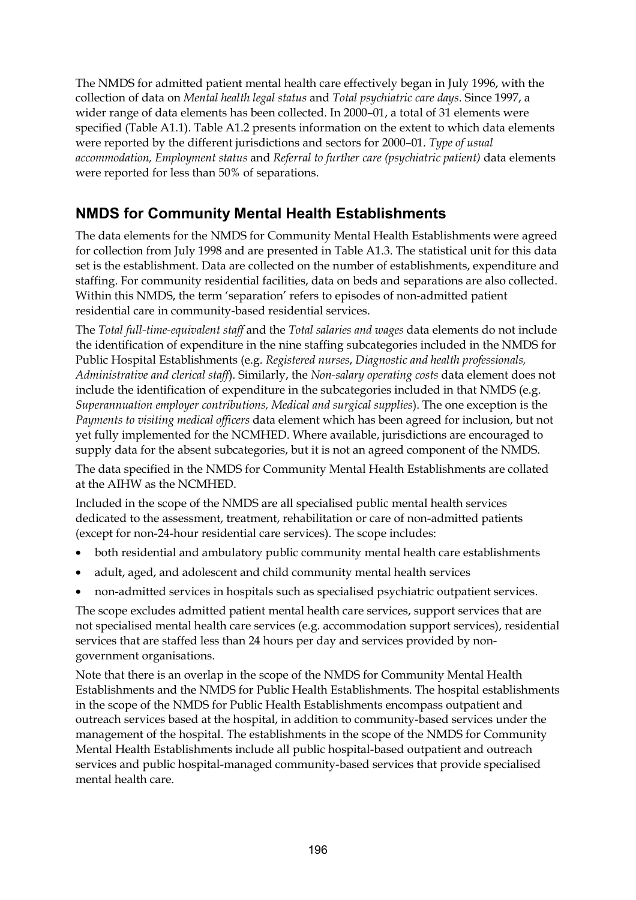The NMDS for admitted patient mental health care effectively began in July 1996, with the collection of data on *Mental health legal status* and *Total psychiatric care days*. Since 1997, a wider range of data elements has been collected. In 2000–01, a total of 31 elements were specified (Table A1.1). Table A1.2 presents information on the extent to which data elements were reported by the different jurisdictions and sectors for 2000–01. *Type of usual accommodation, Employment status* and *Referral to further care (psychiatric patient)* data elements were reported for less than 50% of separations.

## NMDS for Community Mental Health Establishments

The data elements for the NMDS for Community Mental Health Establishments were agreed for collection from July 1998 and are presented in Table A1.3. The statistical unit for this data set is the establishment. Data are collected on the number of establishments, expenditure and staffing. For community residential facilities, data on beds and separations are also collected. Within this NMDS, the term 'separation' refers to episodes of non-admitted patient residential care in community-based residential services.

The *Total full-time-equivalent staff* and the *Total salaries and wages* data elements do not include the identification of expenditure in the nine staffing subcategories included in the NMDS for Public Hospital Establishments (e.g. *Registered nurses*, *Diagnostic and health professionals, Administrative and clerical staff*). Similarly, the *Non-salary operating costs* data element does not include the identification of expenditure in the subcategories included in that NMDS (e.g. *Superannuation employer contributions, Medical and surgical supplies*). The one exception is the *Payments to visiting medical officers* data element which has been agreed for inclusion, but not yet fully implemented for the NCMHED. Where available, jurisdictions are encouraged to supply data for the absent subcategories, but it is not an agreed component of the NMDS.

The data specified in the NMDS for Community Mental Health Establishments are collated at the AIHW as the NCMHED.

Included in the scope of the NMDS are all specialised public mental health services dedicated to the assessment, treatment, rehabilitation or care of non-admitted patients (except for non-24-hour residential care services). The scope includes:

- both residential and ambulatory public community mental health care establishments
- adult, aged, and adolescent and child community mental health services
- non-admitted services in hospitals such as specialised psychiatric outpatient services.

The scope excludes admitted patient mental health care services, support services that are not specialised mental health care services (e.g. accommodation support services), residential services that are staffed less than 24 hours per day and services provided by non-government organisations.

Note that there is an overlap in the scope of the NMDS for Community Mental Health Establishments and the NMDS for Public Health Establishments. The hospital establishments in the scope of the NMDS for Public Health Establishments encompass outpatient and outreach services based at the hospital, in addition to community-based services under the management of the hospital. The establishments in the scope of the NMDS for Community Mental Health Establishments include all public hospital-based outpatient and outreach services and public hospital-managed community-based services that provide specialised mental health care.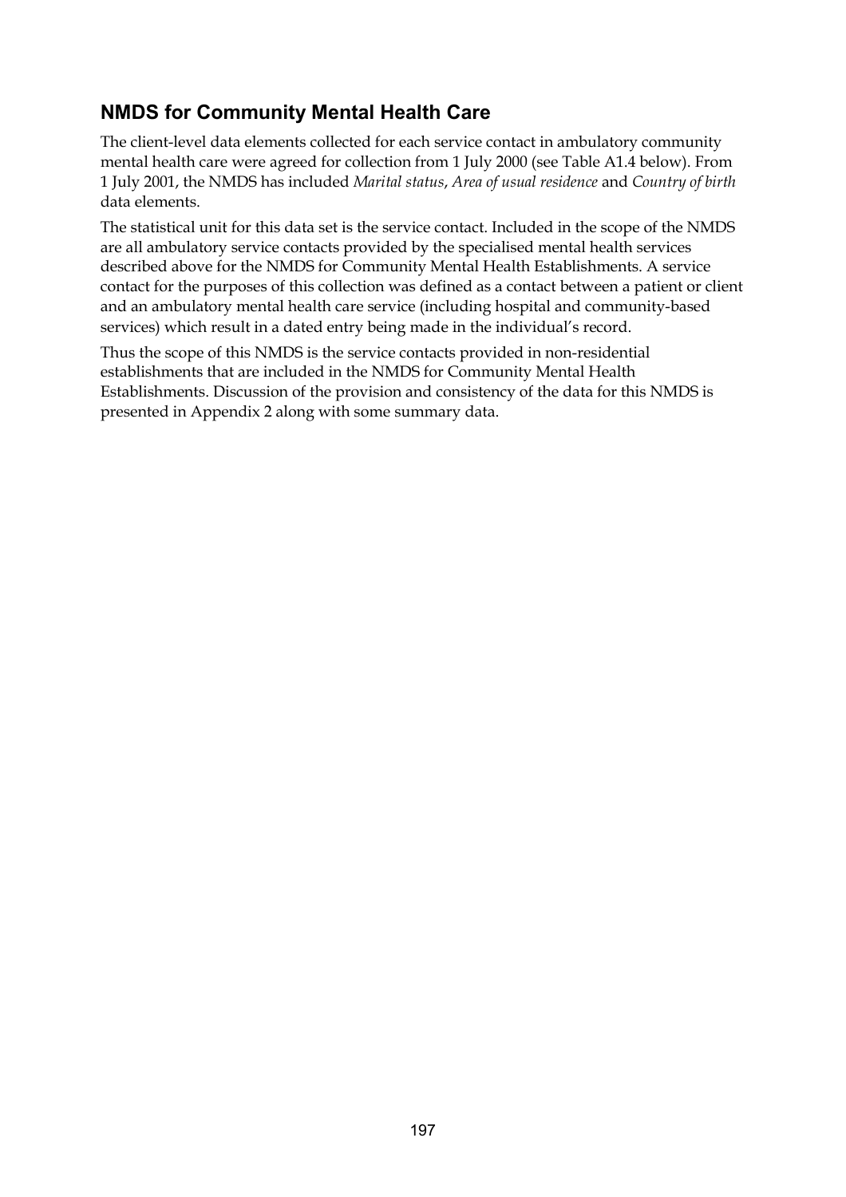## NMDS for Community Mental Health Care

The client-level data elements collected for each service contact in ambulatory community mental health care were agreed for collection from 1 July 2000 (see Table A1.4 below). From 1 July 2001, the NMDS has included *Marital status*, *Area of usual residence* and *Country of birth* data elements.

The statistical unit for this data set is the service contact. Included in the scope of the NMDS are all ambulatory service contacts provided by the specialised mental health services described above for the NMDS for Community Mental Health Establishments. A service contact for the purposes of this collection was defined as a contact between a patient or client and an ambulatory mental health care service (including hospital and community-based services) which result in a dated entry being made in the individual's record.

Thus the scope of this NMDS is the service contacts provided in non-residential establishments that are included in the NMDS for Community Mental Health Establishments. Discussion of the provision and consistency of the data for this NMDS is presented in Appendix 2 along with some summary data.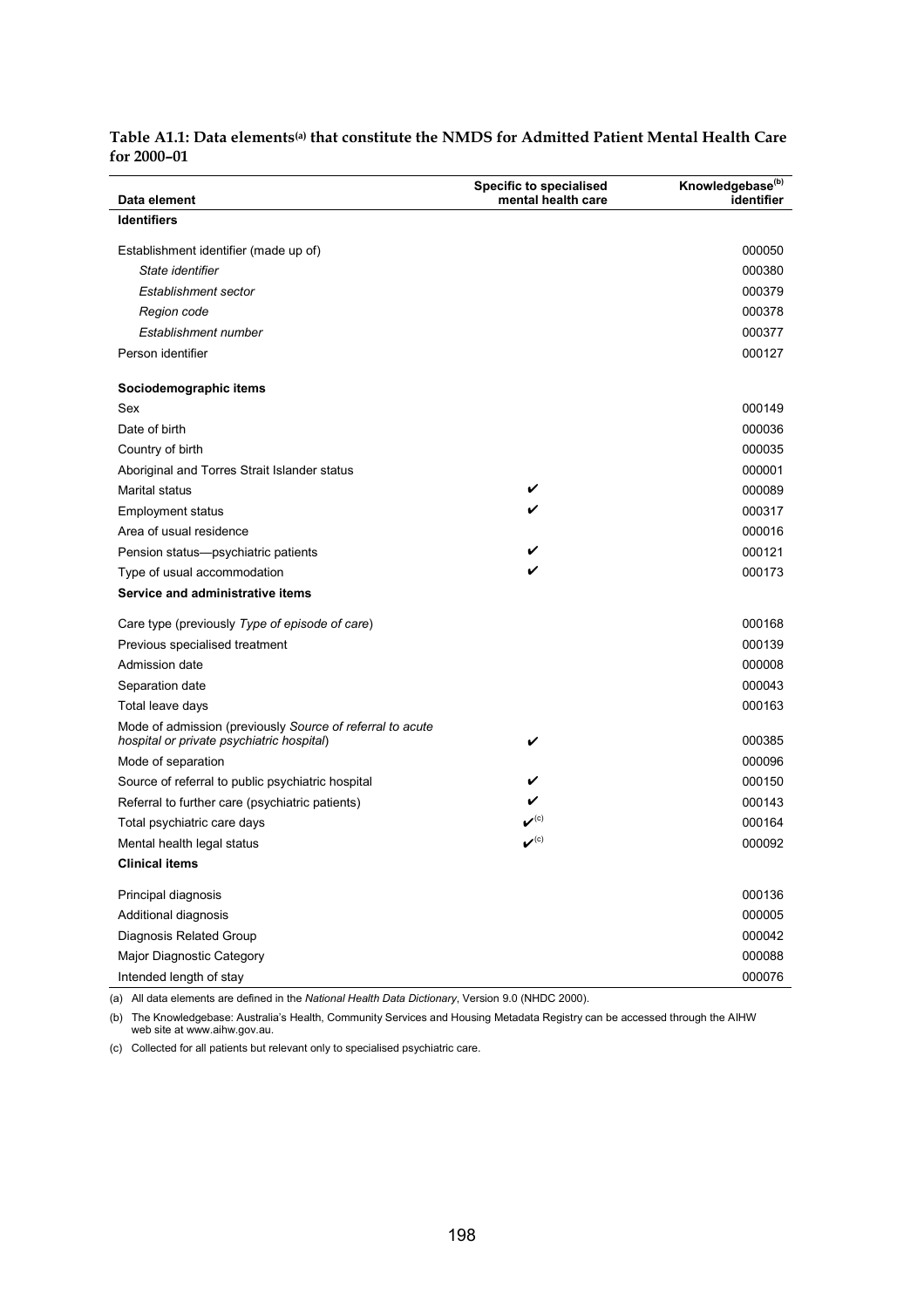**Table A1.1: Data elements[(a)] that constitute the NMDS for Admitted Patient Mental Health Care for 2000–01**

| Data element | Specific to specialised mental health care | Knowledgebase[(b)] identifier |
|---|---|---|
| **Identifiers** | | |
| Establishment identifier (made up of) | | 000050 |
| *State identifier* | | 000380 |
| *Establishment sector* | | 000379 |
| *Region code* | | 000378 |
| *Establishment number* | | 000377 |
| Person identifier | | 000127 |
| **Sociodemographic items** | | |
| Sex | | 000149 |
| Date of birth | | 000036 |
| Country of birth | | 000035 |
| Aboriginal and Torres Strait Islander status | | 000001 |
| Marital status | ✔ | 000089 |
| Employment status | ✔ | 000317 |
| Area of usual residence | | 000016 |
| Pension status—psychiatric patients | ✔ | 000121 |
| Type of usual accommodation | ✔ | 000173 |
| **Service and administrative items** | | |
| Care type (previously *Type of episode of care*) | | 000168 |
| Previous specialised treatment | | 000139 |
| Admission date | | 000008 |
| Separation date | | 000043 |
| Total leave days | | 000163 |
| Mode of admission (previously *Source of referral to acute hospital or private psychiatric hospital*) | ✔ | 000385 |
| Mode of separation | | 000096 |
| Source of referral to public psychiatric hospital | ✔ | 000150 |
| Referral to further care (psychiatric patients) | ✔ | 000143 |
| Total psychiatric care days | ✔[(c)] | 000164 |
| Mental health legal status | ✔[(c)] | 000092 |
| **Clinical items** | | |
| Principal diagnosis | | 000136 |
| Additional diagnosis | | 000005 |
| Diagnosis Related Group | | 000042 |
| Major Diagnostic Category | | 000088 |
| Intended length of stay | | 000076 |

(a) All data elements are defined in the *National Health Data Dictionary*, Version 9.0 (NHDC 2000).

(b) The Knowledgebase: Australia's Health, Community Services and Housing Metadata Registry can be accessed through the AIHW web site at www.aihw.gov.au.

(c) Collected for all patients but relevant only to specialised psychiatric care.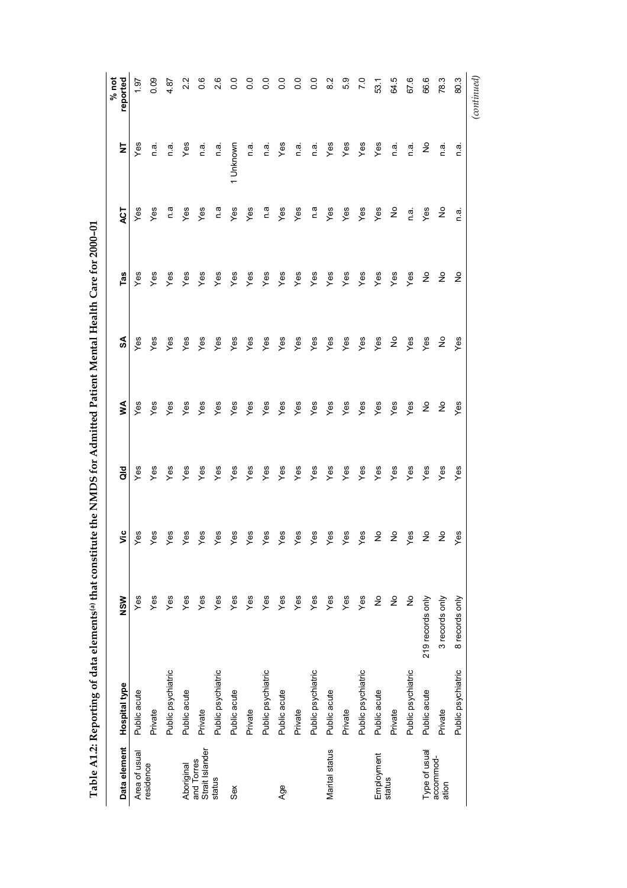**Table A1.2: Reporting of data elements[(a)] that constitute the NMDS for Admitted Patient Mental Health Care for 2000–01**

| Data element | Hospital type | NSW | Vic | Qld | WA | SA | Tas | ACT | NT | % not reported |
|---|---|---|---|---|---|---|---|---|---|---|
| Area of usual residence | Public acute | Yes | Yes | Yes | Yes | Yes | Yes | Yes | Yes | 1.97 |
| | Private | Yes | Yes | Yes | Yes | Yes | Yes | Yes | n.a. | 0.09 |
| | Public psychiatric | Yes | Yes | Yes | Yes | Yes | Yes | n.a | n.a. | 4.87 |
| Aboriginal and Torres Strait Islander status | Public acute | Yes | Yes | Yes | Yes | Yes | Yes | Yes | Yes | 2.2 |
| | Private | Yes | Yes | Yes | Yes | Yes | Yes | Yes | n.a. | 0.6 |
| | Public psychiatric | Yes | Yes | Yes | Yes | Yes | Yes | n.a | n.a. | 2.6 |
| Sex | Public acute | Yes | Yes | Yes | Yes | Yes | Yes | Yes | 1 Unknown | 0.0 |
| | Private | Yes | Yes | Yes | Yes | Yes | Yes | Yes | n.a. | 0.0 |
| | Public psychiatric | Yes | Yes | Yes | Yes | Yes | Yes | n.a | n.a. | 0.0 |
| Age | Public acute | Yes | Yes | Yes | Yes | Yes | Yes | Yes | Yes | 0.0 |
| | Private | Yes | Yes | Yes | Yes | Yes | Yes | Yes | n.a. | 0.0 |
| | Public psychiatric | Yes | Yes | Yes | Yes | Yes | Yes | n.a | n.a. | 0.0 |
| Marital status | Public acute | Yes | Yes | Yes | Yes | Yes | Yes | Yes | Yes | 8.2 |
| | Private | Yes | Yes | Yes | Yes | Yes | Yes | Yes | Yes | 5.9 |
| | Public psychiatric | Yes | Yes | Yes | Yes | Yes | Yes | Yes | Yes | 7.0 |
| Employment status | Public acute | No | No | Yes | Yes | Yes | Yes | Yes | Yes | 53.1 |
| | Private | No | No | Yes | Yes | No | Yes | No | n.a. | 64.5 |
| | Public psychiatric | No | Yes | Yes | Yes | Yes | Yes | n.a. | n.a. | 67.6 |
| Type of usual accommod-ation | Public acute | 219 records only | No | Yes | No | Yes | No | Yes | No | 66.6 |
| | Private | 3 records only | No | Yes | No | No | No | No | n.a. | 78.3 |
| | Public psychiatric | 8 records only | Yes | Yes | Yes | Yes | No | n.a. | n.a. | 80.3 |

*(continued)*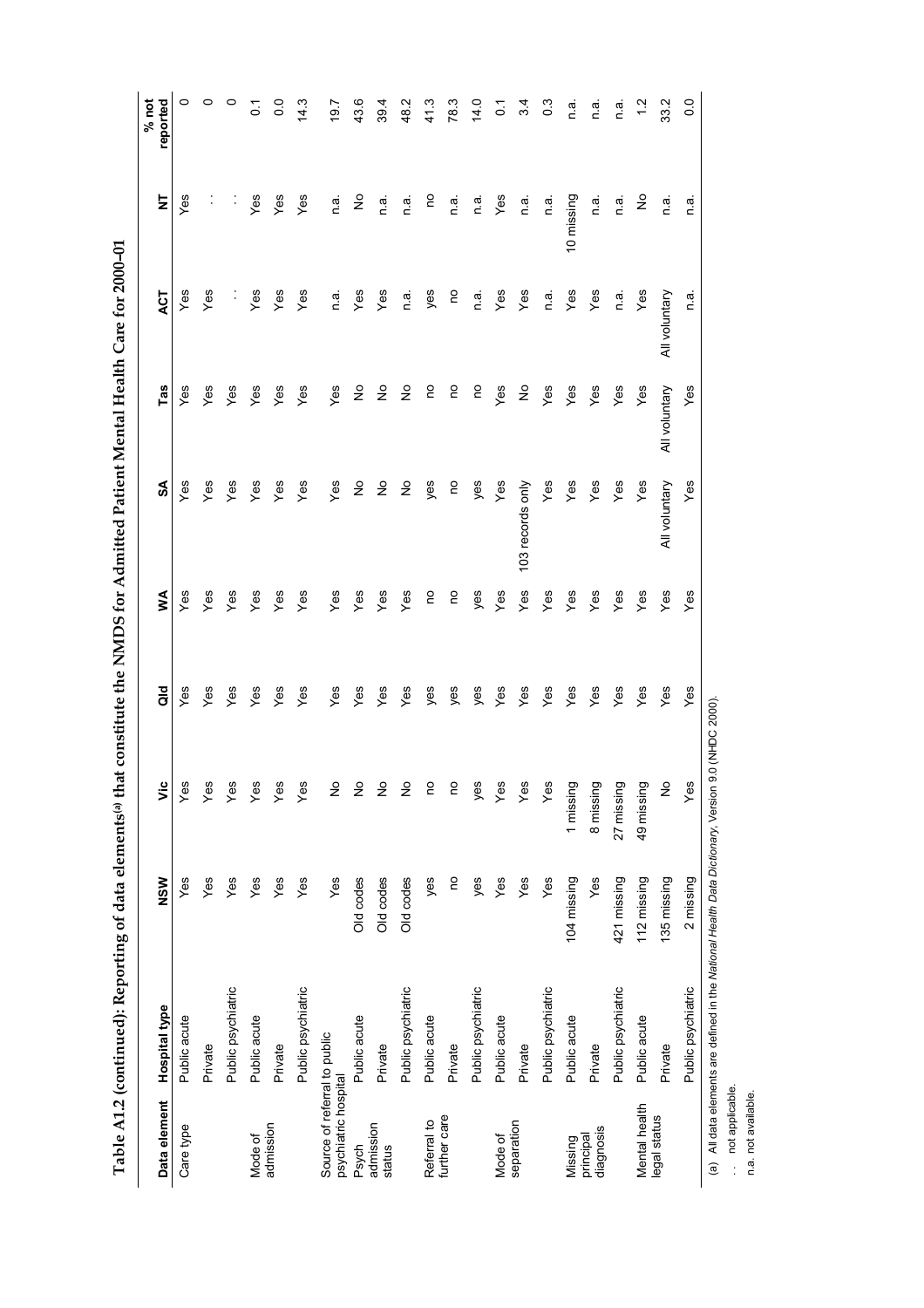**Table A1.2 (continued): Reporting of data elements[(a)] that constitute the NMDS for Admitted Patient Mental Health Care for 2000–01**

| Data element | Hospital type | NSW | Vic | Qld | WA | SA | Tas | ACT | NT | % not reported |
|---|---|---|---|---|---|---|---|---|---|---|
| Care type | Public acute | Yes | Yes | Yes | Yes | Yes | Yes | Yes | Yes | 0 |
| | Private | Yes | Yes | Yes | Yes | Yes | Yes | Yes | . . | 0 |
| | Public psychiatric | Yes | Yes | Yes | Yes | Yes | Yes | . . | . . | 0 |
| Mode of admission | Public acute | Yes | Yes | Yes | Yes | Yes | Yes | Yes | Yes | 0.1 |
| | Private | Yes | Yes | Yes | Yes | Yes | Yes | Yes | Yes | 0.0 |
| | Public psychiatric | Yes | Yes | Yes | Yes | Yes | Yes | Yes | Yes | 14.3 |
| Source of referral to public psychiatric hospital | | Yes | No | Yes | Yes | Yes | Yes | n.a. | n.a. | 19.7 |
| Psych admission status | Public acute | Old codes | No | Yes | Yes | No | No | Yes | No | 43.6 |
| | Private | Old codes | No | Yes | Yes | No | No | Yes | n.a. | 39.4 |
| | Public psychiatric | Old codes | No | Yes | Yes | No | No | n.a. | n.a. | 48.2 |
| Referral to further care | Public acute | yes | no | yes | no | yes | no | yes | no | 41.3 |
| | Private | no | no | yes | no | no | no | no | n.a. | 78.3 |
| | Public psychiatric | yes | yes | yes | yes | yes | no | n.a. | n.a. | 14.0 |
| Mode of separation | Public acute | Yes | Yes | Yes | Yes | Yes | Yes | Yes | Yes | 0.1 |
| | Private | Yes | Yes | Yes | Yes | 103 records only | No | Yes | n.a. | 3.4 |
| | Public psychiatric | Yes | Yes | Yes | Yes | Yes | Yes | n.a. | n.a. | 0.3 |
| Missing principal diagnosis | Public acute | 104 missing | 1 missing | Yes | Yes | Yes | Yes | Yes | 10 missing | n.a. |
| | Private | Yes | 8 missing | Yes | Yes | Yes | Yes | Yes | n.a. | n.a. |
| | Public psychiatric | 421 missing | 27 missing | Yes | Yes | Yes | Yes | n.a. | n.a. | n.a. |
| Mental health legal status | Public acute | 112 missing | 49 missing | Yes | Yes | Yes | Yes | Yes | No | 1.2 |
| | Private | 135 missing | No | Yes | Yes | All voluntary | All voluntary | All voluntary | n.a. | 33.2 |
| | Public psychiatric | 2 missing | Yes | Yes | Yes | Yes | Yes | n.a. | n.a. | 0.0 |

(a) All data elements are defined in the *National Health Data Dictionary*, Version 9.0 (NHDC 2000).

. . not applicable.

n.a. not available.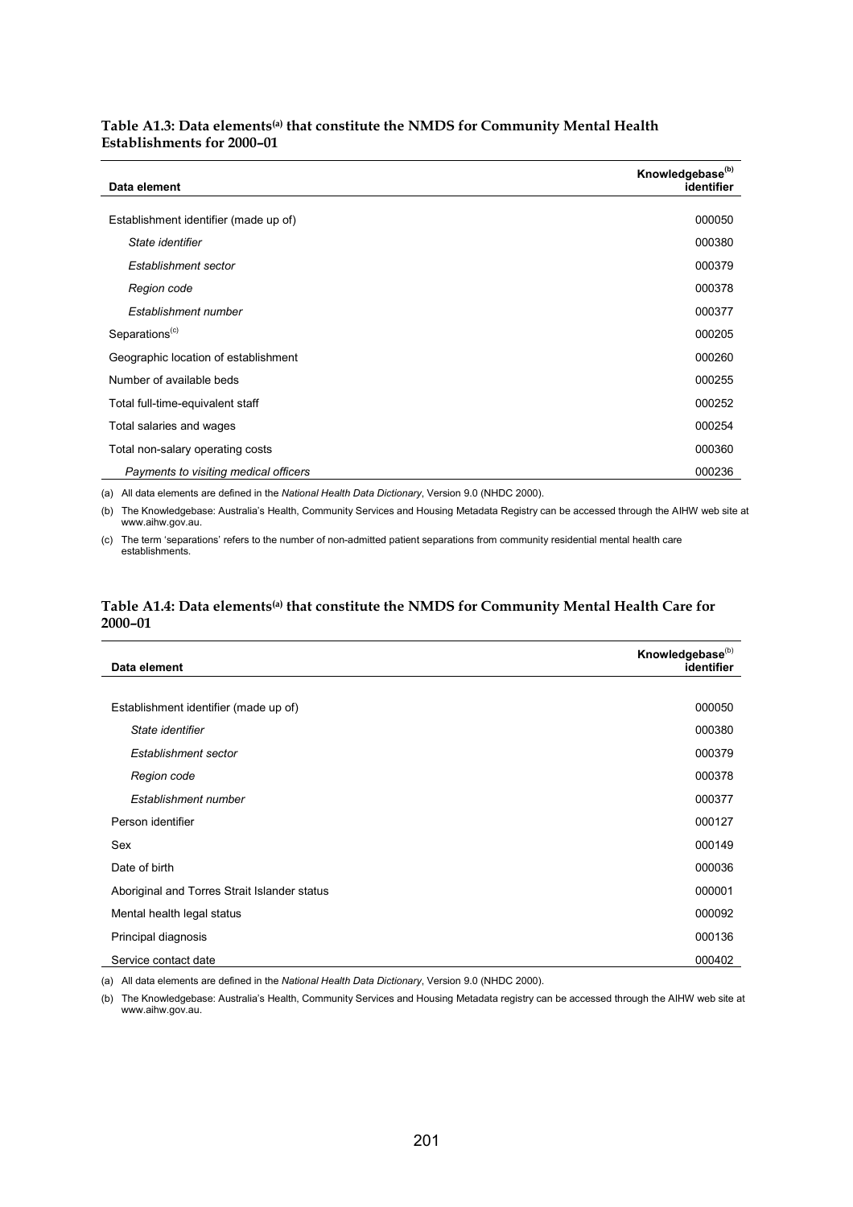**Table A1.3: Data elements[(a)] that constitute the NMDS for Community Mental Health Establishments for 2000–01**

| Data element | Knowledgebase[(b)] identifier |
|---|---|
| Establishment identifier (made up of) | 000050 |
| *State identifier* | 000380 |
| *Establishment sector* | 000379 |
| *Region code* | 000378 |
| *Establishment number* | 000377 |
| Separations[(c)] | 000205 |
| Geographic location of establishment | 000260 |
| Number of available beds | 000255 |
| Total full-time-equivalent staff | 000252 |
| Total salaries and wages | 000254 |
| Total non-salary operating costs | 000360 |
| *Payments to visiting medical officers* | 000236 |

(a) All data elements are defined in the *National Health Data Dictionary*, Version 9.0 (NHDC 2000).

(b) The Knowledgebase: Australia's Health, Community Services and Housing Metadata Registry can be accessed through the AIHW web site at www.aihw.gov.au.

(c) The term 'separations' refers to the number of non-admitted patient separations from community residential mental health care establishments.

**Table A1.4: Data elements[(a)] that constitute the NMDS for Community Mental Health Care for 2000–01**

| Data element | Knowledgebase[(b)] identifier |
|---|---|
| Establishment identifier (made up of) | 000050 |
| *State identifier* | 000380 |
| *Establishment sector* | 000379 |
| *Region code* | 000378 |
| *Establishment number* | 000377 |
| Person identifier | 000127 |
| Sex | 000149 |
| Date of birth | 000036 |
| Aboriginal and Torres Strait Islander status | 000001 |
| Mental health legal status | 000092 |
| Principal diagnosis | 000136 |
| Service contact date | 000402 |

(a) All data elements are defined in the *National Health Data Dictionary*, Version 9.0 (NHDC 2000).

(b) The Knowledgebase: Australia's Health, Community Services and Housing Metadata registry can be accessed through the AIHW web site at www.aihw.gov.au.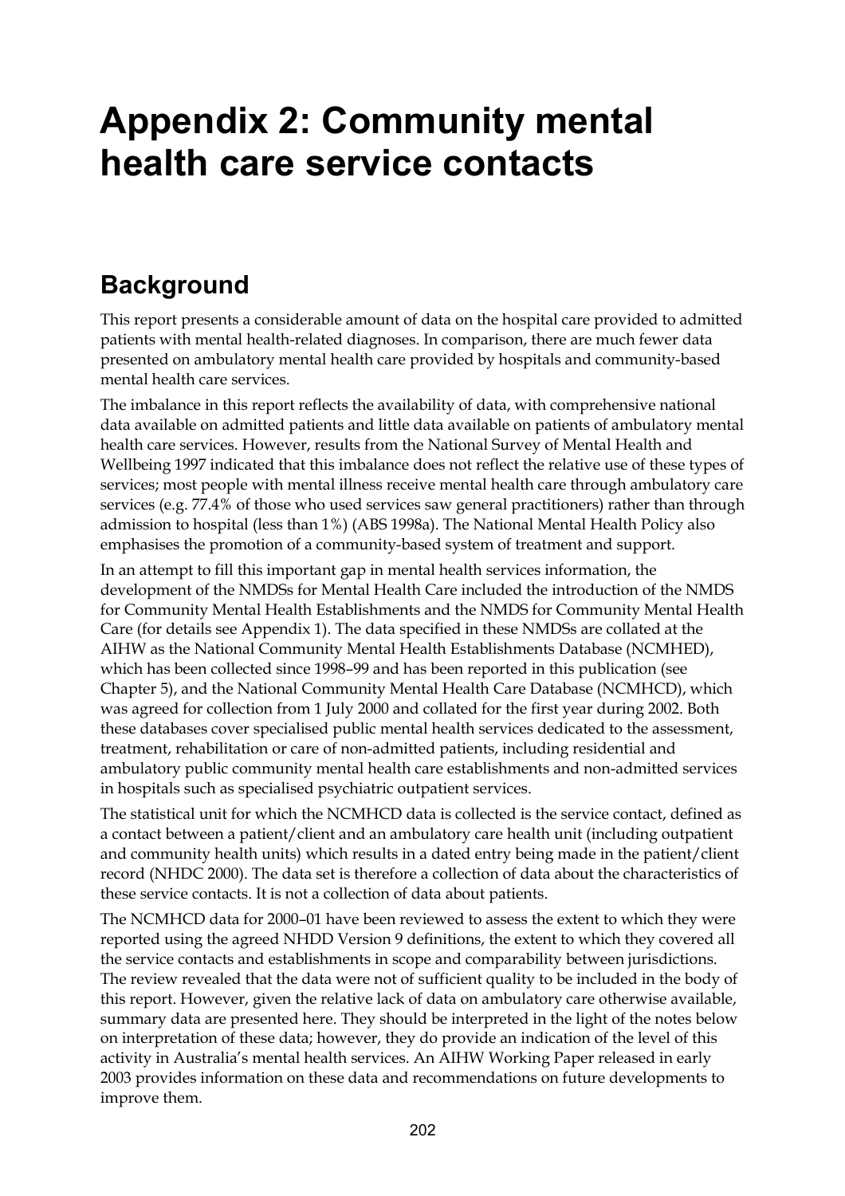# Appendix 2: Community mental health care service contacts

## Background

This report presents a considerable amount of data on the hospital care provided to admitted patients with mental health-related diagnoses. In comparison, there are much fewer data presented on ambulatory mental health care provided by hospitals and community-based mental health care services.

The imbalance in this report reflects the availability of data, with comprehensive national data available on admitted patients and little data available on patients of ambulatory mental health care services. However, results from the National Survey of Mental Health and Wellbeing 1997 indicated that this imbalance does not reflect the relative use of these types of services; most people with mental illness receive mental health care through ambulatory care services (e.g. 77.4% of those who used services saw general practitioners) rather than through admission to hospital (less than 1%) (ABS 1998a). The National Mental Health Policy also emphasises the promotion of a community-based system of treatment and support.

In an attempt to fill this important gap in mental health services information, the development of the NMDSs for Mental Health Care included the introduction of the NMDS for Community Mental Health Establishments and the NMDS for Community Mental Health Care (for details see Appendix 1). The data specified in these NMDSs are collated at the AIHW as the National Community Mental Health Establishments Database (NCMHED), which has been collected since 1998–99 and has been reported in this publication (see Chapter 5), and the National Community Mental Health Care Database (NCMHCD), which was agreed for collection from 1 July 2000 and collated for the first year during 2002. Both these databases cover specialised public mental health services dedicated to the assessment, treatment, rehabilitation or care of non-admitted patients, including residential and ambulatory public community mental health care establishments and non-admitted services in hospitals such as specialised psychiatric outpatient services.

The statistical unit for which the NCMHCD data is collected is the service contact, defined as a contact between a patient/client and an ambulatory care health unit (including outpatient and community health units) which results in a dated entry being made in the patient/client record (NHDC 2000). The data set is therefore a collection of data about the characteristics of these service contacts. It is not a collection of data about patients.

The NCMHCD data for 2000–01 have been reviewed to assess the extent to which they were reported using the agreed NHDD Version 9 definitions, the extent to which they covered all the service contacts and establishments in scope and comparability between jurisdictions. The review revealed that the data were not of sufficient quality to be included in the body of this report. However, given the relative lack of data on ambulatory care otherwise available, summary data are presented here. They should be interpreted in the light of the notes below on interpretation of these data; however, they do provide an indication of the level of this activity in Australia's mental health services. An AIHW Working Paper released in early 2003 provides information on these data and recommendations on future developments to improve them.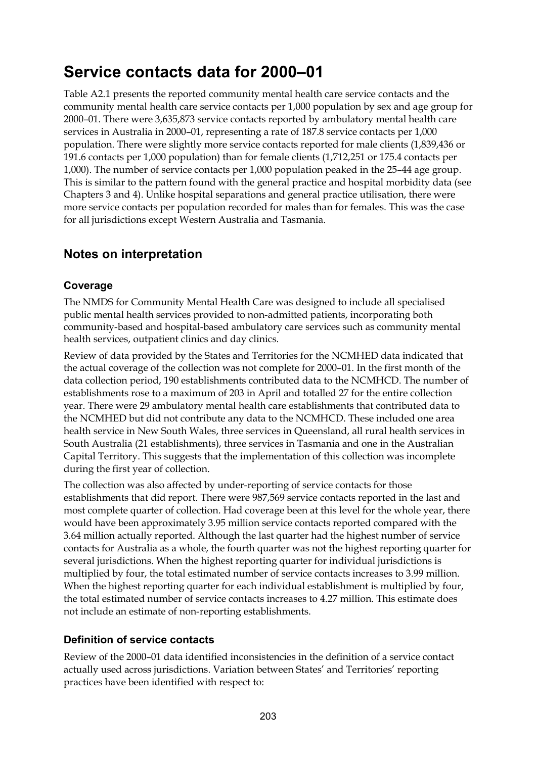# Service contacts data for 2000–01

Table A2.1 presents the reported community mental health care service contacts and the community mental health care service contacts per 1,000 population by sex and age group for 2000–01. There were 3,635,873 service contacts reported by ambulatory mental health care services in Australia in 2000–01, representing a rate of 187.8 service contacts per 1,000 population. There were slightly more service contacts reported for male clients (1,839,436 or 191.6 contacts per 1,000 population) than for female clients (1,712,251 or 175.4 contacts per 1,000). The number of service contacts per 1,000 population peaked in the 25–44 age group. This is similar to the pattern found with the general practice and hospital morbidity data (see Chapters 3 and 4). Unlike hospital separations and general practice utilisation, there were more service contacts per population recorded for males than for females. This was the case for all jurisdictions except Western Australia and Tasmania.

## Notes on interpretation

### Coverage

The NMDS for Community Mental Health Care was designed to include all specialised public mental health services provided to non-admitted patients, incorporating both community-based and hospital-based ambulatory care services such as community mental health services, outpatient clinics and day clinics.

Review of data provided by the States and Territories for the NCMHED data indicated that the actual coverage of the collection was not complete for 2000–01. In the first month of the data collection period, 190 establishments contributed data to the NCMHCD. The number of establishments rose to a maximum of 203 in April and totalled 27 for the entire collection year. There were 29 ambulatory mental health care establishments that contributed data to the NCMHED but did not contribute any data to the NCMHCD. These included one area health service in New South Wales, three services in Queensland, all rural health services in South Australia (21 establishments), three services in Tasmania and one in the Australian Capital Territory. This suggests that the implementation of this collection was incomplete during the first year of collection.

The collection was also affected by under-reporting of service contacts for those establishments that did report. There were 987,569 service contacts reported in the last and most complete quarter of collection. Had coverage been at this level for the whole year, there would have been approximately 3.95 million service contacts reported compared with the 3.64 million actually reported. Although the last quarter had the highest number of service contacts for Australia as a whole, the fourth quarter was not the highest reporting quarter for several jurisdictions. When the highest reporting quarter for individual jurisdictions is multiplied by four, the total estimated number of service contacts increases to 3.99 million. When the highest reporting quarter for each individual establishment is multiplied by four, the total estimated number of service contacts increases to 4.27 million. This estimate does not include an estimate of non-reporting establishments.

### Definition of service contacts

Review of the 2000–01 data identified inconsistencies in the definition of a service contact actually used across jurisdictions. Variation between States' and Territories' reporting practices have been identified with respect to: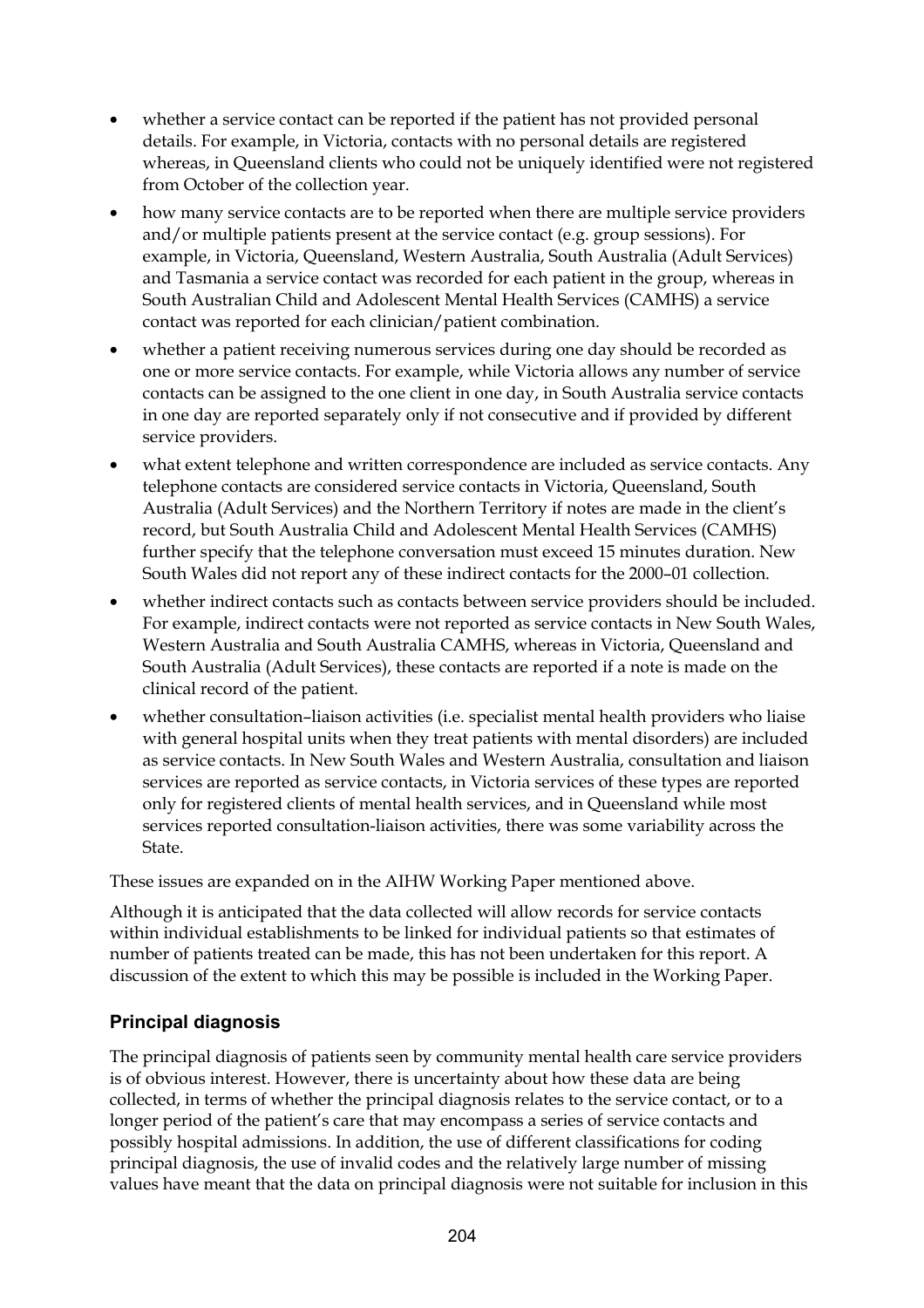- whether a service contact can be reported if the patient has not provided personal details. For example, in Victoria, contacts with no personal details are registered whereas, in Queensland clients who could not be uniquely identified were not registered from October of the collection year.
- how many service contacts are to be reported when there are multiple service providers and/or multiple patients present at the service contact (e.g. group sessions). For example, in Victoria, Queensland, Western Australia, South Australia (Adult Services) and Tasmania a service contact was recorded for each patient in the group, whereas in South Australian Child and Adolescent Mental Health Services (CAMHS) a service contact was reported for each clinician/patient combination.
- whether a patient receiving numerous services during one day should be recorded as one or more service contacts. For example, while Victoria allows any number of service contacts can be assigned to the one client in one day, in South Australia service contacts in one day are reported separately only if not consecutive and if provided by different service providers.
- what extent telephone and written correspondence are included as service contacts. Any telephone contacts are considered service contacts in Victoria, Queensland, South Australia (Adult Services) and the Northern Territory if notes are made in the client's record, but South Australia Child and Adolescent Mental Health Services (CAMHS) further specify that the telephone conversation must exceed 15 minutes duration. New South Wales did not report any of these indirect contacts for the 2000–01 collection.
- whether indirect contacts such as contacts between service providers should be included. For example, indirect contacts were not reported as service contacts in New South Wales, Western Australia and South Australia CAMHS, whereas in Victoria, Queensland and South Australia (Adult Services), these contacts are reported if a note is made on the clinical record of the patient.
- whether consultation–liaison activities (i.e. specialist mental health providers who liaise with general hospital units when they treat patients with mental disorders) are included as service contacts. In New South Wales and Western Australia, consultation and liaison services are reported as service contacts, in Victoria services of these types are reported only for registered clients of mental health services, and in Queensland while most services reported consultation-liaison activities, there was some variability across the State.

These issues are expanded on in the AIHW Working Paper mentioned above.

Although it is anticipated that the data collected will allow records for service contacts within individual establishments to be linked for individual patients so that estimates of number of patients treated can be made, this has not been undertaken for this report. A discussion of the extent to which this may be possible is included in the Working Paper.

### Principal diagnosis

The principal diagnosis of patients seen by community mental health care service providers is of obvious interest. However, there is uncertainty about how these data are being collected, in terms of whether the principal diagnosis relates to the service contact, or to a longer period of the patient's care that may encompass a series of service contacts and possibly hospital admissions. In addition, the use of different classifications for coding principal diagnosis, the use of invalid codes and the relatively large number of missing values have meant that the data on principal diagnosis were not suitable for inclusion in this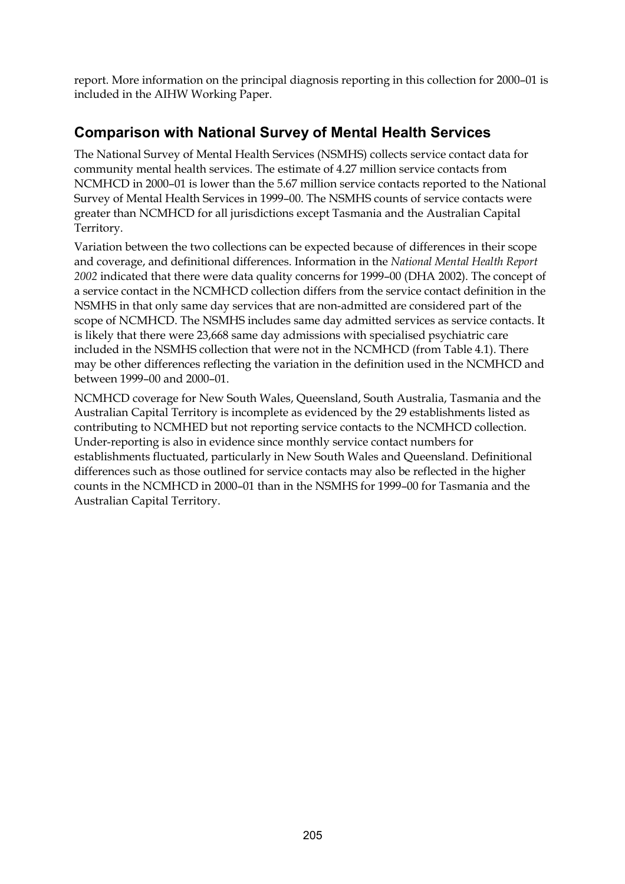report. More information on the principal diagnosis reporting in this collection for 2000–01 is included in the AIHW Working Paper.

## Comparison with National Survey of Mental Health Services

The National Survey of Mental Health Services (NSMHS) collects service contact data for community mental health services. The estimate of 4.27 million service contacts from NCMHCD in 2000–01 is lower than the 5.67 million service contacts reported to the National Survey of Mental Health Services in 1999–00. The NSMHS counts of service contacts were greater than NCMHCD for all jurisdictions except Tasmania and the Australian Capital Territory.

Variation between the two collections can be expected because of differences in their scope and coverage, and definitional differences. Information in the *National Mental Health Report 2002* indicated that there were data quality concerns for 1999–00 (DHA 2002). The concept of a service contact in the NCMHCD collection differs from the service contact definition in the NSMHS in that only same day services that are non-admitted are considered part of the scope of NCMHCD. The NSMHS includes same day admitted services as service contacts. It is likely that there were 23,668 same day admissions with specialised psychiatric care included in the NSMHS collection that were not in the NCMHCD (from Table 4.1). There may be other differences reflecting the variation in the definition used in the NCMHCD and between 1999–00 and 2000–01.

NCMHCD coverage for New South Wales, Queensland, South Australia, Tasmania and the Australian Capital Territory is incomplete as evidenced by the 29 establishments listed as contributing to NCMHED but not reporting service contacts to the NCMHCD collection. Under-reporting is also in evidence since monthly service contact numbers for establishments fluctuated, particularly in New South Wales and Queensland. Definitional differences such as those outlined for service contacts may also be reflected in the higher counts in the NCMHCD in 2000–01 than in the NSMHS for 1999–00 for Tasmania and the Australian Capital Territory.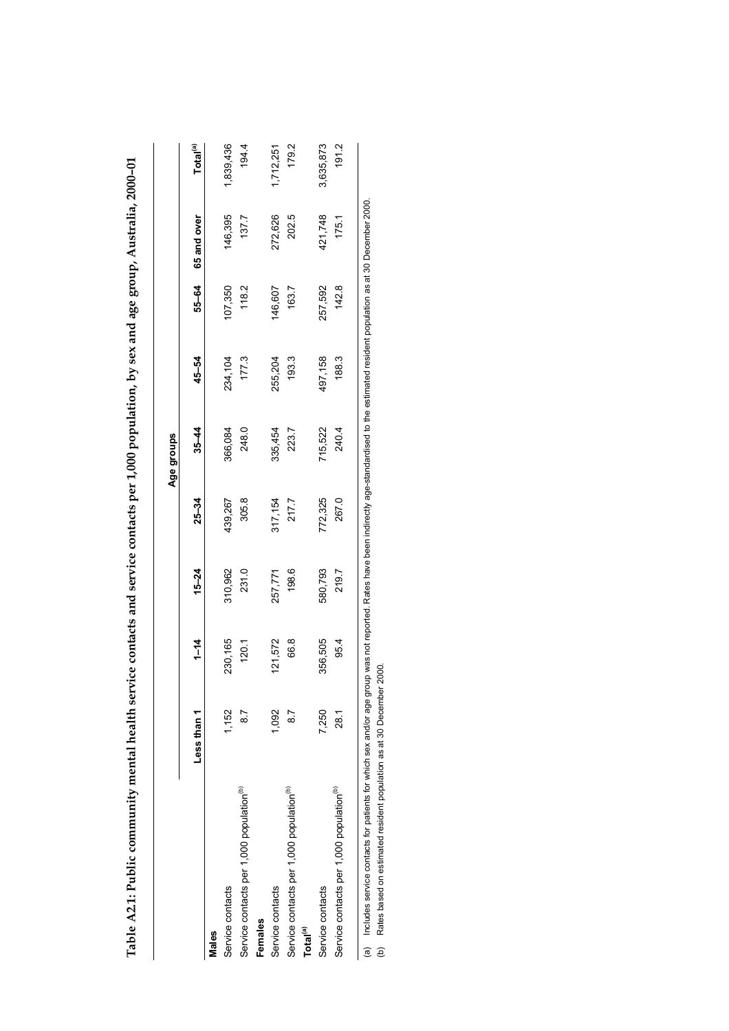**Table A2.1: Public community mental health service contacts and service contacts per 1,000 population, by sex and age group, Australia, 2000–01**

| | Age groups | | | | | | | | |
|---|---|---|---|---|---|---|---|---|---|
| | Less than 1 | 1–14 | 15–24 | 25–34 | 35–44 | 45–54 | 55–64 | 65 and over | Total[(a)] |
| **Males** | | | | | | | | | |
| Service contacts | 1,152 | 230,165 | 310,962 | 439,267 | 366,084 | 234,104 | 107,350 | 146,395 | 1,839,436 |
| Service contacts per 1,000 population[(b)] | 8.7 | 120.1 | 231.0 | 305.8 | 248.0 | 177.3 | 118.2 | 137.7 | 194.4 |
| **Females** | | | | | | | | | |
| Service contacts | 1,092 | 121,572 | 257,771 | 317,154 | 335,454 | 255,204 | 146,607 | 272,626 | 1,712,251 |
| Service contacts per 1,000 population[(b)] | 8.7 | 66.8 | 198.6 | 217.7 | 223.7 | 193.3 | 163.7 | 202.5 | 179.2 |
| **Total[(a)]** | | | | | | | | | |
| Service contacts | 7,250 | 356,505 | 580,793 | 772,325 | 715,522 | 497,158 | 257,592 | 421,748 | 3,635,873 |
| Service contacts per 1,000 population[(b)] | 28.1 | 95.4 | 219.7 | 267.0 | 240.4 | 188.3 | 142.8 | 175.1 | 191.2 |

(a) Includes service contacts for patients for which sex and/or age group was not reported. Rates have been indirectly age-standardised to the estimated resident population as at 30 December 2000.

(b) Rates based on estimated resident population as at 30 December 2000.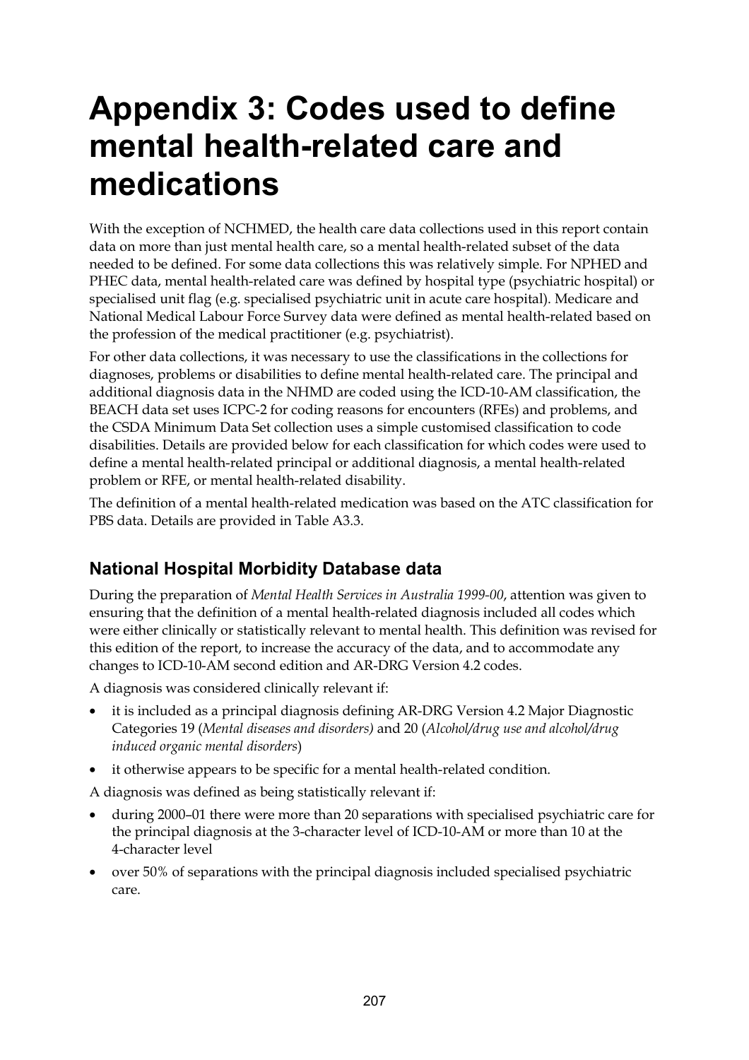# Appendix 3: Codes used to define mental health-related care and medications

With the exception of NCHMED, the health care data collections used in this report contain data on more than just mental health care, so a mental health-related subset of the data needed to be defined. For some data collections this was relatively simple. For NPHED and PHEC data, mental health-related care was defined by hospital type (psychiatric hospital) or specialised unit flag (e.g. specialised psychiatric unit in acute care hospital). Medicare and National Medical Labour Force Survey data were defined as mental health-related based on the profession of the medical practitioner (e.g. psychiatrist).

For other data collections, it was necessary to use the classifications in the collections for diagnoses, problems or disabilities to define mental health-related care. The principal and additional diagnosis data in the NHMD are coded using the ICD-10-AM classification, the BEACH data set uses ICPC-2 for coding reasons for encounters (RFEs) and problems, and the CSDA Minimum Data Set collection uses a simple customised classification to code disabilities. Details are provided below for each classification for which codes were used to define a mental health-related principal or additional diagnosis, a mental health-related problem or RFE, or mental health-related disability.

The definition of a mental health-related medication was based on the ATC classification for PBS data. Details are provided in Table A3.3.

## National Hospital Morbidity Database data

During the preparation of *Mental Health Services in Australia 1999-00*, attention was given to ensuring that the definition of a mental health-related diagnosis included all codes which were either clinically or statistically relevant to mental health. This definition was revised for this edition of the report, to increase the accuracy of the data, and to accommodate any changes to ICD-10-AM second edition and AR-DRG Version 4.2 codes.

A diagnosis was considered clinically relevant if:

- it is included as a principal diagnosis defining AR-DRG Version 4.2 Major Diagnostic Categories 19 (*Mental diseases and disorders)* and 20 (*Alcohol/drug use and alcohol/drug induced organic mental disorders*)
- it otherwise appears to be specific for a mental health-related condition.

A diagnosis was defined as being statistically relevant if:

- during 2000–01 there were more than 20 separations with specialised psychiatric care for the principal diagnosis at the 3-character level of ICD-10-AM or more than 10 at the 4-character level
- over 50% of separations with the principal diagnosis included specialised psychiatric care.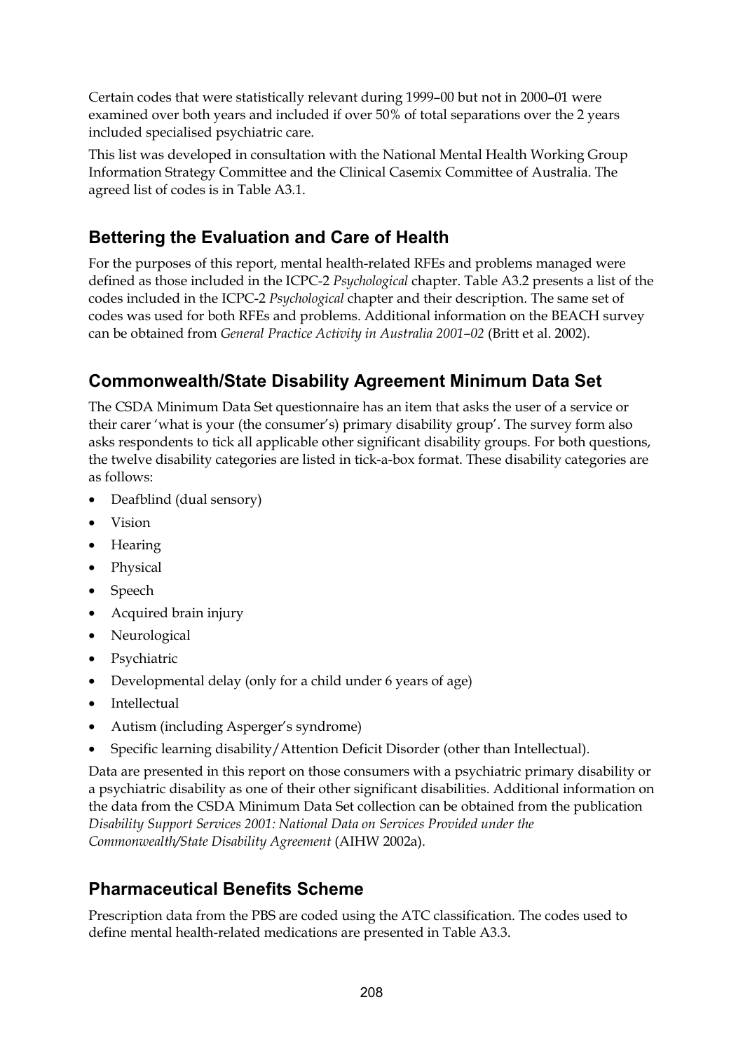Certain codes that were statistically relevant during 1999–00 but not in 2000–01 were examined over both years and included if over 50% of total separations over the 2 years included specialised psychiatric care.

This list was developed in consultation with the National Mental Health Working Group Information Strategy Committee and the Clinical Casemix Committee of Australia. The agreed list of codes is in Table A3.1.

## Bettering the Evaluation and Care of Health

For the purposes of this report, mental health-related RFEs and problems managed were defined as those included in the ICPC-2 *Psychological* chapter. Table A3.2 presents a list of the codes included in the ICPC-2 *Psychological* chapter and their description. The same set of codes was used for both RFEs and problems. Additional information on the BEACH survey can be obtained from *General Practice Activity in Australia 2001–02* (Britt et al. 2002).

## Commonwealth/State Disability Agreement Minimum Data Set

The CSDA Minimum Data Set questionnaire has an item that asks the user of a service or their carer 'what is your (the consumer's) primary disability group'. The survey form also asks respondents to tick all applicable other significant disability groups. For both questions, the twelve disability categories are listed in tick-a-box format. These disability categories are as follows:

- Deafblind (dual sensory)
- Vision
- Hearing
- Physical
- Speech
- Acquired brain injury
- Neurological
- Psychiatric
- Developmental delay (only for a child under 6 years of age)
- Intellectual
- Autism (including Asperger's syndrome)
- Specific learning disability/Attention Deficit Disorder (other than Intellectual).

Data are presented in this report on those consumers with a psychiatric primary disability or a psychiatric disability as one of their other significant disabilities. Additional information on the data from the CSDA Minimum Data Set collection can be obtained from the publication *Disability Support Services 2001: National Data on Services Provided under the Commonwealth/State Disability Agreement* (AIHW 2002a).

## Pharmaceutical Benefits Scheme

Prescription data from the PBS are coded using the ATC classification. The codes used to define mental health-related medications are presented in Table A3.3.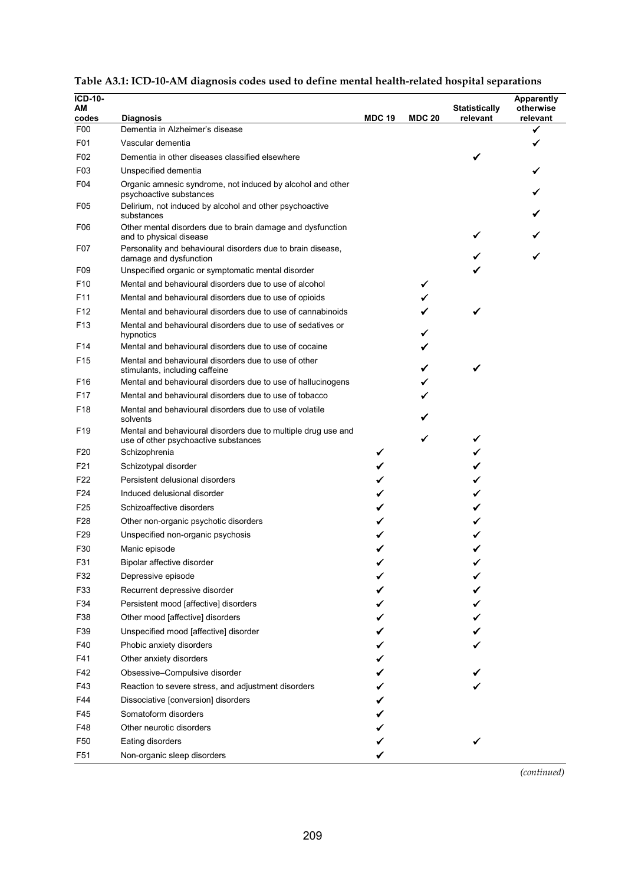**Table A3.1: ICD-10-AM diagnosis codes used to define mental health-related hospital separations**

| ICD-10-AM codes | Diagnosis | MDC 19 | MDC 20 | Statistically relevant | Apparently otherwise relevant |
|---|---|---|---|---|---|
| F00 | Dementia in Alzheimer's disease | | | | ✔ |
| F01 | Vascular dementia | | | | ✔ |
| F02 | Dementia in other diseases classified elsewhere | | | ✔ | |
| F03 | Unspecified dementia | | | | ✔ |
| F04 | Organic amnesic syndrome, not induced by alcohol and other psychoactive substances | | | | ✔ |
| F05 | Delirium, not induced by alcohol and other psychoactive substances | | | | ✔ |
| F06 | Other mental disorders due to brain damage and dysfunction and to physical disease | | | ✔ | ✔ |
| F07 | Personality and behavioural disorders due to brain disease, damage and dysfunction | | | ✔ | ✔ |
| F09 | Unspecified organic or symptomatic mental disorder | | | ✔ | |
| F10 | Mental and behavioural disorders due to use of alcohol | | ✔ | | |
| F11 | Mental and behavioural disorders due to use of opioids | | ✔ | | |
| F12 | Mental and behavioural disorders due to use of cannabinoids | | ✔ | ✔ | |
| F13 | Mental and behavioural disorders due to use of sedatives or hypnotics | | ✔ | | |
| F14 | Mental and behavioural disorders due to use of cocaine | | ✔ | | |
| F15 | Mental and behavioural disorders due to use of other stimulants, including caffeine | | ✔ | ✔ | |
| F16 | Mental and behavioural disorders due to use of hallucinogens | | ✔ | | |
| F17 | Mental and behavioural disorders due to use of tobacco | | ✔ | | |
| F18 | Mental and behavioural disorders due to use of volatile solvents | | ✔ | | |
| F19 | Mental and behavioural disorders due to multiple drug use and use of other psychoactive substances | | ✔ | ✔ | |
| F20 | Schizophrenia | ✔ | | ✔ | |
| F21 | Schizotypal disorder | ✔ | | ✔ | |
| F22 | Persistent delusional disorders | ✔ | | ✔ | |
| F24 | Induced delusional disorder | ✔ | | ✔ | |
| F25 | Schizoaffective disorders | ✔ | | ✔ | |
| F28 | Other non-organic psychotic disorders | ✔ | | ✔ | |
| F29 | Unspecified non-organic psychosis | ✔ | | ✔ | |
| F30 | Manic episode | ✔ | | ✔ | |
| F31 | Bipolar affective disorder | ✔ | | ✔ | |
| F32 | Depressive episode | ✔ | | ✔ | |
| F33 | Recurrent depressive disorder | ✔ | | ✔ | |
| F34 | Persistent mood [affective] disorders | ✔ | | ✔ | |
| F38 | Other mood [affective] disorders | ✔ | | ✔ | |
| F39 | Unspecified mood [affective] disorder | ✔ | | ✔ | |
| F40 | Phobic anxiety disorders | ✔ | | ✔ | |
| F41 | Other anxiety disorders | ✔ | | | |
| F42 | Obsessive–Compulsive disorder | ✔ | | ✔ | |
| F43 | Reaction to severe stress, and adjustment disorders | ✔ | | ✔ | |
| F44 | Dissociative [conversion] disorders | ✔ | | | |
| F45 | Somatoform disorders | ✔ | | | |
| F48 | Other neurotic disorders | ✔ | | | |
| F50 | Eating disorders | ✔ | | ✔ | |
| F51 | Non-organic sleep disorders | ✔ | | | |

*(continued)*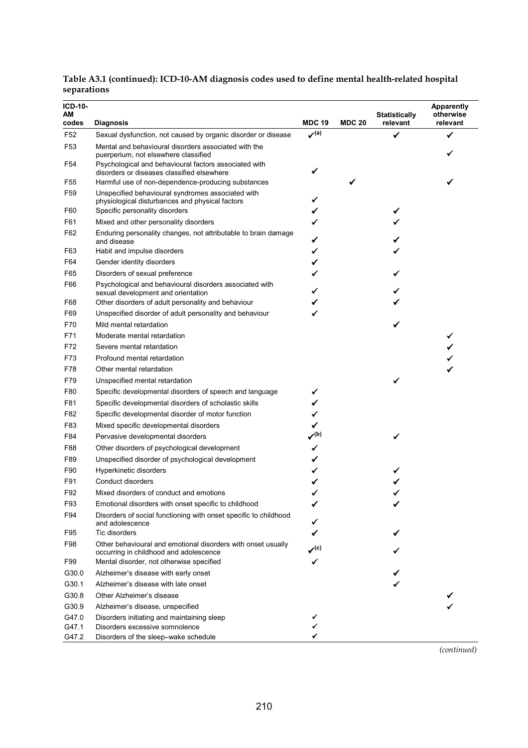**Table A3.1 (continued): ICD-10-AM diagnosis codes used to define mental health-related hospital separations**

| ICD-10-AM codes | Diagnosis | MDC 19 | MDC 20 | Statistically relevant | Apparently otherwise relevant |
|---|---|---|---|---|---|
| F52 | Sexual dysfunction, not caused by organic disorder or disease | ✓[(a)] | | ✓ | ✓ |
| F53 | Mental and behavioural disorders associated with the puerperium, not elsewhere classified | | | | ✓ |
| F54 | Psychological and behavioural factors associated with disorders or diseases classified elsewhere | ✓ | | | |
| F55 | Harmful use of non-dependence-producing substances | | ✓ | | ✓ |
| F59 | Unspecified behavioural syndromes associated with physiological disturbances and physical factors | ✓ | | | |
| F60 | Specific personality disorders | ✓ | | ✓ | |
| F61 | Mixed and other personality disorders | ✓ | | ✓ | |
| F62 | Enduring personality changes, not attributable to brain damage and disease | ✓ | | ✓ | |
| F63 | Habit and impulse disorders | ✓ | | ✓ | |
| F64 | Gender identity disorders | ✓ | | | |
| F65 | Disorders of sexual preference | ✓ | | ✓ | |
| F66 | Psychological and behavioural disorders associated with sexual development and orientation | ✓ | | ✓ | |
| F68 | Other disorders of adult personality and behaviour | ✓ | | ✓ | |
| F69 | Unspecified disorder of adult personality and behaviour | ✓ | | | |
| F70 | Mild mental retardation | | | ✓ | |
| F71 | Moderate mental retardation | | | | ✓ |
| F72 | Severe mental retardation | | | | ✓ |
| F73 | Profound mental retardation | | | | ✓ |
| F78 | Other mental retardation | | | | ✓ |
| F79 | Unspecified mental retardation | | | ✓ | |
| F80 | Specific developmental disorders of speech and language | ✓ | | | |
| F81 | Specific developmental disorders of scholastic skills | ✓ | | | |
| F82 | Specific developmental disorder of motor function | ✓ | | | |
| F83 | Mixed specific developmental disorders | ✓ | | | |
| F84 | Pervasive developmental disorders | ✓[(b)] | | ✓ | |
| F88 | Other disorders of psychological development | ✓ | | | |
| F89 | Unspecified disorder of psychological development | ✓ | | | |
| F90 | Hyperkinetic disorders | ✓ | | ✓ | |
| F91 | Conduct disorders | ✓ | | ✓ | |
| F92 | Mixed disorders of conduct and emotions | ✓ | | ✓ | |
| F93 | Emotional disorders with onset specific to childhood | ✓ | | ✓ | |
| F94 | Disorders of social functioning with onset specific to childhood and adolescence | ✓ | | | |
| F95 | Tic disorders | ✓ | | ✓ | |
| F98 | Other behavioural and emotional disorders with onset usually occurring in childhood and adolescence | ✓[(c)] | | ✓ | |
| F99 | Mental disorder, not otherwise specified | ✓ | | | |
| G30.0 | Alzheimer's disease with early onset | | | ✓ | |
| G30.1 | Alzheimer's disease with late onset | | | ✓ | |
| G30.8 | Other Alzheimer's disease | | | | ✓ |
| G30.9 | Alzheimer's disease, unspecified | | | | ✓ |
| G47.0 | Disorders initiating and maintaining sleep | ✓ | | | |
| G47.1 | Disorders excessive somnolence | ✓ | | | |
| G47.2 | Disorders of the sleep–wake schedule | ✓ | | | |

*(continued)*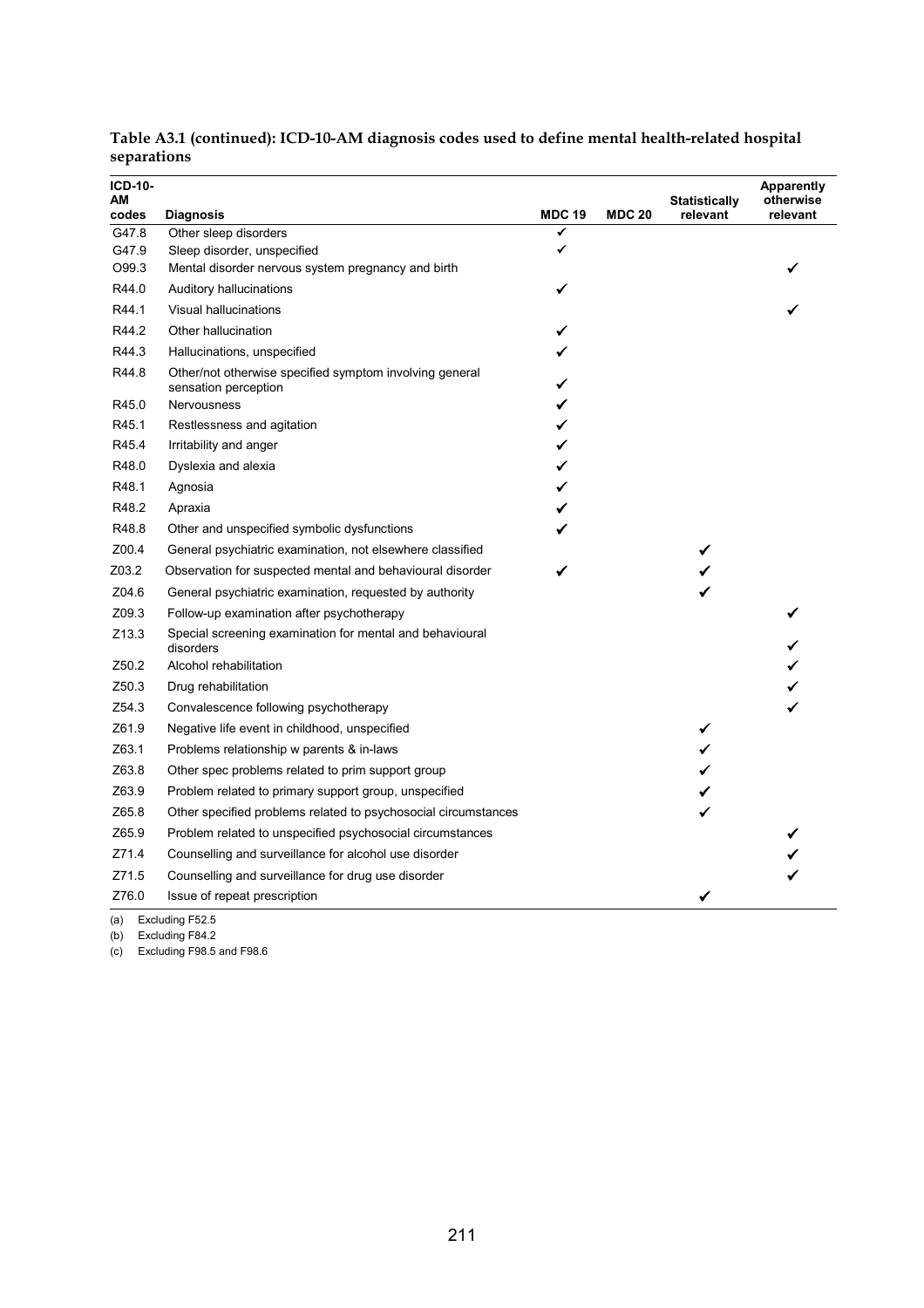**Table A3.1 (continued): ICD-10-AM diagnosis codes used to define mental health-related hospital separations**

| ICD-10-AM codes | Diagnosis | MDC 19 | MDC 20 | Statistically relevant | Apparently otherwise relevant |
|---|---|---|---|---|---|
| G47.8 | Other sleep disorders | ✔ | | | |
| G47.9 | Sleep disorder, unspecified | ✔ | | | |
| O99.3 | Mental disorder nervous system pregnancy and birth | | | | ✔ |
| R44.0 | Auditory hallucinations | ✔ | | | |
| R44.1 | Visual hallucinations | | | | ✔ |
| R44.2 | Other hallucination | ✔ | | | |
| R44.3 | Hallucinations, unspecified | ✔ | | | |
| R44.8 | Other/not otherwise specified symptom involving general sensation perception | ✔ | | | |
| R45.0 | Nervousness | ✔ | | | |
| R45.1 | Restlessness and agitation | ✔ | | | |
| R45.4 | Irritability and anger | ✔ | | | |
| R48.0 | Dyslexia and alexia | ✔ | | | |
| R48.1 | Agnosia | ✔ | | | |
| R48.2 | Apraxia | ✔ | | | |
| R48.8 | Other and unspecified symbolic dysfunctions | ✔ | | | |
| Z00.4 | General psychiatric examination, not elsewhere classified | | | ✔ | |
| Z03.2 | Observation for suspected mental and behavioural disorder | ✔ | | ✔ | |
| Z04.6 | General psychiatric examination, requested by authority | | | ✔ | |
| Z09.3 | Follow-up examination after psychotherapy | | | | ✔ |
| Z13.3 | Special screening examination for mental and behavioural disorders | | | | ✔ |
| Z50.2 | Alcohol rehabilitation | | | | ✔ |
| Z50.3 | Drug rehabilitation | | | | ✔ |
| Z54.3 | Convalescence following psychotherapy | | | | ✔ |
| Z61.9 | Negative life event in childhood, unspecified | | | ✔ | |
| Z63.1 | Problems relationship w parents & in-laws | | | ✔ | |
| Z63.8 | Other spec problems related to prim support group | | | ✔ | |
| Z63.9 | Problem related to primary support group, unspecified | | | ✔ | |
| Z65.8 | Other specified problems related to psychosocial circumstances | | | ✔ | |
| Z65.9 | Problem related to unspecified psychosocial circumstances | | | | ✔ |
| Z71.4 | Counselling and surveillance for alcohol use disorder | | | | ✔ |
| Z71.5 | Counselling and surveillance for drug use disorder | | | | ✔ |
| Z76.0 | Issue of repeat prescription | | | ✔ | |

(a) Excluding F52.5

(b) Excluding F84.2

(c) Excluding F98.5 and F98.6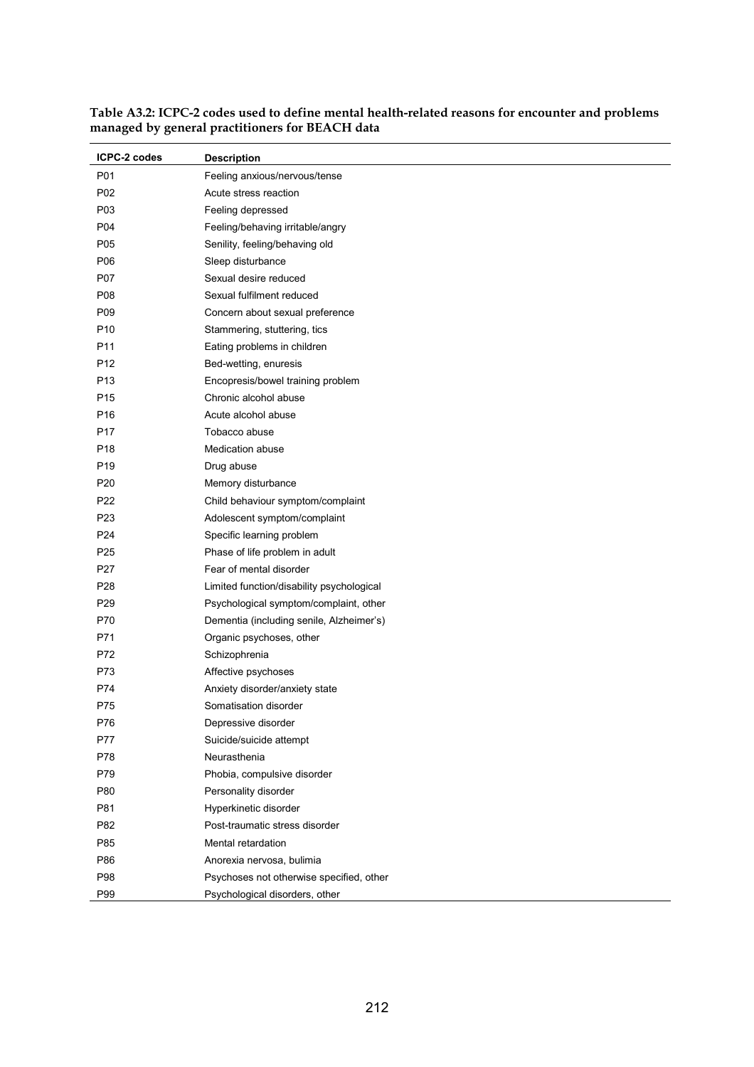**Table A3.2: ICPC-2 codes used to define mental health-related reasons for encounter and problems managed by general practitioners for BEACH data**

| ICPC-2 codes | Description |
|---|---|
| P01 | Feeling anxious/nervous/tense |
| P02 | Acute stress reaction |
| P03 | Feeling depressed |
| P04 | Feeling/behaving irritable/angry |
| P05 | Senility, feeling/behaving old |
| P06 | Sleep disturbance |
| P07 | Sexual desire reduced |
| P08 | Sexual fulfilment reduced |
| P09 | Concern about sexual preference |
| P10 | Stammering, stuttering, tics |
| P11 | Eating problems in children |
| P12 | Bed-wetting, enuresis |
| P13 | Encopresis/bowel training problem |
| P15 | Chronic alcohol abuse |
| P16 | Acute alcohol abuse |
| P17 | Tobacco abuse |
| P18 | Medication abuse |
| P19 | Drug abuse |
| P20 | Memory disturbance |
| P22 | Child behaviour symptom/complaint |
| P23 | Adolescent symptom/complaint |
| P24 | Specific learning problem |
| P25 | Phase of life problem in adult |
| P27 | Fear of mental disorder |
| P28 | Limited function/disability psychological |
| P29 | Psychological symptom/complaint, other |
| P70 | Dementia (including senile, Alzheimer's) |
| P71 | Organic psychoses, other |
| P72 | Schizophrenia |
| P73 | Affective psychoses |
| P74 | Anxiety disorder/anxiety state |
| P75 | Somatisation disorder |
| P76 | Depressive disorder |
| P77 | Suicide/suicide attempt |
| P78 | Neurasthenia |
| P79 | Phobia, compulsive disorder |
| P80 | Personality disorder |
| P81 | Hyperkinetic disorder |
| P82 | Post-traumatic stress disorder |
| P85 | Mental retardation |
| P86 | Anorexia nervosa, bulimia |
| P98 | Psychoses not otherwise specified, other |
| P99 | Psychological disorders, other |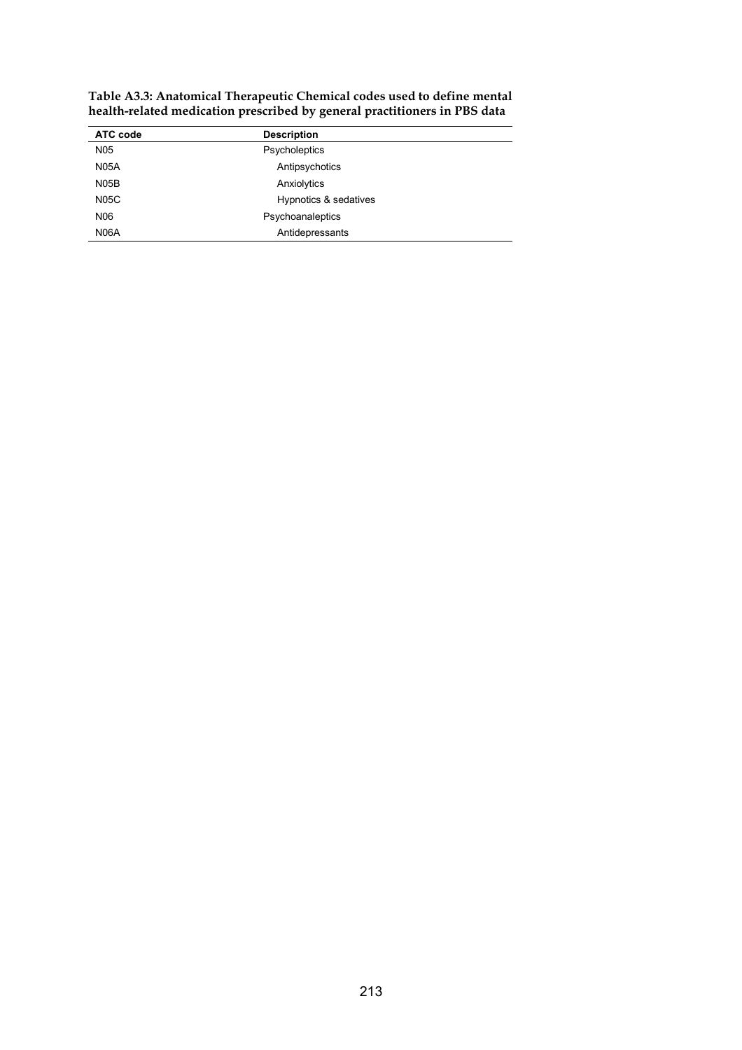**Table A3.3: Anatomical Therapeutic Chemical codes used to define mental health-related medication prescribed by general practitioners in PBS data**

| ATC code | Description |
|---|---|
| N05 | Psycholeptics |
| N05A | Antipsychotics |
| N05B | Anxiolytics |
| N05C | Hypnotics & sedatives |
| N06 | Psychoanaleptics |
| N06A | Antidepressants |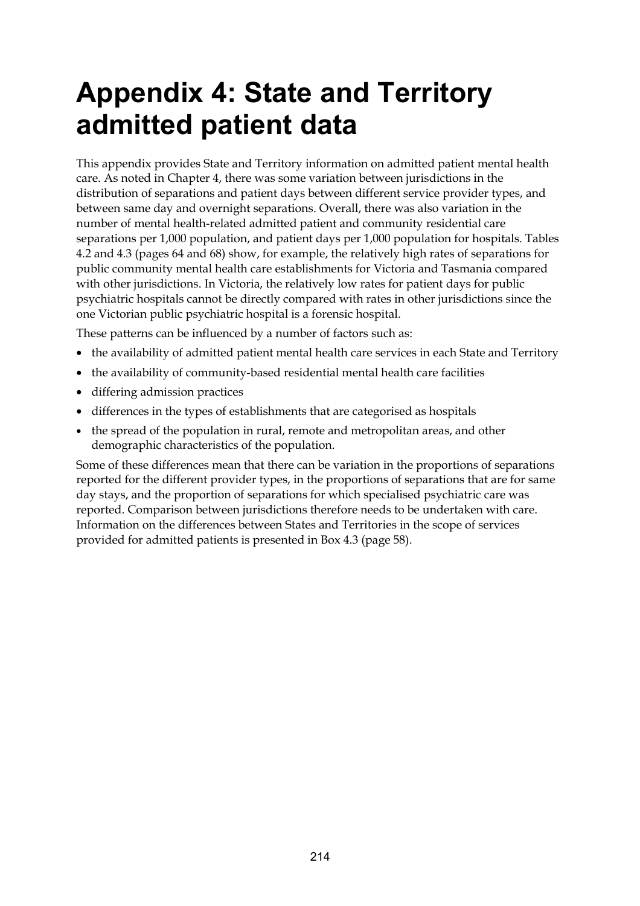# Appendix 4: State and Territory admitted patient data

This appendix provides State and Territory information on admitted patient mental health care. As noted in Chapter 4, there was some variation between jurisdictions in the distribution of separations and patient days between different service provider types, and between same day and overnight separations. Overall, there was also variation in the number of mental health-related admitted patient and community residential care separations per 1,000 population, and patient days per 1,000 population for hospitals. Tables 4.2 and 4.3 (pages 64 and 68) show, for example, the relatively high rates of separations for public community mental health care establishments for Victoria and Tasmania compared with other jurisdictions. In Victoria, the relatively low rates for patient days for public psychiatric hospitals cannot be directly compared with rates in other jurisdictions since the one Victorian public psychiatric hospital is a forensic hospital.

These patterns can be influenced by a number of factors such as:

- the availability of admitted patient mental health care services in each State and Territory
- the availability of community-based residential mental health care facilities
- differing admission practices
- differences in the types of establishments that are categorised as hospitals
- the spread of the population in rural, remote and metropolitan areas, and other demographic characteristics of the population.

Some of these differences mean that there can be variation in the proportions of separations reported for the different provider types, in the proportions of separations that are for same day stays, and the proportion of separations for which specialised psychiatric care was reported. Comparison between jurisdictions therefore needs to be undertaken with care. Information on the differences between States and Territories in the scope of services provided for admitted patients is presented in Box 4.3 (page 58).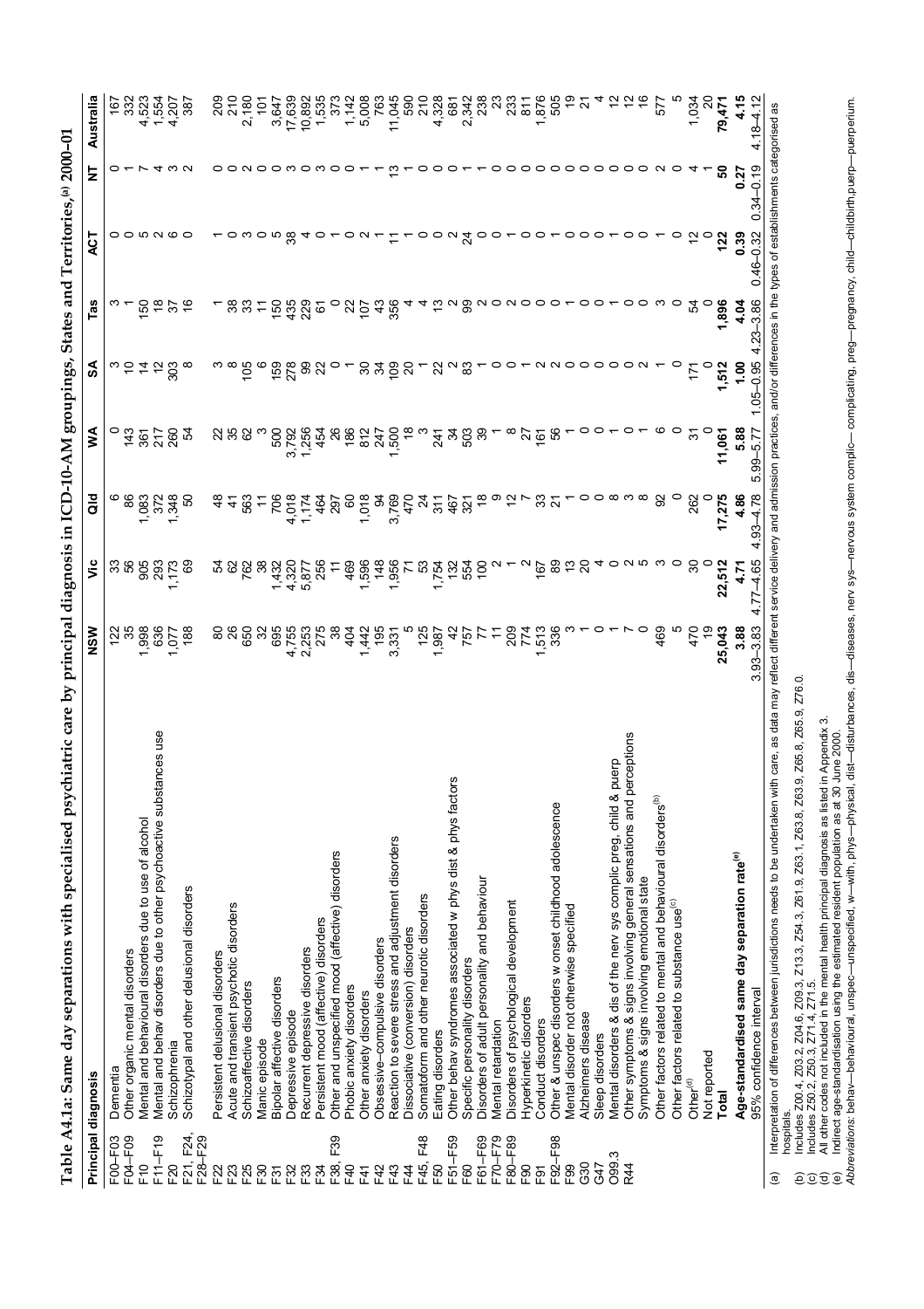**Table A4.1a: Same day separations with specialised psychiatric care by principal diagnosis in ICD-10-AM groupings, States and Territories,[(a)] 2000–01**

| Principal diagnosis | | NSW | Vic | Qld | WA | SA | Tas | ACT | NT | Australia |
|---|---|---|---|---|---|---|---|---|---|---|
| F00–F03 | Dementia | 122 | 33 | 6 | 0 | 3 | 3 | 0 | 0 | 167 |
| F04–F09 | Other organic mental disorders | 35 | 56 | 86 | 143 | 10 | 1 | 0 | 1 | 332 |
| F10 | Mental and behavioural disorders due to use of alcohol | 1,998 | 905 | 1,083 | 361 | 14 | 150 | 5 | 7 | 4,523 |
| F11–F19 | Mental and behav disorders due to other psychoactive substances use | 636 | 293 | 372 | 217 | 12 | 18 | 2 | 4 | 1,554 |
| F20 | Schizophrenia | 1,077 | 1,173 | 1,348 | 260 | 303 | 37 | 6 | 3 | 4,207 |
| F21, F24, F28–F29 | Schizotypal and other delusional disorders | 188 | 69 | 50 | 54 | 8 | 16 | 0 | 2 | 387 |
| F22 | Persistent delusional disorders | 80 | 54 | 48 | 22 | 3 | 1 | 1 | 0 | 209 |
| F23 | Acute and transient psychotic disorders | 26 | 62 | 41 | 35 | 8 | 38 | 0 | 0 | 210 |
| F25 | Schizoaffective disorders | 650 | 762 | 563 | 62 | 105 | 33 | 3 | 2 | 2,180 |
| F30 | Manic episode | 32 | 38 | 11 | 3 | 6 | 11 | 0 | 0 | 101 |
| F31 | Bipolar affective disorders | 695 | 1,432 | 706 | 500 | 159 | 150 | 5 | 0 | 3,647 |
| F32 | Depressive episode | 4,755 | 4,320 | 4,018 | 3,792 | 278 | 435 | 38 | 3 | 17,639 |
| F33 | Recurrent depressive disorders | 2,253 | 5,877 | 1,174 | 1,256 | 99 | 229 | 4 | 0 | 10,892 |
| F34 | Persistent mood (affective) disorders | 275 | 256 | 464 | 454 | 22 | 61 | 0 | 3 | 1,535 |
| F38, F39 | Other and unspecified mood (affective) disorders | 38 | 11 | 297 | 26 | 0 | 0 | 1 | 0 | 373 |
| F40 | Phobic anxiety disorders | 404 | 469 | 60 | 186 | 1 | 22 | 0 | 0 | 1,142 |
| F41 | Other anxiety disorders | 1,442 | 1,596 | 1,018 | 812 | 30 | 107 | 2 | 1 | 5,008 |
| F42 | Obsessive–compulsive disorders | 195 | 148 | 94 | 247 | 34 | 43 | 1 | 1 | 763 |
| F43 | Reaction to severe stress and adjustment disorders | 3,331 | 1,956 | 3,769 | 1,500 | 109 | 356 | 11 | 13 | 11,045 |
| F44 | Dissociative (conversion) disorders | 5 | 71 | 470 | 18 | 20 | 4 | 1 | 1 | 590 |
| F45, F48 | Somatoform and other neurotic disorders | 125 | 53 | 24 | 3 | 1 | 4 | 0 | 0 | 210 |
| F50 | Eating disorders | 1,987 | 1,754 | 311 | 241 | 22 | 13 | 0 | 0 | 4,328 |
| F51–F59 | Other behav syndromes associated w phys dist & phys factors | 42 | 132 | 467 | 34 | 2 | 2 | 2 | 0 | 681 |
| F60 | Specific personality disorders | 757 | 554 | 321 | 503 | 83 | 99 | 24 | 1 | 2,342 |
| F61–F69 | Disorders of adult personality and behaviour | 77 | 100 | 18 | 39 | 1 | 2 | 0 | 1 | 238 |
| F70–F79 | Mental retardation | 11 | 2 | 9 | 1 | 0 | 0 | 0 | 0 | 23 |
| F80–F89 | Disorders of psychological development | 209 | 1 | 12 | 8 | 0 | 2 | 1 | 0 | 233 |
| F90 | Hyperkinetic disorders | 774 | 2 | 7 | 27 | 1 | 0 | 0 | 0 | 811 |
| F91 | Conduct disorders | 1,513 | 167 | 33 | 161 | 2 | 0 | 0 | 0 | 1,876 |
| F92–F98 | Other & unspec disorders w onset childhood adolescence | 336 | 89 | 21 | 56 | 2 | 0 | 1 | 0 | 505 |
| F99 | Mental disorder not otherwise specified | 3 | 13 | 1 | 1 | 0 | 1 | 0 | 0 | 19 |
| G30 | Alzheimers disease | 1 | 20 | 0 | 0 | 0 | 0 | 0 | 0 | 21 |
| G47 | Sleep disorders | 0 | 4 | 0 | 0 | 0 | 0 | 0 | 0 | 4 |
| O99.3 | Mental disorders & dis of the nerv sys complic preg, child & puerp | 1 | 0 | 8 | 1 | 0 | 1 | 1 | 0 | 12 |
| R44 | Other symptoms & signs involving general sensations and perceptions | 7 | 2 | 3 | 0 | 0 | 0 | 0 | 0 | 12 |
| | Symptoms & signs involving emotional state | 0 | 5 | 8 | 1 | 2 | 0 | 0 | 0 | 16 |
| | Other factors related to mental and behavioural disorders[(b)] | 469 | 3 | 92 | 6 | 1 | 3 | 1 | 2 | 577 |
| | Other factors related to substance use[(c)] | 5 | 0 | 0 | 0 | 0 | 0 | 0 | 0 | 5 |
| | Other[(d)] | 470 | 30 | 262 | 31 | 171 | 54 | 12 | 4 | 1,034 |
| | Not reported | 19 | 0 | 0 | 0 | 0 | 0 | 0 | 1 | 20 |
| | **Total** | **25,043** | **22,512** | **17,275** | **11,061** | **1,512** | **1,896** | **122** | **50** | **79,471** |
| | **Age-standardised same day separation rate[(e)]** | **3.88** | **4.71** | **4.86** | **5.88** | **1.00** | **4.04** | **0.39** | **0.27** | **4.15** |
| | 95% confidence interval | 3.93–3.83 | 4.77–4.65 | 4.93–4.78 | 5.99–5.77 | 1.05–0.95 | 4.23–3.86 | 0.46–0.32 | 0.34–0.19 | 4.18–4.12 |

(a) Interpretation of differences between jurisdictions needs to be undertaken with care, as data may reflect different service delivery and admission practices, and/or differences in the types of establishments categorised as hospitals.

(b) Includes Z00.4, Z03.2, Z04.6, Z09.3, Z13.3, Z61.9, Z63.1, Z63.8, Z63.9, Z65.8, Z65.9, Z76.0.

(c) Includes Z50.2, Z50.3, Z71.4, Z71.5.

(d) All other codes not included in the mental health principal diagnosis as listed in Appendix 3.

(e) Indirect age-standardisation using the estimated resident population as at 30 June 2000.

*Abbreviations:* behav—behavioural, unspec—unspecified, w—with, phys—physical, dist—disturbances, dis—diseases, nerv sys—nervous system complic— complicating, preg—pregnancy, child—childbirth,puerp—puerperium.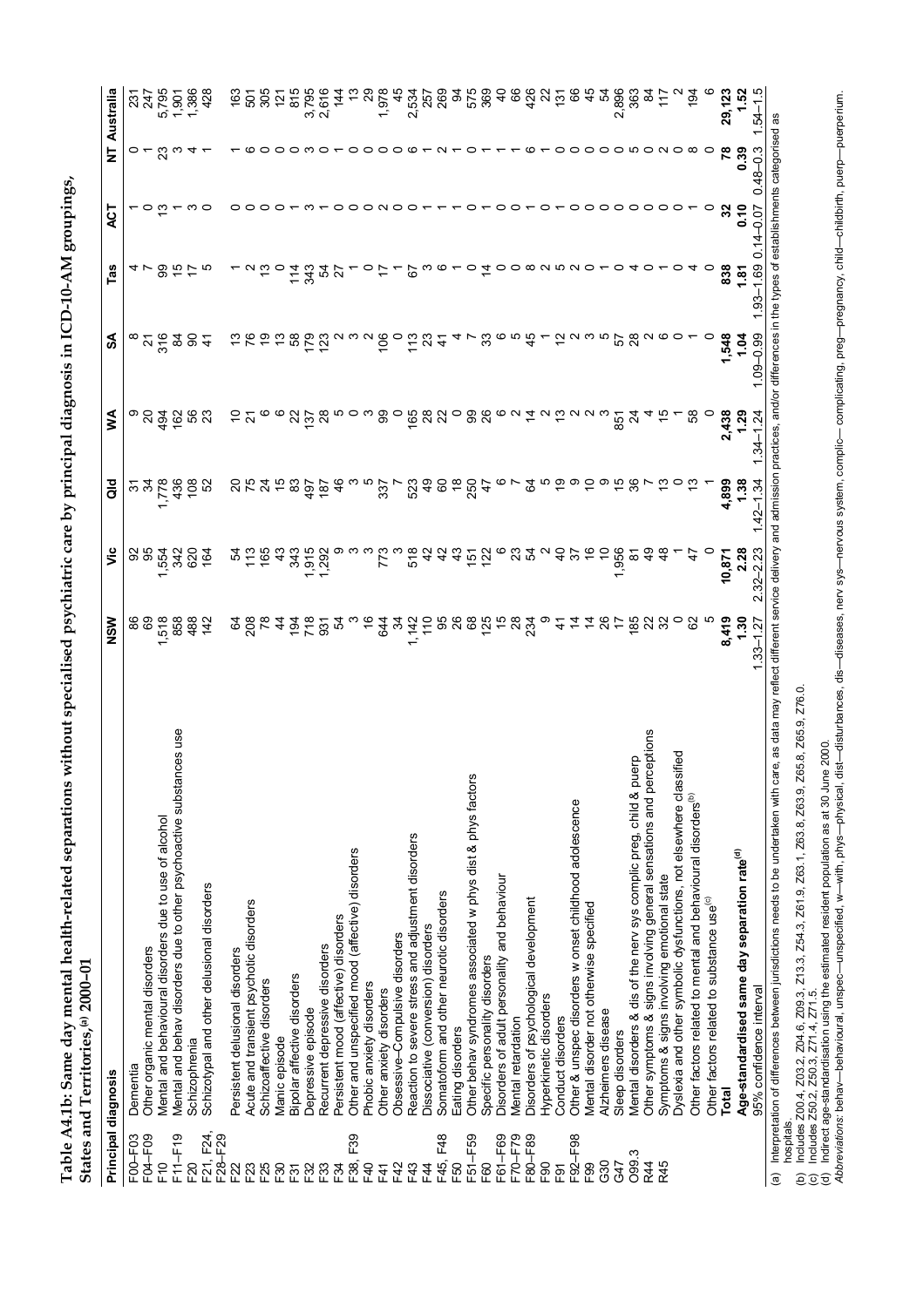**Table A4.1b: Same day mental health-related separations without specialised psychiatric care by principal diagnosis in ICD-10-AM groupings, States and Territories,[(a)] 2000–01**

| Principal diagnosis | | NSW | Vic | Qld | WA | SA | Tas | ACT | NT | Australia |
|---|---|---|---|---|---|---|---|---|---|---|
| F00–F03 | Dementia | 86 | 92 | 31 | 9 | 8 | 4 | 1 | 0 | 231 |
| F04–F09 | Other organic mental disorders | 69 | 95 | 34 | 20 | 21 | 7 | 0 | 1 | 247 |
| F10 | Mental and behavioural disorders due to use of alcohol | 1,518 | 1,554 | 1,778 | 494 | 316 | 99 | 13 | 23 | 5,795 |
| F11–F19 | Mental and behav disorders due to other psychoactive substances use | 858 | 342 | 436 | 162 | 84 | 15 | 1 | 3 | 1,901 |
| F20 | Schizophrenia | 488 | 620 | 108 | 56 | 90 | 17 | 3 | 4 | 1,386 |
| F21, F24, F28–F29 | Schizotypal and other delusional disorders | 142 | 164 | 52 | 23 | 41 | 5 | 0 | 1 | 428 |
| F22 | Persistent delusional disorders | 64 | 54 | 20 | 10 | 13 | 1 | 0 | 1 | 163 |
| F23 | Acute and transient psychotic disorders | 208 | 113 | 75 | 21 | 76 | 2 | 0 | 6 | 501 |
| F25 | Schizoaffective disorders | 78 | 165 | 24 | 6 | 19 | 13 | 0 | 0 | 305 |
| F30 | Manic episode | 44 | 43 | 15 | 6 | 13 | 0 | 0 | 0 | 121 |
| F31 | Bipolar affective disorders | 194 | 343 | 83 | 22 | 58 | 114 | 1 | 0 | 815 |
| F32 | Depressive episode | 718 | 1,915 | 497 | 137 | 179 | 343 | 3 | 3 | 3,795 |
| F33 | Recurrent depressive disorders | 931 | 1,292 | 187 | 28 | 123 | 54 | 1 | 0 | 2,616 |
| F34 | Persistent mood (affective) disorders | 54 | 9 | 46 | 5 | 2 | 27 | 0 | 1 | 144 |
| F38, F39 | Other and unspecified mood (affective) disorders | 3 | 3 | 3 | 0 | 3 | 1 | 0 | 0 | 13 |
| F40 | Phobic anxiety disorders | 16 | 3 | 5 | 3 | 2 | 0 | 0 | 0 | 29 |
| F41 | Other anxiety disorders | 644 | 773 | 337 | 99 | 106 | 17 | 2 | 0 | 1,978 |
| F42 | Obsessive–Compulsive disorders | 34 | 3 | 7 | 0 | 0 | 1 | 0 | 0 | 45 |
| F43 | Reaction to severe stress and adjustment disorders | 1,142 | 518 | 523 | 165 | 113 | 67 | 0 | 6 | 2,534 |
| F44 | Dissociative (conversion) disorders | 110 | 42 | 49 | 28 | 23 | 3 | 1 | 1 | 257 |
| F45, F48 | Somatoform and other neurotic disorders | 95 | 42 | 60 | 22 | 41 | 6 | 1 | 2 | 269 |
| F50 | Eating disorders | 26 | 43 | 18 | 0 | 4 | 1 | 1 | 1 | 94 |
| F51–F59 | Other behav syndromes associated w phys dist & phys factors | 68 | 151 | 250 | 99 | 7 | 0 | 0 | 0 | 575 |
| F60 | Specific personality disorders | 125 | 122 | 47 | 26 | 33 | 14 | 1 | 1 | 369 |
| F61–F69 | Disorders of adult personality and behaviour | 15 | 6 | 6 | 6 | 6 | 0 | 0 | 1 | 40 |
| F70–F79 | Mental retardation | 28 | 23 | 7 | 2 | 5 | 0 | 0 | 1 | 66 |
| F80–F89 | Disorders of psychological development | 234 | 54 | 64 | 14 | 45 | 8 | 1 | 6 | 426 |
| F90 | Hyperkinetic disorders | 9 | 2 | 5 | 2 | 1 | 2 | 0 | 1 | 22 |
| F91 | Conduct disorders | 41 | 40 | 19 | 13 | 12 | 5 | 1 | 0 | 131 |
| F92–F98 | Other & unspec disorders w onset childhood adolescence | 14 | 37 | 9 | 2 | 2 | 2 | 0 | 0 | 66 |
| F99 | Mental disorder not otherwise specified | 14 | 16 | 10 | 2 | 3 | 0 | 0 | 0 | 45 |
| G30 | Alzheimers disease | 26 | 10 | 9 | 3 | 5 | 1 | 0 | 0 | 54 |
| G47 | Sleep disorders | 17 | 1,956 | 15 | 851 | 57 | 0 | 0 | 0 | 2,896 |
| O99.3 | Mental disorders & dis of the nerv sys complic preg, child & puerp | 185 | 81 | 36 | 24 | 28 | 4 | 0 | 5 | 363 |
| R44 | Other symptoms & signs involving general sensations and perceptions | 22 | 49 | 7 | 4 | 2 | 0 | 0 | 0 | 84 |
| R45 | Symptoms & signs involving emotional state | 32 | 48 | 13 | 15 | 6 | 1 | 0 | 2 | 117 |
| | Dyslexia and other symbolic dysfunctions, not elsewhere classified | 0 | 1 | 0 | 1 | 0 | 0 | 0 | 0 | 2 |
| | Other factors related to mental and behavioural disorders[(b)] | 62 | 47 | 13 | 58 | 1 | 4 | 1 | 8 | 194 |
| | Other factors related to substance use[(c)] | 5 | 0 | 1 | 0 | 0 | 0 | 0 | 0 | 6 |
| | **Total** | **8,419** | **10,871** | **4,899** | **2,438** | **1,548** | **838** | **32** | **78** | **29,123** |
| | **Age-standardised same day separation rate[(d)]** | **1.30** | **2.28** | **1.38** | **1.29** | **1.04** | **1.81** | **0.10** | **0.39** | **1.52** |
| | 95% confidence interval | 1.33–1.27 | 2.32–2.23 | 1.42–1.34 | 1.34–1.24 | 1.09–0.99 | 1.93–1.69 | 0.14–0.07 | 0.48–0.3 | 1.54–1.5 |

(a) Interpretation of differences between jurisdictions needs to be undertaken with care, as data may reflect different service delivery and admission practices, and/or differences in the types of establishments categorised as hospitals.

(b) Includes Z00.4, Z03.2, Z04.6, Z09.3, Z13.3, Z54.3, Z61.9, Z63.1, Z63.8, Z63.9, Z65.8, Z65.9, Z76.0.

(c) Includes Z50.2, Z50.3, Z71.4, Z71.5.

(d) Indirect age-standardisation using the estimated resident population as at 30 June 2000.

*Abbreviations:* behav—behavioural, unspec—unspecified, w—with, phys—physical, dist—disturbances, dis—diseases, nerv sys—nervous system, complic— complicating, preg—pregnancy, child—childbirth, puerp—puerperium.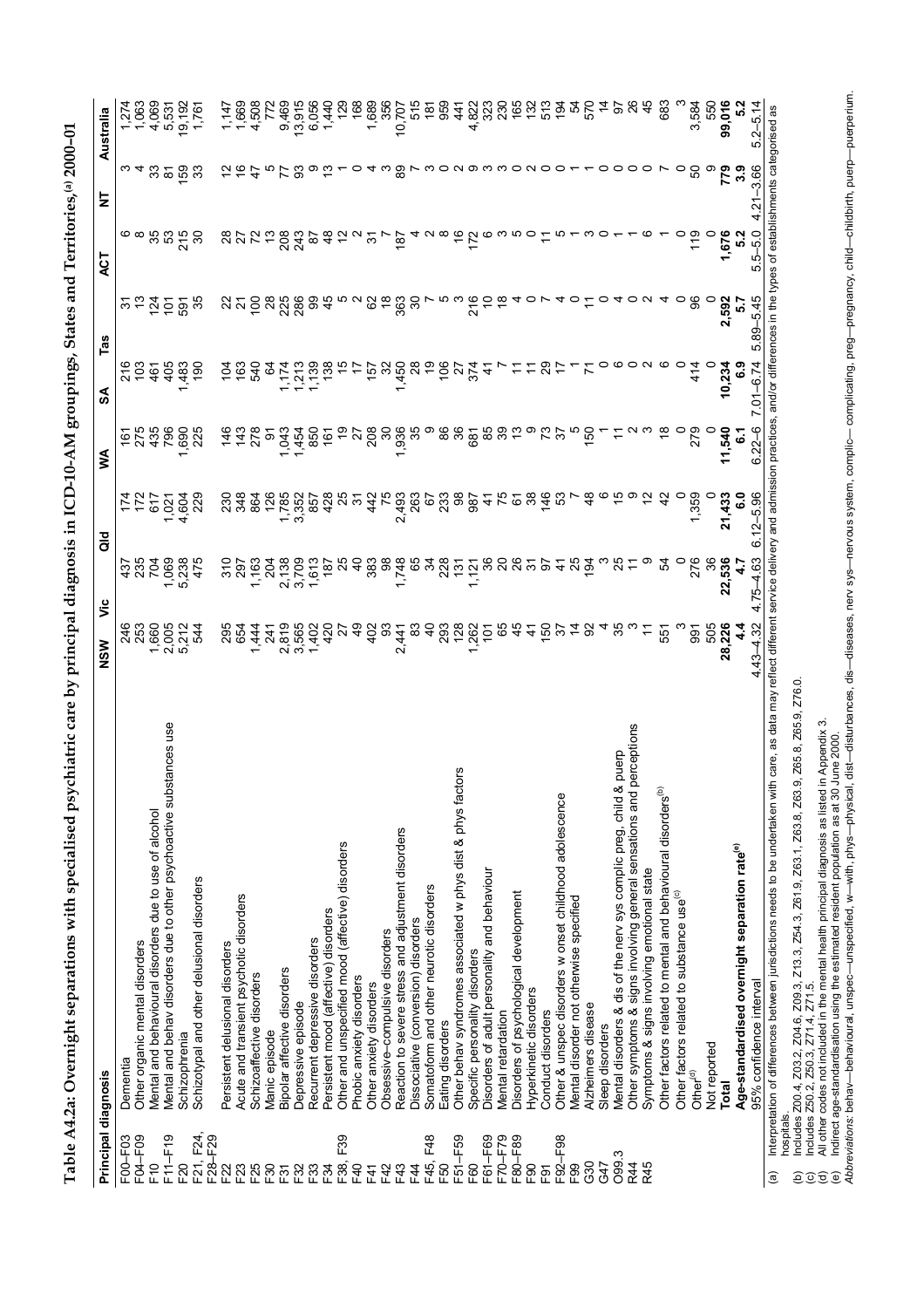**Table A4.2a: Overnight separations with specialised psychiatric care by principal diagnosis in ICD-10-AM groupings, States and Territories,[(a)] 2000–01**

| Principal diagnosis | | NSW | Vic | Qld | WA | SA | Tas | ACT | NT | Australia |
|---|---|---|---|---|---|---|---|---|---|---|
| F00–F03 | Dementia | 246 | 437 | 174 | 161 | 216 | 31 | 6 | 3 | 1,274 |
| F04–F09 | Other organic mental disorders | 253 | 235 | 172 | 275 | 103 | 13 | 8 | 4 | 1,063 |
| F10 | Mental and behavioural disorders due to use of alcohol | 1,660 | 704 | 617 | 435 | 461 | 124 | 35 | 33 | 4,069 |
| F11–F19 | Mental and behav disorders due to other psychoactive substances use | 2,005 | 1,069 | 1,021 | 796 | 405 | 101 | 53 | 81 | 5,531 |
| F20 | Schizophrenia | 5,212 | 5,238 | 4,604 | 1,690 | 1,483 | 591 | 215 | 159 | 19,192 |
| F21, F24, F28–F29 | Schizotypal and other delusional disorders | 544 | 475 | 229 | 225 | 190 | 35 | 30 | 33 | 1,761 |
| F22 | Persistent delusional disorders | 295 | 310 | 230 | 146 | 104 | 22 | 28 | 12 | 1,147 |
| F23 | Acute and transient psychotic disorders | 654 | 297 | 348 | 143 | 163 | 21 | 27 | 16 | 1,669 |
| F25 | Schizoaffective disorders | 1,444 | 1,163 | 864 | 278 | 540 | 100 | 72 | 47 | 4,508 |
| F30 | Manic episode | 241 | 204 | 126 | 91 | 64 | 28 | 13 | 5 | 772 |
| F31 | Bipolar affective disorders | 2,819 | 2,138 | 1,785 | 1,043 | 1,174 | 225 | 208 | 77 | 9,469 |
| F32 | Depressive episode | 3,565 | 3,709 | 3,352 | 1,454 | 1,213 | 286 | 243 | 93 | 13,915 |
| F33 | Recurrent depressive disorders | 1,402 | 1,613 | 857 | 850 | 1,139 | 99 | 87 | 9 | 6,056 |
| F34 | Persistent mood (affective) disorders | 420 | 187 | 428 | 161 | 138 | 45 | 48 | 13 | 1,440 |
| F38, F39 | Other and unspecified mood (affective) disorders | 27 | 25 | 25 | 19 | 15 | 5 | 12 | 1 | 129 |
| F40 | Phobic anxiety disorders | 49 | 40 | 31 | 27 | 17 | 2 | 2 | 0 | 168 |
| F41 | Other anxiety disorders | 402 | 383 | 442 | 208 | 157 | 62 | 31 | 4 | 1,689 |
| F42 | Obsessive–compulsive disorders | 93 | 98 | 75 | 30 | 32 | 18 | 7 | 3 | 356 |
| F43 | Reaction to severe stress and adjustment disorders | 2,441 | 1,748 | 2,493 | 1,936 | 1,450 | 363 | 187 | 89 | 10,707 |
| F44 | Dissociative (conversion) disorders | 83 | 65 | 263 | 35 | 28 | 30 | 4 | 7 | 515 |
| F45, F48 | Somatoform and other neurotic disorders | 40 | 34 | 67 | 9 | 19 | 7 | 2 | 3 | 181 |
| F50 | Eating disorders | 293 | 228 | 233 | 86 | 106 | 5 | 8 | 0 | 959 |
| F51–F59 | Other behav syndromes associated w phys dist & phys factors | 128 | 131 | 98 | 36 | 27 | 3 | 16 | 2 | 441 |
| F60 | Specific personality disorders | 1,262 | 1,121 | 987 | 681 | 374 | 216 | 172 | 9 | 4,822 |
| F61–F69 | Disorders of adult personality and behaviour | 101 | 36 | 41 | 85 | 41 | 10 | 6 | 3 | 323 |
| F70–F79 | Mental retardation | 65 | 20 | 75 | 39 | 7 | 18 | 3 | 3 | 230 |
| F80–F89 | Disorders of psychological development | 45 | 26 | 61 | 13 | 11 | 4 | 5 | 0 | 165 |
| F90 | Hyperkinetic disorders | 41 | 31 | 38 | 9 | 11 | 0 | 0 | 2 | 132 |
| F91 | Conduct disorders | 150 | 97 | 146 | 73 | 29 | 7 | 11 | 0 | 513 |
| F92–F98 | Other & unspec disorders w onset childhood adolescence | 37 | 41 | 53 | 37 | 17 | 4 | 5 | 0 | 194 |
| F99 | Mental disorder not otherwise specified | 14 | 25 | 7 | 5 | 1 | 0 | 1 | 1 | 54 |
| G30 | Alzheimers disease | 92 | 194 | 48 | 150 | 71 | 11 | 3 | 1 | 570 |
| G47 | Sleep disorders | 4 | 3 | 6 | 1 | 0 | 0 | 0 | 0 | 14 |
| O99.3 | Mental disorders & dis of the nerv sys complic preg, child & puerp | 35 | 25 | 15 | 11 | 6 | 4 | 1 | 0 | 97 |
| R44 | Other symptoms & signs involving general sensations and perceptions | 3 | 11 | 9 | 2 | 0 | 0 | 1 | 0 | 26 |
| R45 | Symptoms & signs involving emotional state | 11 | 9 | 12 | 3 | 2 | 2 | 6 | 0 | 45 |
| | Other factors related to mental and behavioural disorders[(b)] | 551 | 54 | 42 | 18 | 6 | 4 | 1 | 7 | 683 |
| | Other factors related to substance use[(c)] | 3 | 0 | 0 | 0 | 0 | 0 | 0 | 0 | 3 |
| | Other[(d)] | 991 | 276 | 1,359 | 279 | 414 | 96 | 119 | 50 | 3,584 |
| | Not reported | 505 | 36 | 0 | 0 | 0 | 0 | 0 | 9 | 550 |
| | **Total** | **28,226** | **22,536** | **21,433** | **11,540** | **10,234** | **2,592** | **1,676** | **779** | **99,016** |
| | **Age-standardised overnight separation rate[(e)]** | **4.4** | **4.7** | **6.0** | **6.1** | **6.9** | **5.7** | **5.2** | **3.9** | **5.2** |
| | 95% confidence interval | 4.43–4.32 | 4.75–4.63 | 6.12–5.96 | 6.22–6 | 7.01–6.74 | 5.89–5.45 | 5.5–5.0 | 4.21–3.66 | 5.2–5.14 |

(a) Interpretation of differences between jurisdictions needs to be undertaken with care, as data may reflect different service delivery and admission practices, and/or differences in the types of establishments categorised as hospitals.

(b) Includes Z00.4, Z03.2, Z04.6, Z09.3, Z13.3, Z54.3, Z61.9, Z63.1, Z63.8, Z63.9, Z65.8, Z65.9, Z76.0.

(c) Includes Z50.2, Z50.3, Z71.4, Z71.5.

(d) All other codes not included in the mental health principal diagnosis as listed in Appendix 3.

(e) Indirect age-standardisation using the estimated resident population as at 30 June 2000.

*Abbreviations:* behav—behavioural, unspec—unspecified, w—with, phys—physical, dist—disturbances, dis—diseases, nerv sys—nervous system, complic— complicating, preg—pregnancy, child—childbirth, puerp—puerperium.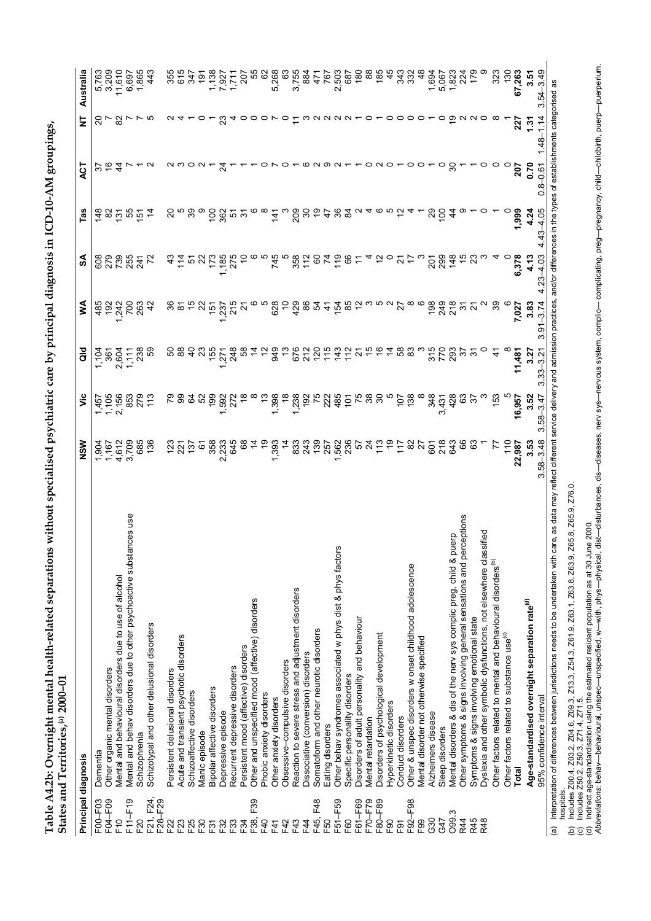**Table A4.2b: Overnight mental health-related separations without specialised psychiatric care by principal diagnosis in ICD-10-AM groupings, States and Territories,[(a)] 2000–01**

| Principal diagnosis | | NSW | Vic | Qld | WA | SA | Tas | ACT | NT | Australia |
|---|---|---|---|---|---|---|---|---|---|---|
| F00–F03 | Dementia | 1,904 | 1,457 | 1,104 | 485 | 608 | 148 | 37 | 20 | 5,763 |
| F04–F09 | Other organic mental disorders | 1,167 | 1,105 | 361 | 192 | 279 | 82 | 16 | 7 | 3,209 |
| F10 | Mental and behavioural disorders due to use of alcohol | 4,612 | 2,156 | 2,604 | 1,242 | 739 | 131 | 44 | 82 | 11,610 |
| F11–F19 | Mental and behav disorders due to other psychoactive substances use | 3,709 | 853 | 1,111 | 700 | 255 | 55 | 7 | 7 | 6,697 |
| F20 | Schizophrenia | 685 | 279 | 238 | 263 | 241 | 151 | 1 | 7 | 1,865 |
| F21, F24, F28–F29 | Schizotypal and other delusional disorders | 136 | 113 | 59 | 42 | 72 | 14 | 2 | 5 | 443 |
| F22 | Persistent delusional disorders | 123 | 79 | 50 | 36 | 43 | 20 | 2 | 2 | 355 |
| F23 | Acute and transient psychotic disorders | 221 | 99 | 88 | 81 | 114 | 5 | 3 | 4 | 615 |
| F25 | Schizoaffective disorders | 137 | 64 | 40 | 15 | 51 | 39 | 0 | 1 | 347 |
| F30 | Manic episode | 61 | 52 | 23 | 22 | 22 | 9 | 2 | 0 | 191 |
| F31 | Bipolar affective disorders | 358 | 199 | 155 | 151 | 173 | 100 | 1 | 1 | 1,138 |
| F32 | Depressive episode | 2,233 | 1,592 | 1,271 | 1,237 | 1,185 | 362 | 24 | 23 | 7,927 |
| F33 | Recurrent depressive disorders | 645 | 272 | 248 | 215 | 275 | 51 | 1 | 4 | 1,711 |
| F34 | Persistent mood (affective) disorders | 68 | 18 | 58 | 21 | 10 | 31 | 1 | 0 | 207 |
| F38, F39 | Other and unspecified mood (affective) disorders | 14 | 8 | 14 | 6 | 6 | 6 | 1 | 0 | 55 |
| F40 | Phobic anxiety disorders | 19 | 13 | 12 | 5 | 5 | 8 | 0 | 0 | 62 |
| F41 | Other anxiety disorders | 1,393 | 1,398 | 949 | 628 | 745 | 141 | 7 | 7 | 5,268 |
| F42 | Obsessive–compulsive disorders | 14 | 18 | 13 | 10 | 5 | 3 | 0 | 0 | 63 |
| F43 | Reaction to severe stress and adjustment disorders | 833 | 1,238 | 676 | 429 | 358 | 209 | 1 | 11 | 3,755 |
| F44 | Dissociative (conversion) disorders | 243 | 192 | 212 | 86 | 112 | 30 | 6 | 3 | 884 |
| F45, F48 | Somatoform and other neurotic disorders | 139 | 75 | 120 | 54 | 60 | 19 | 2 | 2 | 471 |
| F50 | Eating disorders | 257 | 222 | 115 | 41 | 74 | 47 | 9 | 2 | 767 |
| F51–F59 | Other behav syndromes associated w phys dist & phys factors | 1,562 | 485 | 143 | 154 | 119 | 36 | 2 | 2 | 2,503 |
| F60 | Specific personality disorders | 236 | 101 | 112 | 85 | 66 | 84 | 1 | 2 | 687 |
| F61–F69 | Disorders of adult personality and behaviour | 57 | 75 | 21 | 12 | 11 | 2 | 1 | 1 | 180 |
| F70–F79 | Mental retardation | 24 | 38 | 15 | 3 | 4 | 4 | 0 | 0 | 88 |
| F80–F89 | Disorders of psychological development | 113 | 30 | 16 | 5 | 12 | 6 | 2 | 1 | 185 |
| F90 | Hyperkinetic disorders | 19 | 5 | 14 | 2 | 0 | 5 | 0 | 0 | 45 |
| F91 | Conduct disorders | 117 | 107 | 58 | 27 | 21 | 12 | 1 | 0 | 343 |
| F92–F98 | Other & unspec disorders w onset childhood adolescence | 82 | 138 | 83 | 8 | 17 | 4 | 0 | 0 | 332 |
| F99 | Mental disorder not otherwise specified | 27 | 8 | 3 | 6 | 3 | 1 | 0 | 0 | 48 |
| G30 | Alzheimers disease | 601 | 348 | 315 | 198 | 201 | 29 | 1 | 1 | 1,694 |
| G47 | Sleep disorders | 218 | 3,431 | 770 | 249 | 299 | 100 | 0 | 0 | 5,067 |
| O99.3 | Mental disorders & dis of the nerv sys complic preg, child & puerp | 643 | 428 | 293 | 218 | 148 | 44 | 30 | 19 | 1,823 |
| R44 | Other symptoms & signs involving general sensations and perceptions | 66 | 63 | 37 | 31 | 15 | 9 | 1 | 2 | 224 |
| R45 | Symptoms & signs involving emotional state | 63 | 37 | 31 | 21 | 23 | 1 | 1 | 2 | 179 |
| R48 | Dyslexia and other symbolic dysfunctions, not elsewhere classified | 1 | 3 | 0 | 2 | 3 | 0 | 0 | 0 | 9 |
| | Other factors related to mental and behavioural disorders[(b)] | 77 | 153 | 41 | 39 | 4 | 1 | 0 | 8 | 323 |
| | Other factors related to substance use[(c)] | 110 | 5 | 8 | 6 | 0 | 0 | 0 | 1 | 130 |
| | **Total** | **22,987** | **16,957** | **11,481** | **7,027** | **6,378** | **1,999** | **207** | **227** | **67,263** |
| | **Age-standardised overnight separation rate[(d)]** | **3.53** | **3.52** | **3.27** | **3.83** | **4.13** | **4.24** | **0.70** | **1.31** | **3.51** |
| | 95% confidence interval | 3.58–3.48 | 3.58–3.47 | 3.33–3.21 | 3.91–3.74 | 4.23–4.03 | 4.43–4.05 | 0.8–0.61 | 1.48–1.14 | 3.54–3.49 |

(a) Interpretation of differences between jurisdictions needs to be undertaken with care, as data may reflect different service delivery and admission practices, and/or differences in the types of establishments categorised as hospitals.

(b) Includes Z00.4, Z03.2, Z04.6, Z09.3, Z13.3, Z54.3, Z61.9, Z63.1, Z63.8, Z63.9, Z65.8, Z65.9, Z76.0.

(c) Includes Z50.2, Z50.3, Z71.4, Z71.5.

(d) Indirect age-standardisation using the estimated resident population as at 30 June 2000.

*Abbreviations:* behav—behavioural, unspec—unspecified, w—with, phys—physical, dist—disturbances, dis—diseases, nerv sys—nervous system, complic— complicating, preg—pregnancy, child—childbirth, puerp—puerperium.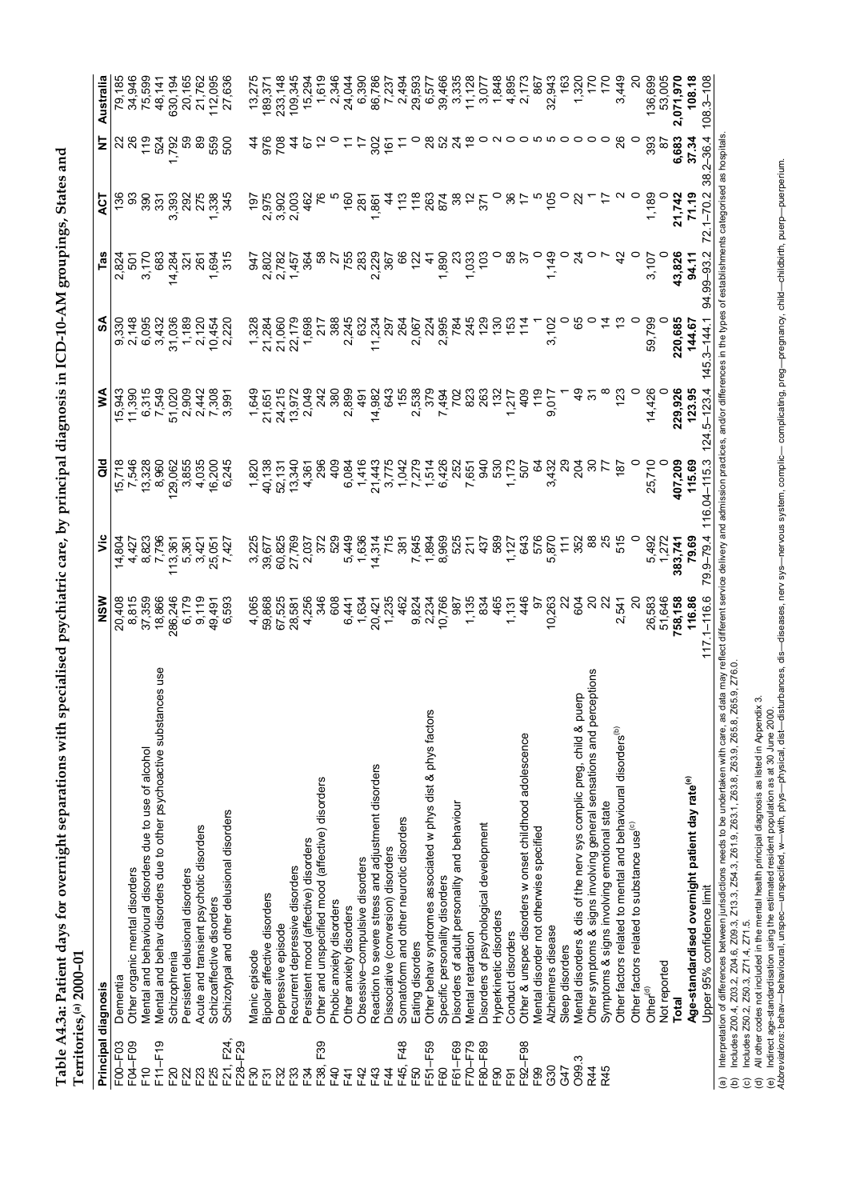**Table A4.3a: Patient days for overnight separations with specialised psychiatric care, by principal diagnosis in ICD-10-AM groupings, States and Territories,[(a)] 2000–01**

| Principal diagnosis | | NSW | Vic | Qld | WA | SA | Tas | ACT | NT | Australia |
|---|---|---|---|---|---|---|---|---|---|---|
| F00–F03 | Dementia | 20,408 | 14,804 | 15,718 | 15,943 | 9,330 | 2,824 | 136 | 22 | 79,185 |
| F04–F09 | Other organic mental disorders | 8,815 | 4,427 | 7,546 | 11,390 | 2,148 | 501 | 93 | 26 | 34,946 |
| F10 | Mental and behavioural disorders due to use of alcohol | 37,359 | 8,823 | 13,328 | 6,315 | 6,095 | 3,170 | 390 | 119 | 75,599 |
| F11–F19 | Mental and behav disorders due to other psychoactive substances use | 18,866 | 7,796 | 8,960 | 7,549 | 3,432 | 683 | 331 | 524 | 48,141 |
| F20 | Schizophrenia | 286,246 | 113,361 | 129,062 | 51,020 | 31,036 | 14,284 | 3,393 | 1,792 | 630,194 |
| F22 | Persistent delusional disorders | 6,179 | 5,361 | 3,855 | 2,909 | 1,189 | 321 | 292 | 59 | 20,165 |
| F23 | Acute and transient psychotic disorders | 9,119 | 3,421 | 4,035 | 2,442 | 2,120 | 261 | 275 | 89 | 21,762 |
| F25 | Schizoaffective disorders | 49,491 | 25,051 | 16,200 | 7,308 | 10,454 | 1,694 | 1,338 | 559 | 112,095 |
| F21, F24, F28–F29 | Schizotypal and other delusional disorders | 6,593 | 7,427 | 6,245 | 3,991 | 2,220 | 315 | 345 | 500 | 27,636 |
| F30 | Manic episode | 4,065 | 3,225 | 1,820 | 1,649 | 1,328 | 947 | 197 | 44 | 13,275 |
| F31 | Bipolar affective disorders | 59,868 | 39,677 | 40,138 | 21,651 | 21,284 | 2,802 | 2,975 | 976 | 189,371 |
| F32 | Depressive episode | 67,525 | 60,825 | 52,131 | 24,215 | 21,060 | 2,782 | 3,902 | 708 | 233,148 |
| F33 | Recurrent depressive disorders | 28,581 | 27,769 | 13,340 | 13,972 | 22,179 | 1,457 | 2,003 | 44 | 109,345 |
| F34 | Persistent mood (affective) disorders | 4,256 | 2,037 | 4,361 | 2,049 | 1,698 | 364 | 462 | 67 | 15,294 |
| F38, F39 | Other and unspecified mood (affective) disorders | 346 | 372 | 296 | 242 | 217 | 58 | 76 | 12 | 1,619 |
| F40 | Phobic anxiety disorders | 608 | 529 | 409 | 380 | 388 | 27 | 5 | 0 | 2,346 |
| F41 | Other anxiety disorders | 6,441 | 5,449 | 6,084 | 2,899 | 2,245 | 755 | 160 | 11 | 24,044 |
| F42 | Obsessive–compulsive disorders | 1,634 | 1,636 | 1,416 | 491 | 632 | 283 | 281 | 17 | 6,390 |
| F43 | Reaction to severe stress and adjustment disorders | 20,421 | 14,314 | 21,443 | 14,982 | 11,234 | 2,229 | 1,861 | 302 | 86,786 |
| F44 | Dissociative (conversion) disorders | 1,235 | 715 | 3,775 | 643 | 297 | 367 | 44 | 161 | 7,237 |
| F45, F48 | Somatoform and other neurotic disorders | 462 | 381 | 1,042 | 155 | 264 | 66 | 113 | 11 | 2,494 |
| F50 | Eating disorders | 9,824 | 7,645 | 7,279 | 2,538 | 2,067 | 122 | 118 | 0 | 29,593 |
| F51–F59 | Other behav syndromes associated w phys dist & phys factors | 2,234 | 1,894 | 1,514 | 379 | 224 | 41 | 263 | 28 | 6,577 |
| F60 | Specific personality disorders | 10,766 | 8,969 | 6,426 | 7,494 | 2,995 | 1,890 | 874 | 52 | 39,466 |
| F61–F69 | Disorders of adult personality and behaviour | 987 | 525 | 252 | 702 | 784 | 23 | 38 | 24 | 3,335 |
| F70–F79 | Mental retardation | 1,135 | 211 | 7,651 | 823 | 245 | 1,033 | 12 | 18 | 11,128 |
| F80–F89 | Disorders of psychological development | 834 | 437 | 940 | 263 | 129 | 103 | 371 | 0 | 3,077 |
| F90 | Hyperkinetic disorders | 465 | 589 | 530 | 132 | 130 | 0 | 0 | 2 | 1,848 |
| F91 | Conduct disorders | 1,131 | 1,127 | 1,173 | 1,217 | 153 | 58 | 36 | 0 | 4,895 |
| F92–F98 | Other & unspec disorders w onset childhood adolescence | 446 | 643 | 507 | 409 | 114 | 37 | 17 | 0 | 2,173 |
| F99 | Mental disorder not otherwise specified | 97 | 576 | 64 | 119 | 1 | 0 | 5 | 5 | 867 |
| G30 | Alzheimers disease | 10,263 | 5,870 | 3,432 | 9,017 | 3,102 | 1,149 | 105 | 5 | 32,943 |
| G47 | Sleep disorders | 22 | 111 | 29 | 1 | 0 | 0 | 0 | 0 | 163 |
| O99.3 | Mental disorders & dis of the nerv sys complic preg, child & puerp | 604 | 352 | 204 | 49 | 65 | 24 | 22 | 0 | 1,320 |
| R44 | Other symptoms & signs involving general sensations and perceptions | 20 | 88 | 30 | 31 | 0 | 0 | 1 | 0 | 170 |
| R45 | Symptoms & signs involving emotional state | 22 | 25 | 77 | 8 | 14 | 7 | 17 | 0 | 170 |
| | Other factors related to mental and behavioural disorders[(b)] | 2,541 | 515 | 187 | 123 | 13 | 42 | 2 | 26 | 3,449 |
| | Other factors related to substance use[(c)] | 20 | 0 | 0 | 0 | 0 | 0 | 0 | 0 | 20 |
| | Other[(d)] | 26,583 | 5,492 | 25,710 | 14,426 | 59,799 | 3,107 | 1,189 | 393 | 136,699 |
| | Not reported | 51,646 | 1,272 | 0 | 0 | 0 | 0 | 0 | 87 | 53,005 |
| | **Total** | **758,158** | **383,741** | **407,209** | **229,926** | **220,685** | **43,826** | **21,742** | **6,683** | **2,071,970** |
| | **Age-standardised overnight patient day rate[(e)]** | **116.86** | **79.69** | **115.69** | **123.95** | **144.67** | **94.11** | **71.19** | **37.34** | **108.18** |
| | Upper 95% confidence limit | 117.1–116.6 | 79.9–79.4 | 116.04–115.3 | 124.5–123.4 | 145.3–144.1 | 94.99–93.2 | 72.1–70.2 | 38.2–36.4 | 108.3–108 |

(a) Interpretation of differences between jurisdictions needs to be undertaken with care, as data may reflect different service delivery and admission practices, and/or differences in the types of establishments categorised as hospitals.

(b) Includes Z00.4, Z03.2, Z04.6, Z09.3, Z13.3, Z54.3, Z61.9, Z63.1, Z63.8, Z63.9, Z65.8, Z65.9, Z76.0.

(c) Includes Z50.2, Z50.3, Z71.4, Z71.5.

(d) All other codes not included in the mental health principal diagnosis as listed in Appendix 3.

(e) Indirect age-standardisation using the estimated resident population as at 30 June 2000.

*Abbreviations:* behav—behavioural, unspec—unspecified, w—with, phys—physical, dist—disturbances, dis—diseases, nerv sys—nervous system, complic—complicating, preg—pregnancy, child—childbirth, puerp—puerperium.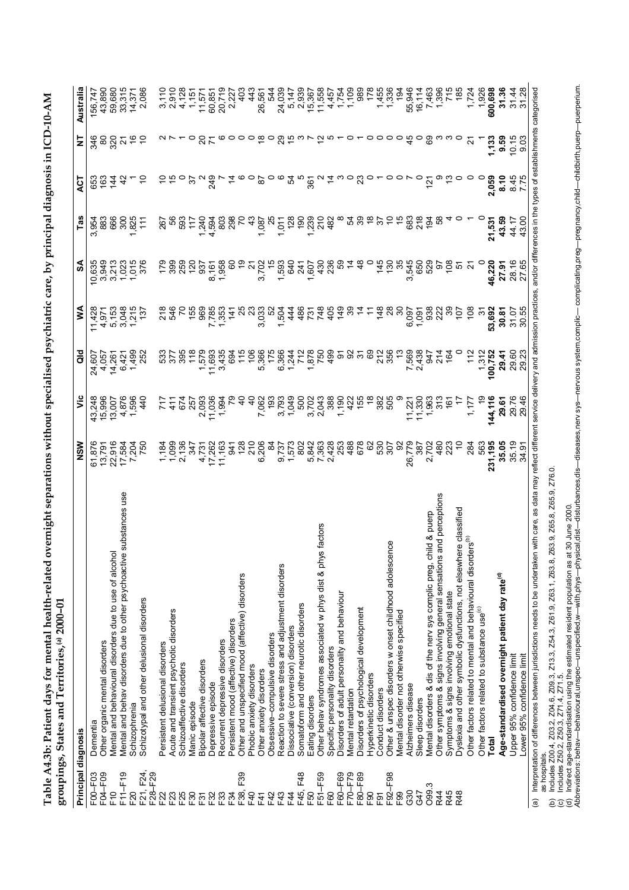**Table A4.3b: Patient days for mental health-related overnight separations without specialised psychiatric care, by principal diagnosis in ICD-10-AM groupings, States and Territories,[(a)] 2000–01**

| Principal diagnosis | | NSW | Vic | Qld | WA | SA | Tas | ACT | NT | Australia |
|---|---|---|---|---|---|---|---|---|---|---|
| F00–F03 | Dementia | 61,876 | 43,248 | 24,607 | 11,428 | 10,635 | 3,954 | 653 | 346 | 156,747 |
| F04–F09 | Other organic mental disorders | 13,791 | 15,996 | 4,057 | 4,971 | 3,949 | 883 | 163 | 80 | 43,890 |
| F10 | Mental and behavioural disorders due to use of alcohol | 22,916 | 13,007 | 14,261 | 5,153 | 3,213 | 666 | 144 | 320 | 59,680 |
| F11–F19 | Mental and behav disorders due to other psychoactive substances use | 17,584 | 4,876 | 6,421 | 3,048 | 1,023 | 300 | 42 | 21 | 33,315 |
| F20 | Schizophrenia | 7,204 | 1,596 | 1,499 | 1,215 | 1,015 | 1,825 | 1 | 16 | 14,371 |
| F21, F24, F28–F29 | Schizotypal and other delusional disorders | 750 | 440 | 252 | 137 | 376 | 111 | 10 | 10 | 2,086 |
| F22 | Persistent delusional disorders | 1,184 | 717 | 533 | 218 | 179 | 267 | 10 | 2 | 3,110 |
| F23 | Acute and transient psychotic disorders | 1,099 | 411 | 377 | 546 | 399 | 56 | 15 | 7 | 2,910 |
| F25 | Schizoaffective disorders | 2,136 | 674 | 395 | 70 | 259 | 593 | 0 | 1 | 4,128 |
| F30 | Manic episode | 347 | 257 | 118 | 155 | 120 | 117 | 37 | 0 | 1,151 |
| F31 | Bipolar affective disorders | 4,731 | 2,093 | 1,579 | 969 | 937 | 1,240 | 2 | 20 | 11,571 |
| F32 | Depressive episode | 17,262 | 11,036 | 11,693 | 7,785 | 8,161 | 4,594 | 249 | 71 | 60,851 |
| F33 | Recurrent depressive disorders | 11,163 | 1,994 | 3,435 | 1,353 | 1,958 | 803 | 7 | 6 | 20,719 |
| F34 | Persistent mood (affective) disorders | 941 | 79 | 694 | 141 | 60 | 298 | 14 | 0 | 2,227 |
| F38, F39 | Other and unspecified mood (affective) disorders | 128 | 40 | 115 | 25 | 19 | 70 | 6 | 0 | 403 |
| F40 | Phobic anxiety disorders | 210 | 40 | 106 | 23 | 21 | 43 | 0 | 0 | 443 |
| F41 | Other anxiety disorders | 6,206 | 7,062 | 5,366 | 3,033 | 3,702 | 1,087 | 87 | 18 | 26,561 |
| F42 | Obsessive–compulsive disorders | 84 | 193 | 175 | 52 | 15 | 25 | 0 | 0 | 544 |
| F43 | Reaction to severe stress and adjustment disorders | 9,737 | 3,793 | 6,366 | 1,504 | 1,593 | 1,011 | 6 | 29 | 24,039 |
| F44 | Dissociative (conversion) disorders | 1,573 | 1,049 | 1,244 | 444 | 640 | 128 | 54 | 15 | 5,147 |
| F45, F48 | Somatoform and other neurotic disorders | 802 | 500 | 712 | 486 | 241 | 190 | 5 | 3 | 2,939 |
| F50 | Eating disorders | 5,842 | 3,702 | 1,878 | 731 | 1,607 | 1,239 | 361 | 7 | 15,367 |
| F51–F59 | Other behav syndromes associated w phys dist & phys factors | 7,363 | 2,043 | 750 | 748 | 430 | 210 | 2 | 12 | 11,558 |
| F60 | Specific personality disorders | 2,428 | 388 | 499 | 405 | 236 | 482 | 14 | 5 | 4,457 |
| F60–F69 | Disorders of adult personality and behaviour | 253 | 1,190 | 91 | 149 | 59 | 8 | 3 | 1 | 1,754 |
| F70–F79 | Mental retardation | 488 | 422 | 92 | 39 | 14 | 54 | 0 | 0 | 1,109 |
| F80–F89 | Disorders of psychological development | 678 | 155 | 31 | 14 | 48 | 39 | 23 | 1 | 989 |
| F90 | Hyperkinetic disorders | 62 | 18 | 69 | 11 | 0 | 18 | 0 | 0 | 178 |
| F91 | Conduct disorders | 530 | 382 | 212 | 148 | 145 | 37 | 1 | 0 | 1,455 |
| F92–F98 | Other & unspec disorders w onset childhood adolescence | 307 | 505 | 356 | 28 | 130 | 10 | 0 | 0 | 1,336 |
| F99 | Mental disorder not otherwise specified | 92 | 9 | 13 | 30 | 35 | 15 | 0 | 0 | 194 |
| G30 | Alzheimers disease | 26,779 | 11,221 | 7,569 | 6,097 | 3,545 | 683 | 7 | 45 | 55,946 |
| G47 | Sleep disorders | 387 | 11,330 | 2,438 | 1,091 | 650 | 218 | 0 | 0 | 16,114 |
| O99.3 | Mental disorders & dis of the nerv sys complic preg, child & puerp | 2,702 | 1,963 | 947 | 938 | 529 | 194 | 121 | 69 | 7,463 |
| R44 | Other symptoms & signs involving general sensations and perceptions | 480 | 313 | 214 | 222 | 97 | 58 | 9 | 3 | 1,396 |
| R45 | Symptoms & signs involving emotional state | 223 | 161 | 164 | 39 | 108 | 4 | 13 | 3 | 715 |
| R48 | Dyslexia and other symbolic dysfunctions, not elsewhere classified | 10 | 17 | 0 | 107 | 51 | 0 | 0 | 0 | 185 |
| | Other factors related to mental and behavioural disorders[(b)] | 284 | 1,177 | 112 | 108 | 21 | 1 | 0 | 21 | 1,724 |
| | Other factors related to substance use[(c)] | 563 | 19 | 1,312 | 31 | 0 | 0 | 0 | 1 | 1,926 |
| | **Total** | **231,195** | **144,116** | **100,752** | **53,692** | **46,220** | **21,531** | **2,059** | **1,133** | **600,698** |
| | **Age-standardised overnight patient day rate[(d)]** | **35.05** | **29.61** | **29.41** | **30.81** | **27.91** | **43.59** | **8.10** | **9.59** | **31.36** |
| | Upper 95% confidence limit | 35.19 | 29.76 | 29.60 | 31.07 | 28.16 | 44.17 | 8.45 | 10.15 | 31.44 |
| | Lower 95% confidence limit | 34.91 | 29.46 | 29.23 | 30.55 | 27.65 | 43.00 | 7.75 | 9.03 | 31.28 |

(a) Interpretation of differences between jurisdictions needs to be undertaken with care, as data may reflect different service delivery and admission practices, and/or differences in the types of establishments categorised as hospitals.

(b) Includes Z00.4, Z03.2, Z04.6, Z09.3, Z13.3, Z54.3, Z61.9, Z63.1, Z63.8, Z63.9, Z65.8, Z65.9, Z76.0.

(c) Includes Z50.2, Z50.3, Z71.4, Z71.5.

(d) Indirect age-standardisation using the estimated resident population as at 30 June 2000.

*Abbreviations*: behav—behavioural,unspec—unspecified,w—with,phys—physical,dist—disturbances,dis—diseases,nerv sys—nervous system,complic— complicating,preg—pregnancy,child—childbirth,puerp—puerperium.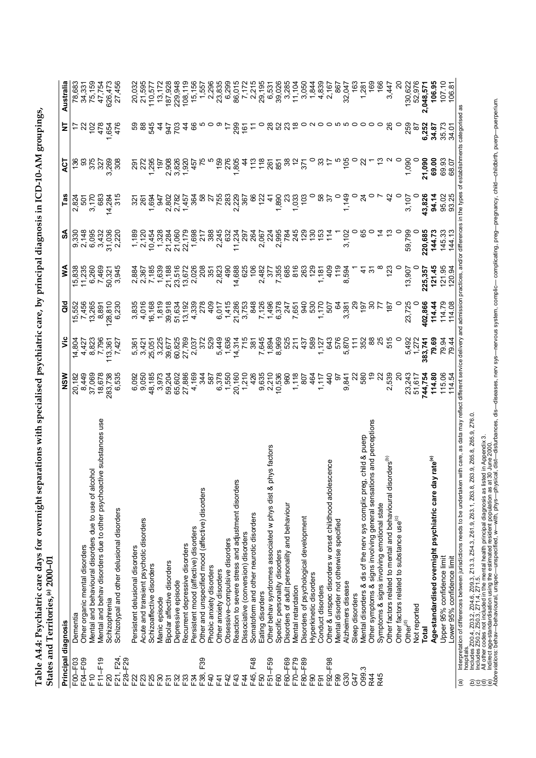**Table A4.4: Psychiatric care days for overnight separations with specialised psychiatric care, by principal diagnosis in ICD-10-AM groupings, States and Territories,[(a)] 2000–01**

| Principal diagnosis | | NSW | Vic | Qld | WA | SA | Tas | ACT | NT | Australia |
|---|---|---|---|---|---|---|---|---|---|---|
| F00–F03 | Dementia | 20,182 | 14,804 | 15,552 | 15,838 | 9,330 | 2,824 | 136 | 17 | 78,683 |
| F04–F09 | Other organic mental disorders | 8,449 | 4,427 | 7,456 | 11,235 | 2,148 | 501 | 93 | 22 | 34,331 |
| F10 | Mental and behavioural disorders due to use of alcohol | 37,069 | 8,823 | 13,265 | 6,260 | 6,095 | 3,170 | 375 | 102 | 75,159 |
| F11–F19 | Mental and behav disorders due to other psychoactive substances use | 18,678 | 7,796 | 8,891 | 7,469 | 3,432 | 683 | 327 | 478 | 47,754 |
| F20 | Schizophrenia | 283,738 | 113,361 | 128,810 | 50,321 | 31,036 | 14,284 | 3,269 | 1,654 | 626,473 |
| F21, F24, F28–F29 | Schizotypal and other delusional disorders | 6,535 | 7,427 | 6,230 | 3,945 | 2,220 | 315 | 308 | 476 | 27,456 |
| F22 | Persistent delusional disorders | 6,092 | 5,361 | 3,835 | 2,884 | 1,189 | 321 | 291 | 59 | 20,032 |
| F23 | Acute and transient psychotic disorders | 9,050 | 3,421 | 4,016 | 2,367 | 2,120 | 261 | 272 | 88 | 21,595 |
| F25 | Schizoaffective disorders | 48,185 | 25,051 | 16,168 | 7,185 | 10,454 | 1,694 | 1,295 | 545 | 110,577 |
| F30 | Manic episode | 3,973 | 3,225 | 1,819 | 1,639 | 1,328 | 947 | 197 | 44 | 13,172 |
| F31 | Bipolar affective disorders | 59,204 | 39,677 | 39,918 | 21,188 | 21,284 | 2,802 | 2,908 | 947 | 187,928 |
| F32 | Depressive episode | 65,602 | 60,825 | 51,634 | 23,516 | 21,060 | 2,782 | 3,826 | 703 | 229,948 |
| F33 | Recurrent depressive disorders | 27,886 | 27,769 | 13,192 | 13,672 | 22,179 | 1,457 | 1,920 | 44 | 108,119 |
| F34 | Persistent mood (affective) disorders | 4,169 | 2,037 | 4,339 | 2,026 | 1,698 | 364 | 457 | 66 | 15,156 |
| F38, F39 | Other and unspecified mood (affective) disorders | 344 | 372 | 278 | 208 | 217 | 58 | 75 | 5 | 1,557 |
| F40 | Phobic anxiety disorders | 587 | 529 | 409 | 351 | 388 | 27 | 5 | 0 | 2,296 |
| F41 | Other anxiety disorders | 6,378 | 5,449 | 6,017 | 2,823 | 2,245 | 755 | 159 | 9 | 23,835 |
| F42 | Obsessive–compulsive disorders | 1,550 | 1,636 | 1,415 | 490 | 632 | 283 | 276 | 17 | 6,299 |
| F43 | Reaction to severe stress and adjustment disorders | 20,160 | 14,314 | 21,286 | 14,688 | 11,234 | 2,229 | 1,805 | 299 | 86,015 |
| F44 | Dissociative (conversion) disorders | 1,210 | 715 | 3,753 | 625 | 297 | 367 | 44 | 161 | 7,172 |
| F45, F48 | Somatoform and other neurotic disorders | 426 | 381 | 848 | 106 | 264 | 66 | 113 | 11 | 2,215 |
| F50 | Eating disorders | 9,635 | 7,645 | 7,126 | 2,482 | 2,067 | 122 | 118 | 0 | 29,195 |
| F51–F59 | Other behav syndromes associated w phys dist & phys factors | 2,210 | 1,894 | 1,496 | 377 | 224 | 41 | 261 | 28 | 6,531 |
| F60 | Specific personality disorders | 10,536 | 8,969 | 6,378 | 7,355 | 2,995 | 1,890 | 851 | 52 | 39,026 |
| F60–F69 | Disorders of adult personality and behaviour | 960 | 525 | 247 | 685 | 784 | 23 | 38 | 23 | 3,285 |
| F70–F79 | Mental retardation | 1,118 | 211 | 7,651 | 816 | 245 | 1,033 | 12 | 18 | 11,104 |
| F80–F89 | Disorders of psychological development | 807 | 437 | 940 | 263 | 129 | 103 | 371 | 0 | 3,050 |
| F90 | Hyperkinetic disorders | 464 | 589 | 530 | 129 | 130 | 0 | 0 | 2 | 1,844 |
| F91 | Conduct disorders | 1,117 | 1,127 | 1,170 | 1,181 | 153 | 58 | 33 | 0 | 4,839 |
| F92–F98 | Other & unspec disorders w onset childhood adolescence | 440 | 643 | 507 | 409 | 114 | 37 | 17 | 0 | 2,167 |
| F99 | Mental disorder not otherwise specified | 97 | 576 | 64 | 119 | 1 | 0 | 5 | 5 | 867 |
| G30 | Alzheimers disease | 9,841 | 5,870 | 3,381 | 8,594 | 3,102 | 1,149 | 105 | 5 | 32,047 |
| G47 | Sleep disorders | 22 | 111 | 29 | 1 | 0 | 0 | 0 | 0 | 163 |
| O99.3 | Mental disorders & dis of the nerv sys complic preg, child & puerp | 580 | 352 | 197 | 41 | 65 | 24 | 22 | 0 | 1,281 |
| R44 | Other symptoms & signs involving general sensations and perceptions | 19 | 88 | 30 | 31 | 0 | 0 | 1 | 0 | 169 |
| R45 | Symptoms & signs involving emotional state | 22 | 25 | 77 | 8 | 14 | 7 | 13 | 0 | 166 |
| | Other factors related to mental and behavioural disorders[(b)] | 2,539 | 515 | 187 | 123 | 13 | 42 | 2 | 26 | 3,447 |
| | Other factors related to substance use[(c)] | 20 | 0 | 0 | 0 | 0 | 0 | 0 | 0 | 20 |
| | Other[(d)] | 23,243 | 5,492 | 23,725 | 13,907 | 59,799 | 3,107 | 1,090 | 259 | 130,622 |
| | Not reported | 51,617 | 1,272 | 0 | 0 | 0 | 0 | 0 | 87 | 52,976 |
| | **Total** | **744,754** | **383,741** | **402,866** | **225,357** | **220,685** | **43,826** | **21,090** | **6,252** | **2,048,571** |
| | **Age-standardised overnight psychiatric care day rate[(e)]** | **114.80** | **79.69** | **114.44** | **121.45** | **144.73** | **94.14** | **69.00** | **34.87** | **106.95** |
| | Upper 95% confidence limit | 115.06 | 79.94 | 114.79 | 121.95 | 145.33 | 95.02 | 69.93 | 35.73 | 107.10 |
| | Lower 95% confidence limit | 114.54 | 79.44 | 114.08 | 120.94 | 144.13 | 93.25 | 68.07 | 34.01 | 106.81 |

(a) Interpretation of differences between jurisdictions needs to be undertaken with care, as data may reflect different service delivery and admission practices, and/or differences in the types of establishments categorised as hospitals.

(b) Includes Z00.4, Z03.2, Z04.6, Z09.3, Z13.3, Z54.3, Z61.9, Z63.1, Z63.8, Z63.9, Z65.8, Z65.9, Z76.0.

(c) Includes Z50.2, Z50.3, Z71.4, Z71.5.

(d) All other codes not included in the mental health principal diagnosis as listed in Appendix 3.

(e) Indirect age-standardisation using the estimated resident population as at 30 June 2000.

*Abbreviations:* behav—behavioural, unspec—unspecified, w—with, phys—physical, dist—disturbances, dis—diseases, nerv sys—nervous system, complic—complicating, preg—pregnancy, child—childbirth, puerp—puerperium.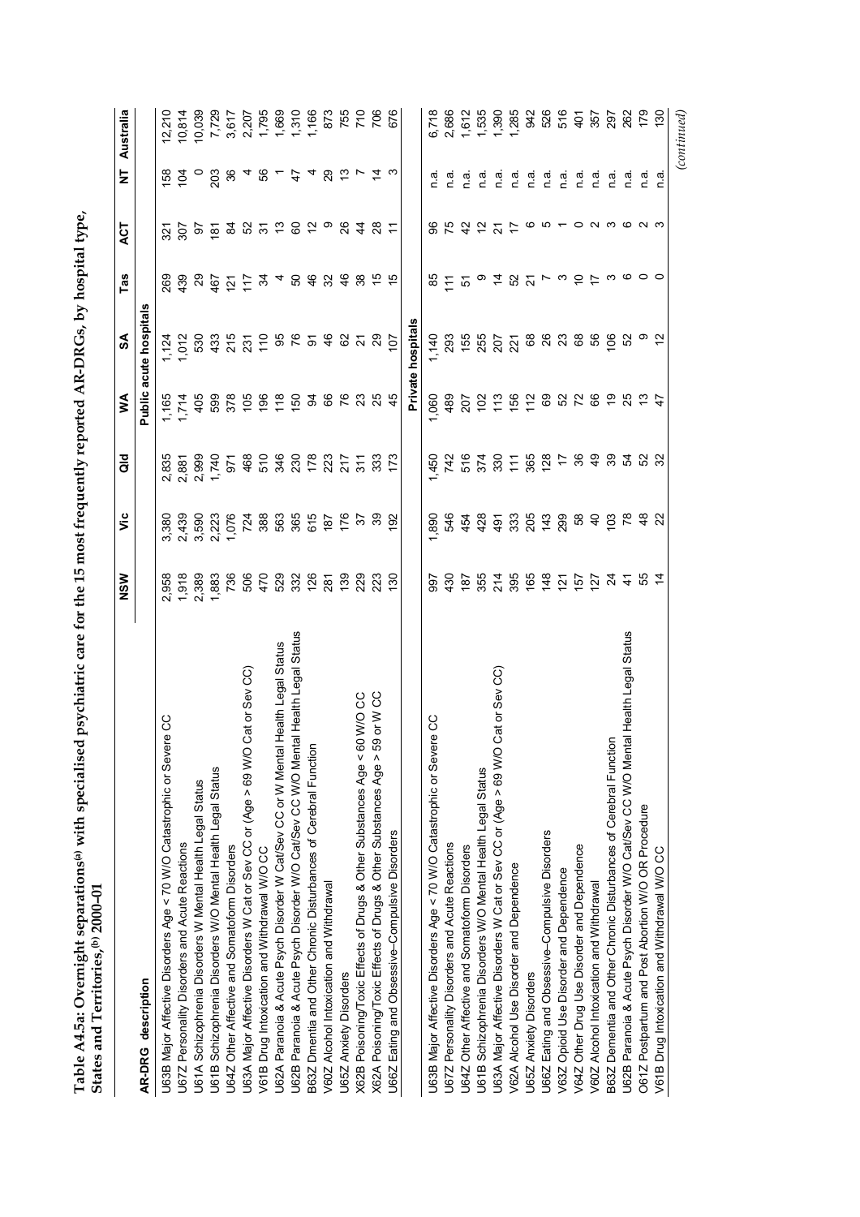**Table A4.5a: Overnight separations[(a)] with specialised psychiatric care for the 15 most frequently reported AR-DRGs, by hospital type, States and Territories,[(b)] 2000–01**

| AR-DRG description | NSW | Vic | Qld | WA | SA | Tas | ACT | NT | Australia |
|---|---|---|---|---|---|---|---|---|---|
| | | | | **Public acute hospitals** | | | | | |
| U63B Major Affective Disorders Age < 70 W/O Catastrophic or Severe CC | 2,958 | 3,380 | 2,835 | 1,165 | 1,124 | 269 | 321 | 158 | 12,210 |
| U67Z Personality Disorders and Acute Reactions | 1,918 | 2,439 | 2,881 | 1,714 | 1,012 | 439 | 307 | 104 | 10,814 |
| U61A Schizophrenia Disorders W Mental Health Legal Status | 2,389 | 3,590 | 2,999 | 405 | 530 | 29 | 97 | 0 | 10,039 |
| U61B Schizophrenia Disorders W/O Mental Health Legal Status | 1,883 | 2,223 | 1,740 | 599 | 433 | 467 | 181 | 203 | 7,729 |
| U64Z Other Affective and Somatoform Disorders | 736 | 1,076 | 971 | 378 | 215 | 121 | 84 | 36 | 3,617 |
| U63A Major Affective Disorders W Cat or Sev CC or (Age > 69 W/O Cat or Sev CC) | 506 | 724 | 468 | 105 | 231 | 117 | 52 | 4 | 2,207 |
| V61B Drug Intoxication and Withdrawal W/O CC | 470 | 388 | 510 | 196 | 110 | 34 | 31 | 56 | 1,795 |
| U62A Paranoia & Acute Psych Disorder W Cat/Sev CC or W Mental Health Legal Status | 529 | 563 | 346 | 118 | 95 | 4 | 13 | 1 | 1,669 |
| U62B Paranoia & Acute Psych Disorder W/O Cat/Sev CC W/O Mental Health Legal Status | 332 | 365 | 230 | 150 | 76 | 50 | 60 | 47 | 1,310 |
| B63Z Dementia and Other Chronic Disturbances of Cerebral Function | 126 | 615 | 178 | 94 | 91 | 46 | 12 | 4 | 1,166 |
| V60Z Alcohol Intoxication and Withdrawal | 281 | 187 | 223 | 66 | 46 | 32 | 9 | 29 | 873 |
| U65Z Anxiety Disorders | 139 | 176 | 217 | 76 | 62 | 46 | 26 | 13 | 755 |
| X62B Poisoning/Toxic Effects of Drugs & Other Substances Age < 60 W/O CC | 229 | 37 | 311 | 23 | 21 | 38 | 44 | 7 | 710 |
| X62A Poisoning/Toxic Effects of Drugs & Other Substances Age > 59 or W CC | 223 | 39 | 333 | 25 | 29 | 15 | 28 | 14 | 706 |
| U66Z Eating and Obsessive-Compulsive Disorders | 130 | 192 | 173 | 45 | 107 | 15 | 11 | 3 | 676 |
| | | | | **Private hospitals** | | | | | |
| U63B Major Affective Disorders Age < 70 W/O Catastrophic or Severe CC | 997 | 1,890 | 1,450 | 1,060 | 1,140 | 85 | 96 | n.a. | 6,718 |
| U67Z Personality Disorders and Acute Reactions | 430 | 546 | 742 | 489 | 293 | 111 | 75 | n.a. | 2,686 |
| U64Z Other Affective and Somatoform Disorders | 187 | 454 | 516 | 207 | 155 | 51 | 42 | n.a. | 1,612 |
| U61B Schizophrenia Disorders W/O Mental Health Legal Status | 355 | 428 | 374 | 102 | 255 | 9 | 12 | n.a. | 1,535 |
| U63A Major Affective Disorders W Cat or Sev CC or (Age > 69 W/O Cat or Sev CC) | 214 | 491 | 330 | 113 | 207 | 14 | 21 | n.a. | 1,390 |
| V62A Alcohol Use Disorder and Dependence | 395 | 333 | 111 | 156 | 221 | 52 | 17 | n.a. | 1,285 |
| U65Z Anxiety Disorders | 165 | 205 | 365 | 112 | 68 | 21 | 6 | n.a. | 942 |
| U66Z Eating and Obsessive-Compulsive Disorders | 148 | 143 | 128 | 69 | 26 | 7 | 5 | n.a. | 526 |
| V63Z Opioid Use Disorder and Dependence | 121 | 299 | 17 | 52 | 23 | 3 | 1 | n.a. | 516 |
| V64Z Other Drug Use Disorder and Dependence | 157 | 58 | 36 | 72 | 68 | 10 | 0 | n.a. | 401 |
| V60Z Alcohol Intoxication and Withdrawal | 127 | 40 | 49 | 66 | 56 | 17 | 2 | n.a. | 357 |
| B63Z Dementia and Other Chronic Disturbances of Cerebral Function | 24 | 103 | 39 | 19 | 106 | 3 | 3 | n.a. | 297 |
| U62B Paranoia & Acute Psych Disorder W/O Cat/Sev CC W/O Mental Health Legal Status | 41 | 78 | 54 | 25 | 52 | 6 | 6 | n.a. | 262 |
| O61Z Postpartum and Post Abortion W/O OR Procedure | 55 | 48 | 52 | 13 | 9 | 0 | 2 | n.a. | 179 |
| V61B Drug Intoxication and Withdrawal W/O CC | 14 | 22 | 32 | 47 | 12 | 0 | 3 | n.a. | 130 |

*(continued)*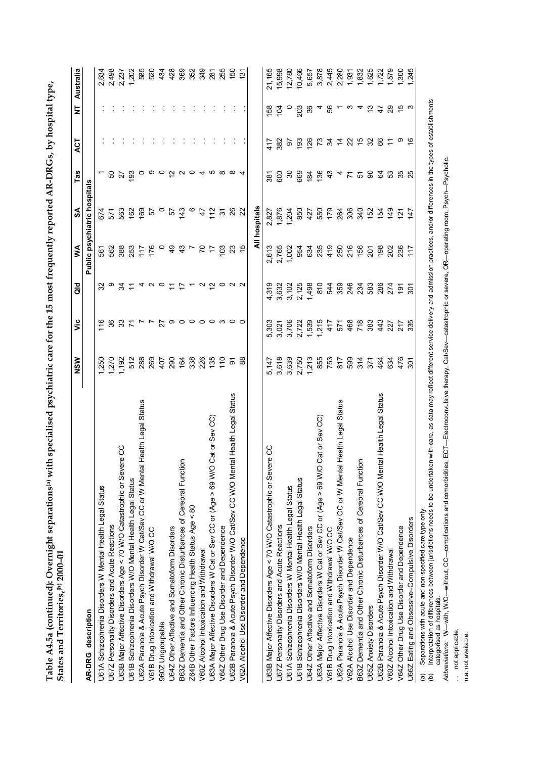**Table A4.5a (continued): Overnight separations[a] with specialised psychiatric care for the 15 most frequently reported AR-DRGs, by hospital type, States and Territories,[b] 2000–01**

| AR-DRG description | NSW | Vic | Qld | WA | SA | Tas | ACT | NT | Australia |
|---|---|---|---|---|---|---|---|---|---|
| | **Public psychiatric hospitals** | | | | | | | | |
| U61A Schizophrenia Disorders W Mental Health Legal Status | 1,250 | 116 | 32 | 561 | 674 | 1 | . . | . . | 2,634 |
| U67Z Personality Disorders and Acute Reactions | 1,270 | 36 | 9 | 562 | 571 | 50 | . . | . . | 2,498 |
| U63B Major Affective Disorders Age < 70 W/O Catastrophic or Severe CC | 1,192 | 33 | 34 | 388 | 563 | 27 | . . | . . | 2,237 |
| U61B Schizophrenia Disorders W/O Mental Health Legal Status | 512 | 71 | 11 | 253 | 162 | 193 | . . | . . | 1,202 |
| U62A Paranoia & Acute Psych Disorder W Cat/Sev CC or W Mental Health Legal Status | 288 | 7 | 4 | 117 | 169 | 0 | . . | . . | 585 |
| V61B Drug Intoxication and Withdrawal W/O CC | 269 | 7 | 2 | 176 | 57 | 9 | . . | . . | 520 |
| 960Z Ungroupable | 407 | 27 | 0 | 0 | 0 | 0 | . . | . . | 434 |
| U64Z Other Affective and Somatoform Disorders | 290 | 9 | 11 | 49 | 57 | 12 | . . | . . | 428 |
| B63Z Dementia and Other Chronic Disturbances of Cerebral Function | 164 | 0 | 17 | 43 | 143 | 2 | . . | . . | 369 |
| Z64B Other Factors Influencing Health Status Age < 80 | 338 | 0 | 1 | 7 | 6 | 0 | . . | . . | 352 |
| V60Z Alcohol Intoxication and Withdrawal | 226 | 0 | 2 | 70 | 47 | 4 | . . | . . | 349 |
| U63A Major Affective Disorders W Cat or Sev CC or (Age > 69 W/O Cat or Sev CC) | 135 | 0 | 12 | 17 | 112 | 5 | . . | . . | 281 |
| V64Z Other Drug Use Disorder and Dependence | 110 | 3 | 0 | 103 | 31 | 8 | . . | . . | 255 |
| U62B Paranoia & Acute Psych Disorder W/O Cat/Sev CC W/O Mental Health Legal Status | 91 | 0 | 2 | 23 | 26 | 8 | . . | . . | 150 |
| V62A Alcohol Use Disorder and Dependence | 88 | 0 | 2 | 15 | 22 | 4 | . . | . . | 131 |
| | **All hospitals** | | | | | | | | |
| U63B Major Affective Disorders Age < 70 W/O Catastrophic or Severe CC | 5,147 | 5,303 | 4,319 | 2,613 | 2,827 | 381 | 417 | 158 | 21,165 |
| U67Z Personality Disorders and Acute Reactions | 3,618 | 3,021 | 3,632 | 2,765 | 1,876 | 600 | 382 | 104 | 15,998 |
| U61A Schizophrenia Disorders W Mental Health Legal Status | 3,639 | 3,706 | 3,102 | 1,002 | 1,204 | 30 | 97 | 0 | 12,780 |
| U61B Schizophrenia Disorders W/O Mental Health Legal Status | 2,750 | 2,722 | 2,125 | 954 | 850 | 669 | 193 | 203 | 10,466 |
| U64Z Other Affective and Somatoform Disorders | 1,213 | 1,539 | 1,498 | 634 | 427 | 184 | 126 | 36 | 5,657 |
| U63A Major Affective Disorders W Cat or Sev CC or (Age > 69 W/O Cat or Sev CC) | 855 | 1,215 | 810 | 235 | 550 | 136 | 73 | 4 | 3,878 |
| V61B Drug Intoxication and Withdrawal W/O CC | 753 | 417 | 544 | 419 | 179 | 43 | 34 | 56 | 2,445 |
| U62A Paranoia & Acute Psych Disorder W Cat/Sev CC or W Mental Health Legal Status | 817 | 571 | 359 | 250 | 264 | 4 | 14 | 1 | 2,280 |
| V62A Alcohol Use Disorder and Dependence | 599 | 468 | 246 | 216 | 306 | 71 | 22 | 3 | 1,931 |
| B63Z Dementia and Other Chronic Disturbances of Cerebral Function | 314 | 718 | 234 | 156 | 340 | 51 | 15 | 4 | 1,832 |
| U65Z Anxiety Disorders | 371 | 383 | 583 | 201 | 152 | 90 | 32 | 13 | 1,825 |
| U62B Paranoia & Acute Psych Disorder W/O Cat/Sev CC W/O Mental Health Legal Status | 464 | 443 | 286 | 198 | 154 | 64 | 66 | 47 | 1,722 |
| V60Z Alcohol Intoxication and Withdrawal | 634 | 227 | 274 | 202 | 149 | 53 | 11 | 29 | 1,579 |
| V64Z Other Drug Use Disorder and Dependence | 476 | 217 | 191 | 236 | 121 | 35 | 9 | 15 | 1,300 |
| U66Z Eating and Obsessive–Compulsive Disorders | 301 | 335 | 301 | 117 | 147 | 25 | 16 | 3 | 1,245 |

(a) Separations with acute and non-specified care type only.

(b) Interpretation of differences between jurisdictions needs to be undertaken with care, as data may reflect different service delivery and admission practices, and/or differences in the types of establishments categorised as hospitals.

*Abbreviations:* W—with, W/O—without, CC—complications and comorbidities, ECT—Electroconvulsive therapy, Cat/Sev—catastrophic or severe, OR—operating room, Psych—Psychotic.

. . not applicable.

n.a. not available.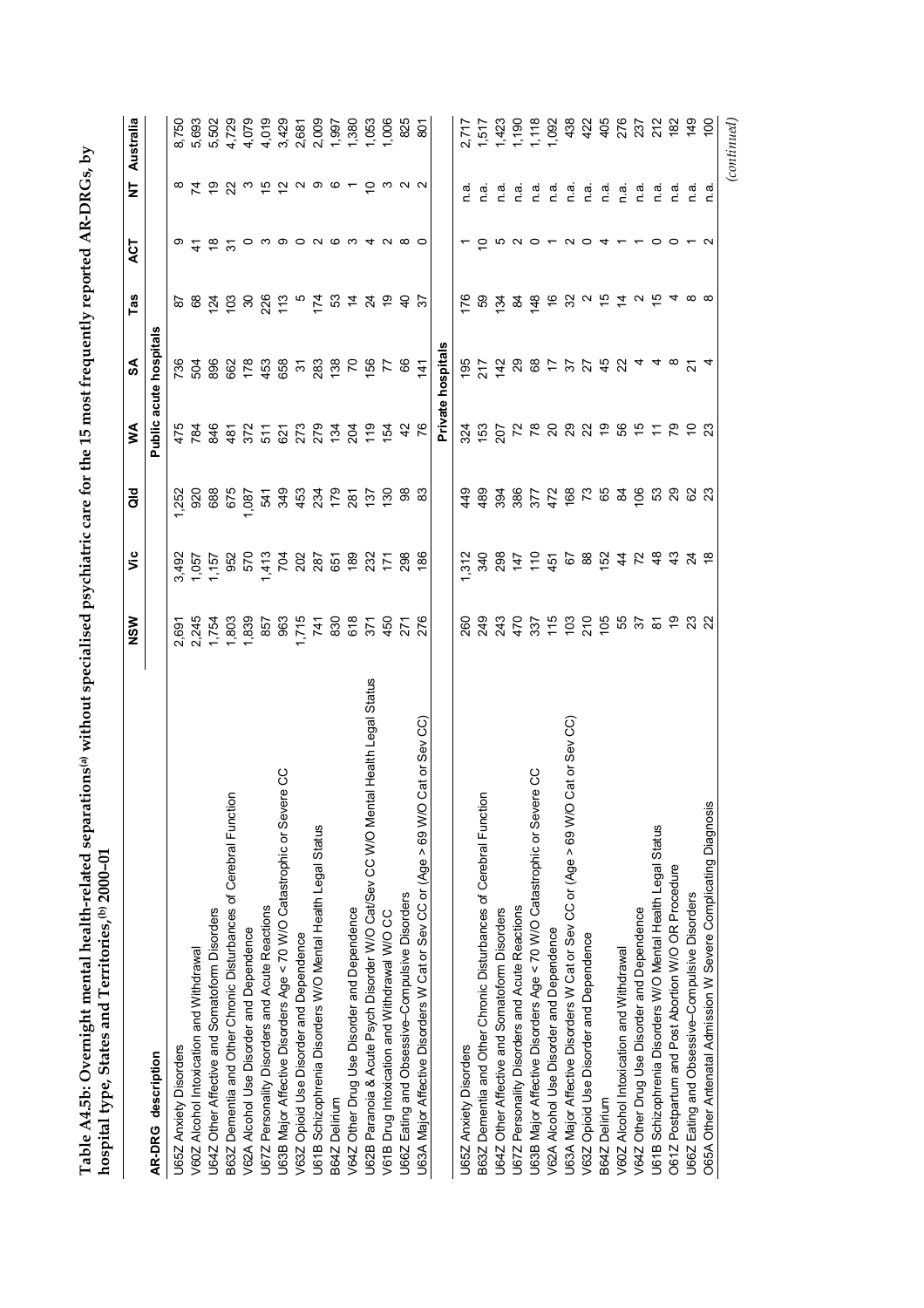**Table A4.5b: Overnight mental health-related separations[(a)] without specialised psychiatric care for the 15 most frequently reported AR-DRGs, by hospital type, States and Territories,[(b)] 2000–01**

| AR-DRG description | NSW | Vic | Qld | WA | SA | Tas | ACT | NT | Australia |
|---|---|---|---|---|---|---|---|---|---|
| | | | | **Public acute hospitals** | | | | | |
| U65Z Anxiety Disorders | 2,691 | 3,492 | 1,252 | 475 | 736 | 87 | 9 | 8 | 8,750 |
| V60Z Alcohol Intoxication and Withdrawal | 2,245 | 1,057 | 920 | 784 | 504 | 68 | 41 | 74 | 5,693 |
| U64Z Other Affective and Somatoform Disorders | 1,754 | 1,157 | 688 | 846 | 896 | 124 | 18 | 19 | 5,502 |
| B63Z Dementia and Other Chronic Disturbances of Cerebral Function | 1,803 | 952 | 675 | 481 | 662 | 103 | 31 | 22 | 4,729 |
| V62A Alcohol Use Disorder and Dependence | 1,839 | 570 | 1,087 | 372 | 178 | 30 | 0 | 3 | 4,079 |
| U67Z Personality Disorders and Acute Reactions | 857 | 1,413 | 541 | 511 | 453 | 226 | 3 | 15 | 4,019 |
| U63B Major Affective Disorders Age < 70 W/O Catastrophic or Severe CC | 963 | 704 | 349 | 621 | 658 | 113 | 9 | 12 | 3,429 |
| V63Z Opioid Use Disorder and Dependence | 1,715 | 202 | 453 | 273 | 31 | 5 | 0 | 2 | 2,681 |
| U61B Schizophrenia Disorders W/O Mental Health Legal Status | 741 | 287 | 234 | 279 | 283 | 174 | 2 | 9 | 2,009 |
| B64Z Delirium | 830 | 651 | 179 | 134 | 138 | 53 | 6 | 6 | 1,997 |
| V64Z Other Drug Use Disorder and Dependence | 618 | 189 | 281 | 204 | 70 | 14 | 3 | 1 | 1,380 |
| U62B Paranoia & Acute Psych Disorder W/O Cat/Sev CC W/O Mental Health Legal Status | 371 | 232 | 137 | 119 | 156 | 24 | 4 | 10 | 1,053 |
| V61B Drug Intoxication and Withdrawal W/O CC | 450 | 171 | 130 | 154 | 77 | 19 | 2 | 3 | 1,006 |
| U66Z Eating and Obsessive–Compulsive Disorders | 271 | 298 | 98 | 42 | 66 | 40 | 8 | 2 | 825 |
| U63A Major Affective Disorders W Cat or Sev CC or (Age > 69 W/O Cat or Sev CC) | 276 | 186 | 83 | 76 | 141 | 37 | 0 | 2 | 801 |
| | | | | **Private hospitals** | | | | | |
| U65Z Anxiety Disorders | 260 | 1,312 | 449 | 324 | 195 | 176 | 1 | n.a. | 2,717 |
| B63Z Dementia and Other Chronic Disturbances of Cerebral Function | 249 | 340 | 489 | 153 | 217 | 59 | 10 | n.a. | 1,517 |
| U64Z Other Affective and Somatoform Disorders | 243 | 298 | 394 | 207 | 142 | 134 | 5 | n.a. | 1,423 |
| U67Z Personality Disorders and Acute Reactions | 470 | 147 | 386 | 72 | 29 | 84 | 2 | n.a. | 1,190 |
| U63B Major Affective Disorders Age < 70 W/O Catastrophic or Severe CC | 337 | 110 | 377 | 78 | 68 | 148 | 0 | n.a. | 1,118 |
| V62A Alcohol Use Disorder and Dependence | 115 | 451 | 472 | 20 | 17 | 16 | 1 | n.a. | 1,092 |
| U63A Major Affective Disorders W Cat or Sev CC or (Age > 69 W/O Cat or Sev CC) | 103 | 67 | 168 | 29 | 37 | 32 | 2 | n.a. | 438 |
| V63Z Opioid Use Disorder and Dependence | 210 | 88 | 73 | 22 | 27 | 2 | 0 | n.a. | 422 |
| B64Z Delirium | 105 | 152 | 65 | 19 | 45 | 15 | 4 | n.a. | 405 |
| V60Z Alcohol Intoxication and Withdrawal | 55 | 44 | 84 | 56 | 22 | 14 | 1 | n.a. | 276 |
| V64Z Other Drug Use Disorder and Dependence | 37 | 72 | 106 | 15 | 4 | 2 | 1 | n.a. | 237 |
| U61B Schizophrenia Disorders W/O Mental Health Legal Status | 81 | 48 | 53 | 11 | 4 | 15 | 0 | n.a. | 212 |
| O61Z Postpartum and Post Abortion W/O OR Procedure | 19 | 43 | 29 | 79 | 8 | 4 | 0 | n.a. | 182 |
| U66Z Eating and Obsessive–Compulsive Disorders | 23 | 24 | 62 | 10 | 21 | 8 | 1 | n.a. | 149 |
| O65A Other Antenatal Admission W Severe Complicating Diagnosis | 22 | 18 | 23 | 23 | 4 | 8 | 2 | n.a. | 100 |

*(continued)*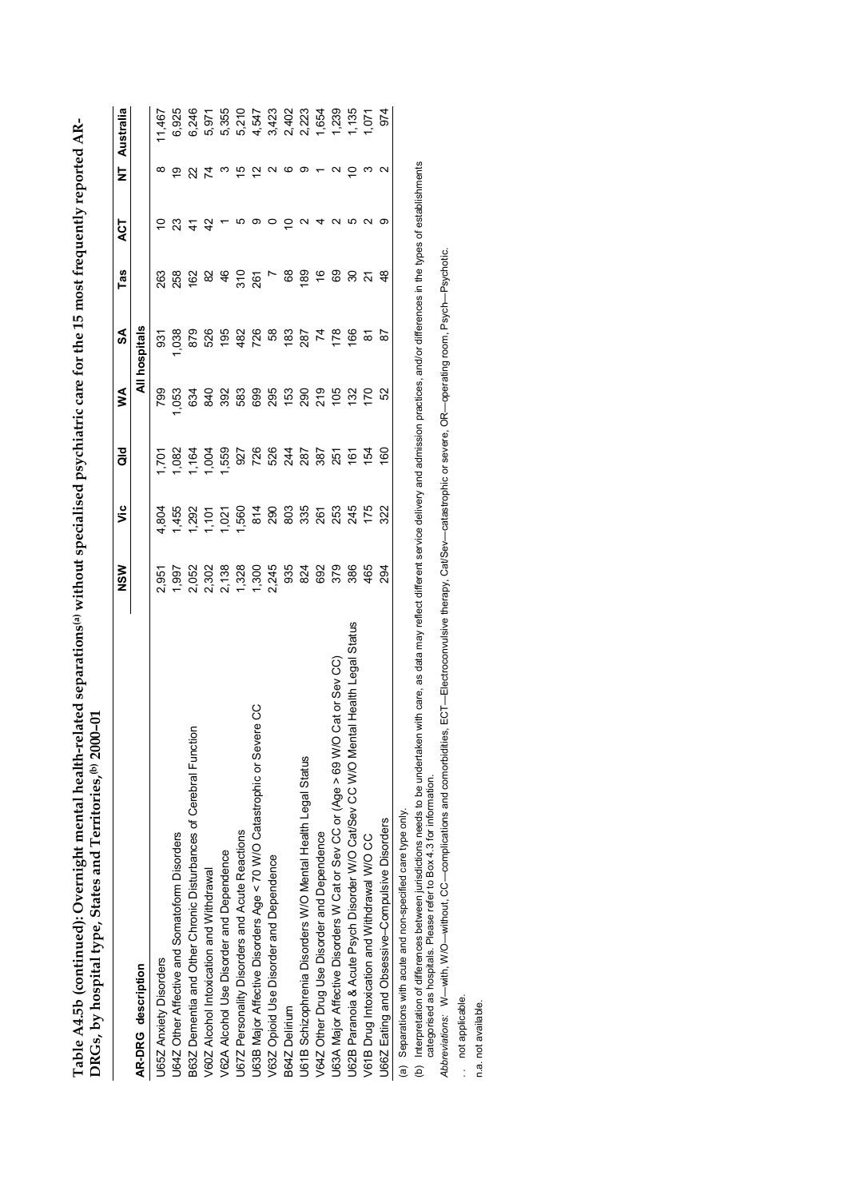**Table A4.5b (continued): Overnight mental health-related separations[(a)] without specialised psychiatric care for the 15 most frequently reported AR-DRGs, by hospital type, States and Territories,[(b)] 2000–01**

| AR-DRG description | NSW | Vic | Qld | WA | SA | Tas | ACT | NT | Australia |
|---|---|---|---|---|---|---|---|---|---|
| | | | | | All hospitals | | | | |
| U65Z Anxiety Disorders | 2,951 | 4,804 | 1,701 | 799 | 931 | 263 | 10 | 8 | 11,467 |
| U64Z Other Affective and Somatoform Disorders | 1,997 | 1,455 | 1,082 | 1,053 | 1,038 | 258 | 23 | 19 | 6,925 |
| B63Z Dementia and Other Chronic Disturbances of Cerebral Function | 2,052 | 1,292 | 1,164 | 634 | 879 | 162 | 41 | 22 | 6,246 |
| V60Z Alcohol Intoxication and Withdrawal | 2,302 | 1,101 | 1,004 | 840 | 526 | 82 | 42 | 74 | 5,971 |
| V62A Alcohol Use Disorder and Dependence | 2,138 | 1,021 | 1,559 | 392 | 195 | 46 | 1 | 3 | 5,355 |
| U67Z Personality Disorders and Acute Reactions | 1,328 | 1,560 | 927 | 583 | 482 | 310 | 5 | 15 | 5,210 |
| U63B Major Affective Disorders Age < 70 W/O Catastrophic or Severe CC | 1,300 | 814 | 726 | 699 | 726 | 261 | 9 | 12 | 4,547 |
| V63Z Opioid Use Disorder and Dependence | 2,245 | 290 | 526 | 295 | 58 | 7 | 0 | 2 | 3,423 |
| B64Z Delirium | 935 | 803 | 244 | 153 | 183 | 68 | 10 | 6 | 2,402 |
| U61B Schizophrenia Disorders W/O Mental Health Legal Status | 824 | 335 | 287 | 290 | 287 | 189 | 2 | 9 | 2,223 |
| V64Z Other Drug Use Disorder and Dependence | 692 | 261 | 387 | 219 | 74 | 16 | 4 | 1 | 1,654 |
| U63A Major Affective Disorders W Cat or Sev CC or (Age > 69 W/O Cat or Sev CC) | 379 | 253 | 251 | 105 | 178 | 69 | 2 | 2 | 1,239 |
| U62B Paranoia & Acute Psych Disorder W/O Cat/Sev CC W/O Mental Health Legal Status | 386 | 245 | 161 | 132 | 166 | 30 | 5 | 10 | 1,135 |
| V61B Drug Intoxication and Withdrawal W/O CC | 465 | 175 | 154 | 170 | 81 | 21 | 2 | 3 | 1,071 |
| U66Z Eating and Obsessive-Compulsive Disorders | 294 | 322 | 160 | 52 | 87 | 48 | 9 | 2 | 974 |

(a) Separations with acute and non-specified care type only.

(b) Interpretation of differences between jurisdictions needs to be undertaken with care, as data may reflect different service delivery and admission practices, and/or differences in the types of establishments categorised as hospitals. Please refer to Box 4.3 for information.

*Abbreviations:* W—with, W/O—without, CC—complications and comorbidities, ECT—Electroconvulsive therapy, Cat/Sev—catastrophic or severe, OR—operating room, Psych—Psychotic.

. . not applicable.

n.a. not available.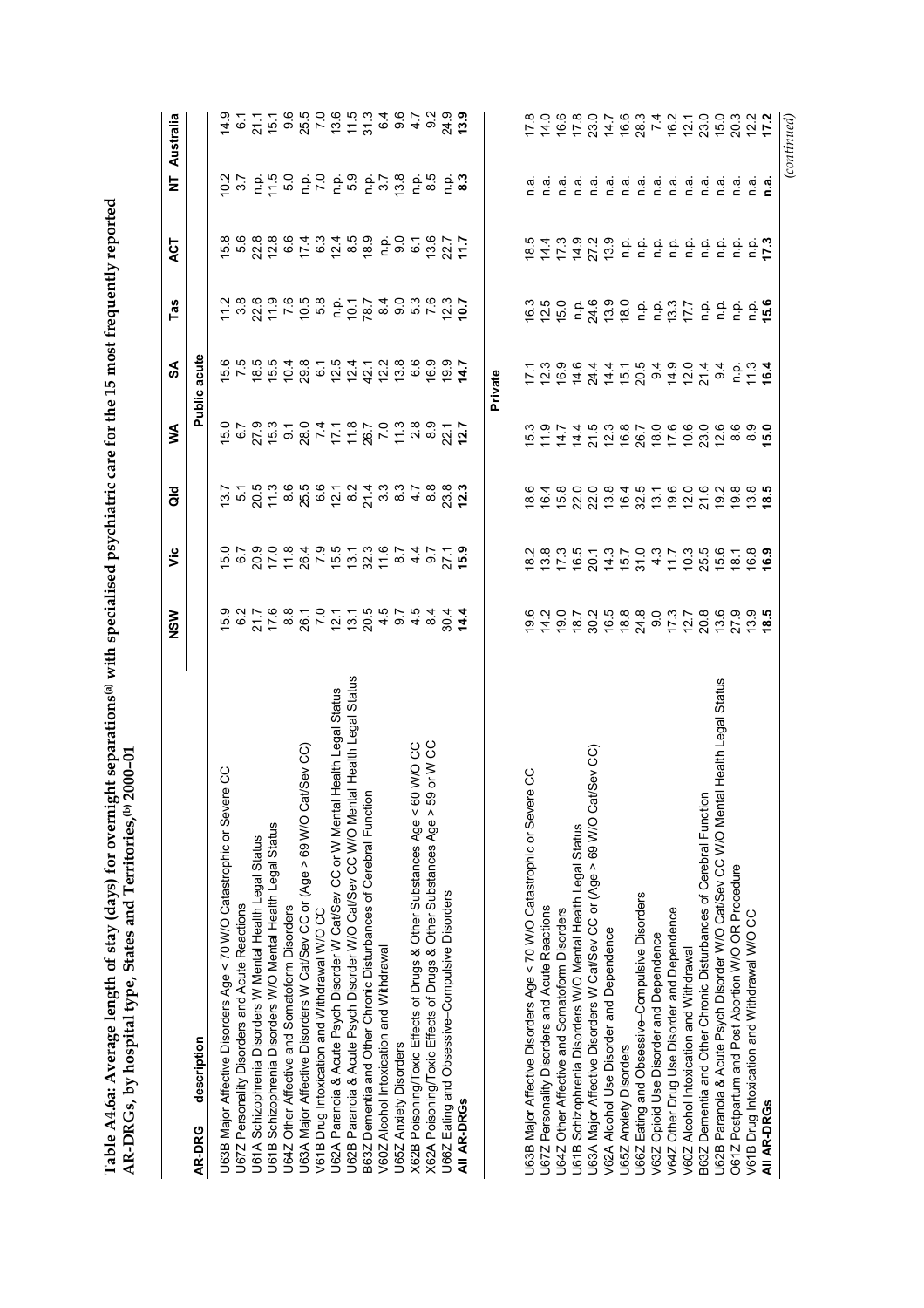**Table A4.6a: Average length of stay (days) for overnight separations[(a)] with specialised psychiatric care for the 15 most frequently reported AR-DRGs, by hospital type, States and Territories,[(b)] 2000–01**

| AR-DRG description | NSW | Vic | Qld | WA | SA | Tas | ACT | NT | Australia |
|---|---|---|---|---|---|---|---|---|---|
| | | | | | **Public acute** | | | | |
| U63B Major Affective Disorders Age < 70 W/O Catastrophic or Severe CC | 15.9 | 15.0 | 13.7 | 15.0 | 15.6 | 11.2 | 15.8 | 10.2 | 14.9 |
| U67Z Personality Disorders and Acute Reactions | 6.2 | 6.7 | 5.1 | 6.7 | 7.5 | 3.8 | 5.6 | 3.7 | 6.1 |
| U61A Schizophrenia Disorders W Mental Health Legal Status | 21.7 | 20.9 | 20.5 | 27.9 | 18.5 | 22.6 | 22.8 | n.p. | 21.1 |
| U61B Schizophrenia Disorders W/O Mental Health Legal Status | 17.6 | 17.0 | 11.3 | 15.3 | 15.5 | 11.9 | 12.8 | 11.5 | 15.1 |
| U64Z Other Affective and Somatoform Disorders | 8.8 | 11.8 | 8.6 | 9.1 | 10.4 | 7.6 | 6.6 | 5.0 | 9.6 |
| U63A Major Affective Disorders W Cat/Sev CC or (Age > 69 W/O Cat/Sev CC) | 26.1 | 26.4 | 25.5 | 28.0 | 29.8 | 10.5 | 17.4 | n.p. | 25.5 |
| V61B Drug Intoxication and Withdrawal W/O CC | 7.0 | 7.9 | 6.6 | 7.4 | 6.1 | 5.8 | 6.3 | 7.0 | 7.0 |
| U62A Paranoia & Acute Psych Disorder W Cat/Sev CC or W Mental Health Legal Status | 12.1 | 15.5 | 12.1 | 17.1 | 12.5 | n.p. | 12.4 | n.p. | 13.6 |
| U62B Paranoia & Acute Psych Disorder W/O Cat/Sev CC W/O Mental Health Legal Status | 13.1 | 13.1 | 8.2 | 11.8 | 12.4 | 10.1 | 8.5 | 5.9 | 11.5 |
| B63Z Dementia and Other Chronic Disturbances of Cerebral Function | 20.5 | 32.3 | 21.4 | 26.7 | 42.1 | 78.7 | 18.9 | n.p. | 31.3 |
| V60Z Alcohol Intoxication and Withdrawal | 4.5 | 11.6 | 3.3 | 7.0 | 12.2 | 8.4 | n.p. | 3.7 | 6.4 |
| U65Z Anxiety Disorders | 9.7 | 8.7 | 8.3 | 11.3 | 13.8 | 9.0 | 9.0 | 13.8 | 9.6 |
| X62B Poisoning/Toxic Effects of Drugs & Other Substances Age < 60 W/O CC | 4.5 | 4.4 | 4.7 | 2.8 | 6.6 | 5.3 | 6.1 | n.p. | 4.7 |
| X62A Poisoning/Toxic Effects of Drugs & Other Substances Age > 59 or W CC | 8.4 | 9.7 | 8.8 | 8.9 | 16.9 | 7.6 | 13.6 | 8.5 | 9.2 |
| U66Z Eating and Obsessive–Compulsive Disorders | 30.4 | 27.1 | 23.8 | 22.1 | 19.9 | 12.3 | 22.7 | n.p. | 24.9 |
| **All AR-DRGs** | **14.4** | **15.9** | **12.3** | **12.7** | **14.7** | **10.7** | **11.7** | **8.3** | **13.9** |
| | | | | | **Private** | | | | |
| U63B Major Affective Disorders Age < 70 W/O Catastrophic or Severe CC | 19.6 | 18.2 | 18.6 | 15.3 | 17.1 | 16.3 | 18.5 | n.a. | 17.8 |
| U67Z Personality Disorders and Acute Reactions | 14.2 | 13.8 | 16.4 | 11.9 | 12.3 | 12.5 | 14.4 | n.a. | 14.0 |
| U64Z Other Affective and Somatoform Disorders | 19.0 | 17.3 | 15.8 | 14.7 | 16.9 | 15.0 | 17.3 | n.a. | 16.6 |
| U61B Schizophrenia Disorders W/O Mental Health Legal Status | 18.7 | 16.5 | 22.0 | 14.4 | 14.6 | n.p. | 14.9 | n.a. | 17.8 |
| U63A Major Affective Disorders W Cat/Sev CC or (Age > 69 W/O Cat/Sev CC) | 30.2 | 20.1 | 22.0 | 21.5 | 24.4 | 24.6 | 27.2 | n.a. | 23.0 |
| V62A Alcohol Use Disorder and Dependence | 16.5 | 14.3 | 13.8 | 12.3 | 14.4 | 13.9 | 13.9 | n.a. | 14.7 |
| U65Z Anxiety Disorders | 18.8 | 15.7 | 16.4 | 16.8 | 15.1 | 18.0 | n.p. | n.a. | 16.6 |
| U66Z Eating and Obsessive–Compulsive Disorders | 24.8 | 31.0 | 32.5 | 26.7 | 20.5 | n.p. | n.p. | n.a. | 28.3 |
| V63Z Opioid Use Disorder and Dependence | 9.0 | 4.3 | 13.1 | 18.0 | 9.4 | n.p. | n.p. | n.a. | 7.4 |
| V64Z Other Drug Use Disorder and Dependence | 17.3 | 11.7 | 19.6 | 17.6 | 14.9 | 13.3 | n.p. | n.a. | 16.2 |
| V60Z Alcohol Intoxication and Withdrawal | 12.7 | 10.3 | 12.0 | 10.6 | 12.0 | 17.7 | n.p. | n.a. | 12.1 |
| B63Z Dementia and Other Chronic Disturbances of Cerebral Function | 20.8 | 25.5 | 21.6 | 23.0 | 21.4 | n.p. | n.p. | n.a. | 23.0 |
| U62B Paranoia & Acute Psych Disorder W/O Cat/Sev CC W/O Mental Health Legal Status | 13.6 | 15.6 | 19.2 | 12.6 | 9.4 | n.p. | n.p. | n.a. | 15.0 |
| O61Z Postpartum and Post Abortion W/O OR Procedure | 27.9 | 18.1 | 19.8 | 8.6 | n.p. | n.p. | n.p. | n.a. | 20.3 |
| V61B Drug Intoxication and Withdrawal W/O CC | 13.9 | 16.8 | 13.8 | 8.9 | 11.3 | n.p. | n.p. | n.a. | 12.2 |
| **All AR-DRGs** | **18.5** | **16.9** | **18.5** | **15.0** | **16.4** | **15.6** | **17.3** | **n.a.** | **17.2** |

*(continued)*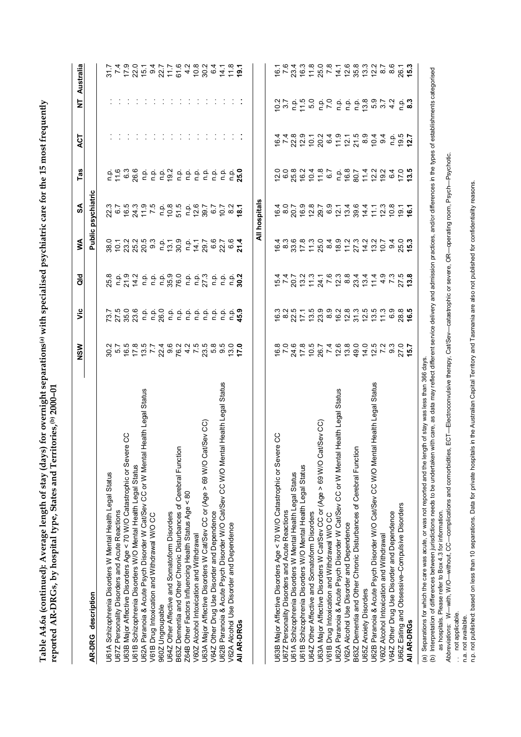**Table A4.6a (continued): Average length of stay (days) for overnight separations[(a)] with specialised psychiatric care for the 15 most frequently reported AR-DRGs, by hospital type, States and Territories,[(b)] 2000–01**

| AR-DRG description | NSW | Vic | Qld | WA | SA | Tas | ACT | NT | Australia |
|---|---|---|---|---|---|---|---|---|---|
| **Public psychiatric** | | | | | | | | | |
| U61A Schizophrenia Disorders W Mental Health Legal Status | 30.2 | 73.7 | 25.8 | 38.0 | 22.3 | n.p. | . . | . . | 31.7 |
| U67Z Personality Disorders and Acute Reactions | 5.7 | 27.5 | n.p. | 10.1 | 6.7 | 11.6 | . . | . . | 7.4 |
| U63B Major Affective Disorders Age < 70 W/O Catastrophic or Severe CC | 16.5 | 35.0 | 21.9 | 23.2 | 16.5 | 6.3 | . . | . . | 17.9 |
| U61B Schizophrenia Disorders W/O Mental Health Legal Status | 17.8 | 23.6 | 14.2 | 25.2 | 24.3 | 26.6 | . . | . . | 22.0 |
| U62A Paranoia & Acute Psych Disorder W Cat/Sev CC or W Mental Health Legal Status | 13.5 | n.p. | n.p. | 20.5 | 11.9 | n.p. | . . | . . | 15.1 |
| V61B Drug Intoxication and Withdrawal W/O CC | 7.7 | n.p. | n.p. | 9.3 | 7.5 | n.p. | . . | . . | 9.4 |
| 960Z Ungroupable | 22.4 | 26.0 | n.p. | n.p. | n.p. | n.p. | . . | . . | 22.7 |
| U64Z Other Affective and Somatoform Disorders | 9.6 | n.p. | 35.9 | 13.1 | 10.8 | 19.2 | . . | . . | 11.7 |
| B63Z Dementia and Other Chronic Disturbances of Cerebral Function | 76.2 | n.p. | 76.0 | 30.9 | 51.5 | n.p. | . . | . . | 61.6 |
| Z64B Other Factors Influencing Health Status Age < 80 | 4.2 | n.p. | n.p. | n.p. | n.p. | n.p. | . . | . . | 4.2 |
| V60Z Alcohol Intoxication and Withdrawal | 7.5 | n.p. | n.p. | 14.1 | 12.6 | n.p. | . . | . . | 10.8 |
| U63A Major Affective Disorders W Cat/Sev CC or (Age > 69 W/O Cat/Sev CC) | 23.5 | n.p. | 27.3 | 29.7 | 39.7 | n.p. | . . | . . | 30.2 |
| V64Z Other Drug Use Disorder and Dependence | 5.8 | n.p. | n.p. | 6.6 | 6.7 | n.p. | . . | . . | 6.4 |
| U62B Paranoia & Acute Psych Disorder W/O Cat/Sev CC W/O Mental Health Legal Status | 9.5 | n.p. | n.p. | 22.7 | 10.7 | n.p. | . . | . . | 14.1 |
| V62A Alcohol Use Disorder and Dependence | 13.0 | n.p. | n.p. | 6.6 | 8.2 | n.p. | . . | . . | 11.8 |
| **All AR-DRGs** | **17.0** | **45.9** | **30.2** | **21.4** | **18.1** | **25.0** | **. .** | **. .** | **19.1** |
| **All hospitals** | | | | | | | | | |
| U63B Major Affective Disorders Age < 70 W/O Catastrophic or Severe CC | 16.8 | 16.3 | 15.4 | 16.4 | 16.4 | 12.0 | 16.4 | 10.2 | 16.1 |
| U67Z Personality Disorders and Acute Reactions | 7.0 | 8.2 | 7.4 | 8.3 | 8.0 | 6.0 | 7.4 | 3.7 | 7.6 |
| U61A Schizophrenia Disorders W Mental Health Legal Status | 24.6 | 22.5 | 20.7 | 33.6 | 20.7 | 25.8 | 22.8 | n.p. | 23.4 |
| U61B Schizophrenia Disorders W/O Mental Health Legal Status | 17.8 | 17.1 | 13.2 | 17.8 | 16.9 | 16.2 | 12.9 | 11.5 | 16.3 |
| U64Z Other Affective and Somatoform Disorders | 10.5 | 13.5 | 11.3 | 11.3 | 12.8 | 10.4 | 10.1 | 5.0 | 11.8 |
| U63A Major Affective Disorders W Cat/Sev CC or (Age > 69 W/O Cat/Sev CC) | 26.7 | 23.9 | 24.1 | 25.0 | 29.7 | 11.8 | 20.2 | n.p. | 25.0 |
| V61B Drug Intoxication and Withdrawal W/O CC | 7.4 | 8.9 | 7.6 | 8.4 | 6.9 | 6.7 | 6.4 | 7.0 | 7.8 |
| U62A Paranoia & Acute Psych Disorder W Cat/Sev CC or W Mental Health Legal Status | 12.6 | 16.2 | 12.3 | 18.9 | 12.1 | n.p. | 11.9 | n.p. | 14.1 |
| V62A Alcohol Use Disorder and Dependence | 13.8 | 12.8 | 8.8 | 11.2 | 13.4 | 16.8 | 12.1 | n.p. | 12.6 |
| B63Z Dementia and Other Chronic Disturbances of Cerebral Function | 49.0 | 31.3 | 23.4 | 27.3 | 39.6 | 80.7 | 21.5 | n.p. | 35.8 |
| U65Z Anxiety Disorders | 14.0 | 12.5 | 13.4 | 14.2 | 14.4 | 11.4 | 8.9 | 13.8 | 13.3 |
| U62B Paranoia & Acute Psych Disorder W/O Cat/Sev CC W/O Mental Health Legal Status | 12.5 | 13.5 | 11.4 | 13.2 | 11.1 | 12.2 | 10.4 | 5.9 | 12.2 |
| V60Z Alcohol Intoxication and Withdrawal | 7.2 | 11.3 | 4.9 | 10.7 | 12.3 | 19.2 | 9.4 | 3.7 | 8.7 |
| V64Z Other Drug Use Disorder and Dependence | 9.3 | 6.9 | 7.3 | 9.4 | 10.8 | 6.4 | n.p. | 4.2 | 8.6 |
| U66Z Eating and Obsessive–Compulsive Disorders | 27.0 | 28.8 | 27.5 | 25.0 | 19.1 | 17.0 | 19.5 | n.p. | 26.1 |
| **All AR-DRGs** | **15.7** | **16.5** | **13.8** | **15.3** | **16.1** | **13.5** | **12.7** | **8.3** | **15.3** |

(a) Separations for which the care was acute, or was not reported and the length of stay was less than 366 days.
(b) Interpretation of differences between jurisdictions needs to be undertaken with care, as data may reflect different service delivery and admission practices, and/or differences in the types of establishments categorised as hospitals. Please refer to Box 4.3 for information.

*Abbreviations:* W—with, W/O—without, CC—complications and comorbidities, ECT—Electroconvulsive therapy, Cat/Sev—catastrophic or severe, OR—operating room, Psych—Psychotic.

. . not applicable.

n.a. not available.

n.p. not published: based on less than 10 separations. Data for private hospitals in the Australian Capital Territory and Tasmania are also not published for confidentiality reasons.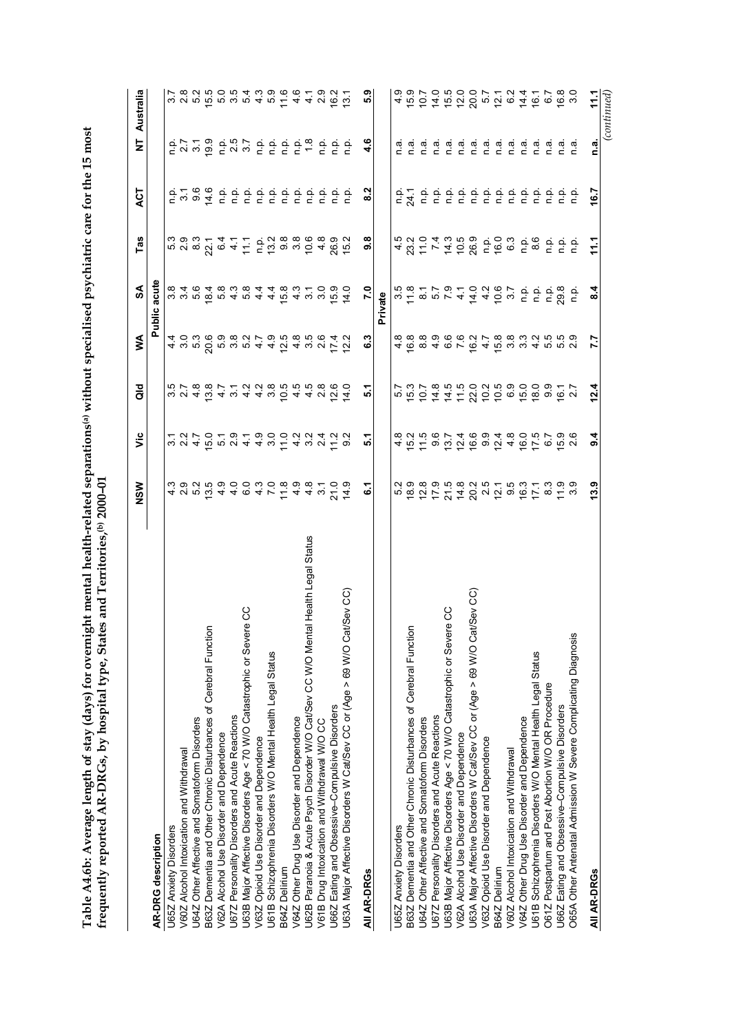**Table A4.6b: Average length of stay (days) for overnight mental health-related separations[(a)] without specialised psychiatric care for the 15 most frequently reported AR-DRGs, by hospital type, States and Territories,[(b)] 2000–01**

| AR-DRG description | NSW | Vic | Qld | WA | SA | Tas | ACT | NT | Australia |
|---|---|---|---|---|---|---|---|---|---|
| | | | | | Public acute | | | | |
| U65Z Anxiety Disorders | 4.3 | 3.1 | 3.5 | 4.4 | 3.8 | 5.3 | n.p. | n.p. | 3.7 |
| V60Z Alcohol Intoxication and Withdrawal | 2.9 | 2.2 | 2.7 | 3.0 | 3.4 | 2.9 | 3.1 | 2.7 | 2.8 |
| U64Z Other Affective and Somatoform Disorders | 5.2 | 4.7 | 4.8 | 5.3 | 5.6 | 8.3 | 9.6 | 3.1 | 5.2 |
| B63Z Dementia and Other Chronic Disturbances of Cerebral Function | 13.5 | 15.0 | 13.8 | 20.6 | 18.4 | 22.1 | 14.6 | 19.9 | 15.5 |
| V62A Alcohol Use Disorder and Dependence | 4.9 | 5.1 | 4.7 | 5.9 | 5.8 | 6.4 | n.p. | n.p. | 5.0 |
| U67Z Personality Disorders and Acute Reactions | 4.0 | 2.9 | 3.1 | 3.8 | 4.3 | 4.1 | n.p. | 2.5 | 3.5 |
| U63B Major Affective Disorders Age < 70 W/O Catastrophic or Severe CC | 6.0 | 4.1 | 4.2 | 5.2 | 5.8 | 11.1 | n.p. | 3.7 | 5.4 |
| V63Z Opioid Use Disorder and Dependence | 4.3 | 4.9 | 4.2 | 4.7 | 4.4 | n.p. | n.p. | n.p. | 4.3 |
| U61B Schizophrenia Disorders W/O Mental Health Legal Status | 7.0 | 3.0 | 3.8 | 4.9 | 4.4 | 13.2 | n.p. | n.p. | 5.9 |
| B64Z Delirium | 11.8 | 11.0 | 10.5 | 12.5 | 15.8 | 9.8 | n.p. | n.p. | 11.6 |
| V64Z Other Drug Use Disorder and Dependence | 4.9 | 4.2 | 4.5 | 4.8 | 4.3 | 3.8 | n.p. | n.p. | 4.6 |
| U62B Paranoia & Acute Psych Disorder W/O Cat/Sev CC W/O Mental Health Legal Status | 4.8 | 3.2 | 4.5 | 3.5 | 3.1 | 10.6 | n.p. | 1.8 | 4.1 |
| V61B Drug Intoxication and Withdrawal W/O CC | 3.1 | 2.4 | 2.8 | 2.6 | 3.0 | 4.8 | n.p. | n.p. | 2.9 |
| U66Z Eating and Obsessive-Compulsive Disorders | 21.0 | 11.2 | 12.6 | 17.4 | 15.9 | 26.9 | n.p. | n.p. | 16.2 |
| U63A Major Affective Disorders W Cat/Sev CC or (Age > 69 W/O Cat/Sev CC) | 14.9 | 9.2 | 14.0 | 12.2 | 14.0 | 15.2 | n.p. | n.p. | 13.1 |
| **All AR-DRGs** | **6.1** | **5.1** | **5.1** | **6.3** | **7.0** | **9.8** | **8.2** | **4.6** | **5.9** |
| | | | | | Private | | | | |
| U65Z Anxiety Disorders | 5.2 | 4.8 | 5.7 | 4.8 | 3.5 | 4.5 | n.p. | n.a. | 4.9 |
| B63Z Dementia and Other Chronic Disturbances of Cerebral Function | 18.9 | 15.2 | 15.3 | 16.8 | 11.8 | 23.2 | 24.1 | n.a. | 15.9 |
| U64Z Other Affective and Somatoform Disorders | 12.8 | 11.5 | 10.7 | 8.8 | 8.1 | 11.0 | n.p. | n.a. | 10.7 |
| U67Z Personality Disorders and Acute Reactions | 17.9 | 9.6 | 14.8 | 4.9 | 5.7 | 7.4 | n.p. | n.a. | 14.0 |
| U63B Major Affective Disorders Age < 70 W/O Catastrophic or Severe CC | 21.5 | 13.7 | 14.5 | 6.6 | 7.9 | 14.3 | n.p. | n.a. | 15.5 |
| V62A Alcohol Use Disorder and Dependence | 14.8 | 12.4 | 11.5 | 7.6 | 4.1 | 10.5 | n.p. | n.a. | 12.0 |
| U63A Major Affective Disorders W Cat/Sev CC or (Age > 69 W/O Cat/Sev CC) | 20.2 | 16.6 | 22.0 | 16.2 | 14.0 | 26.9 | n.p. | n.a. | 20.0 |
| V63Z Opioid Use Disorder and Dependence | 2.5 | 9.9 | 10.2 | 4.7 | 4.2 | n.p. | n.p. | n.a. | 5.7 |
| B64Z Delirium | 12.1 | 12.4 | 10.5 | 15.8 | 10.6 | 16.0 | n.p. | n.a. | 12.1 |
| V60Z Alcohol Intoxication and Withdrawal | 9.5 | 4.8 | 6.9 | 3.8 | 3.7 | 6.3 | n.p. | n.a. | 6.2 |
| V64Z Other Drug Use Disorder and Dependence | 16.3 | 16.0 | 15.0 | 3.3 | n.p. | n.p. | n.p. | n.a. | 14.4 |
| U61B Schizophrenia Disorders W/O Mental Health Legal Status | 17.1 | 17.5 | 18.0 | 4.2 | n.p. | 8.6 | n.p. | n.a. | 16.1 |
| O61Z Postpartum and Post Abortion W/O OR Procedure | 8.3 | 6.7 | 9.9 | 5.5 | n.p. | n.p. | n.p. | n.a. | 6.7 |
| U66Z Eating and Obsessive-Compulsive Disorders | 11.9 | 15.9 | 16.1 | 5.5 | 29.8 | n.p. | n.p. | n.a. | 16.8 |
| O65A Other Antenatal Admission W Severe Complicating Diagnosis | 3.9 | 2.6 | 2.7 | 2.9 | n.p. | n.p. | n.p. | n.a. | 3.0 |
| **All AR-DRGs** | **13.9** | **9.4** | **12.4** | **7.7** | **8.4** | **11.1** | **16.7** | **n.a.** | **11.1** |

*(continued)*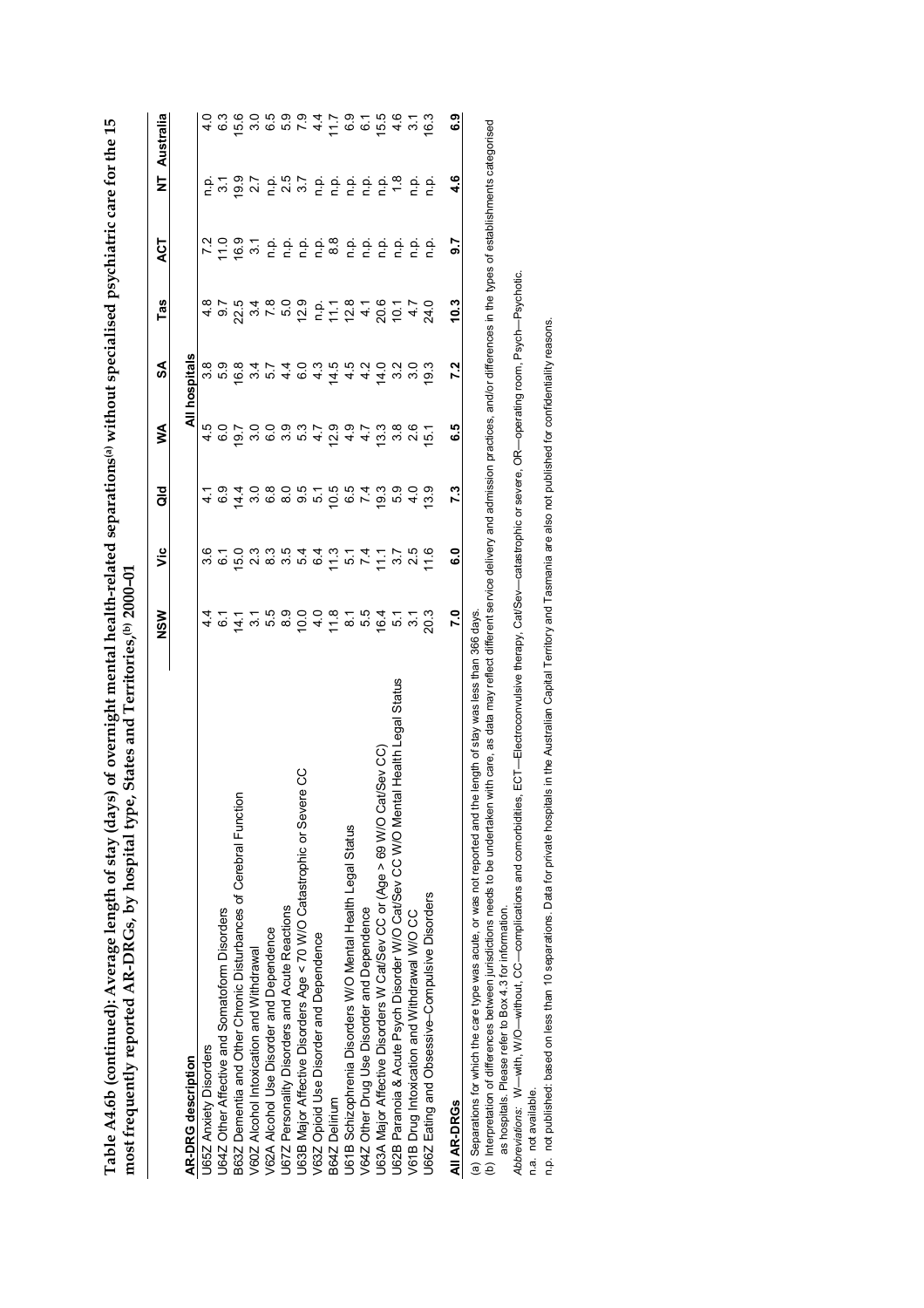**Table A4.6b (continued): Average length of stay (days) of overnight mental health-related separations[(a)] without specialised psychiatric care for the 15 most frequently reported AR-DRGs, by hospital type, States and Territories,[(b)] 2000–01**

| AR-DRG description | NSW | Vic | Qld | WA | SA | Tas | ACT | NT | Australia |
|---|---|---|---|---|---|---|---|---|---|
| | | | | | **All hospitals** | | | | |
| U65Z Anxiety Disorders | 4.4 | 3.6 | 4.1 | 4.5 | 3.8 | 4.8 | 7.2 | n.p. | 4.0 |
| U64Z Other Affective and Somatoform Disorders | 6.1 | 6.1 | 6.9 | 6.0 | 5.9 | 9.7 | 11.0 | 3.1 | 6.3 |
| B63Z Dementia and Other Chronic Disturbances of Cerebral Function | 14.1 | 15.0 | 14.4 | 19.7 | 16.8 | 22.5 | 16.9 | 19.9 | 15.6 |
| V60Z Alcohol Intoxication and Withdrawal | 3.1 | 2.3 | 3.0 | 3.0 | 3.4 | 3.4 | 3.1 | 2.7 | 3.0 |
| V62A Alcohol Use Disorder and Dependence | 5.5 | 8.3 | 6.8 | 6.0 | 5.7 | 7.8 | n.p. | n.p. | 6.5 |
| U67Z Personality Disorders and Acute Reactions | 8.9 | 3.5 | 8.0 | 3.9 | 4.4 | 5.0 | n.p. | 2.5 | 5.9 |
| U63B Major Affective Disorders Age < 70 W/O Catastrophic or Severe CC | 10.0 | 5.4 | 9.5 | 5.3 | 6.0 | 12.9 | n.p. | 3.7 | 7.9 |
| V63Z Opioid Use Disorder and Dependence | 4.0 | 6.4 | 5.1 | 4.7 | 4.3 | n.p. | n.p. | n.p. | 4.4 |
| B64Z Delirium | 11.8 | 11.3 | 10.5 | 12.9 | 14.5 | 11.1 | 8.8 | n.p. | 11.7 |
| U61B Schizophrenia Disorders W/O Mental Health Legal Status | 8.1 | 5.1 | 6.5 | 4.9 | 4.5 | 12.8 | n.p. | n.p. | 6.9 |
| V64Z Other Drug Use Disorder and Dependence | 5.5 | 7.4 | 7.4 | 4.7 | 4.2 | 4.1 | n.p. | n.p. | 6.1 |
| U63A Major Affective Disorders W Cat/Sev CC or (Age > 69 W/O Cat/Sev CC) | 16.4 | 11.1 | 19.3 | 13.3 | 14.0 | 20.6 | n.p. | n.p. | 15.5 |
| U62B Paranoia & Acute Psych Disorder W/O Cat/Sev CC W/O Mental Health Legal Status | 5.1 | 3.7 | 5.9 | 3.8 | 3.2 | 10.1 | n.p. | 1.8 | 4.6 |
| V61B Drug Intoxication and Withdrawal W/O CC | 3.1 | 2.5 | 4.0 | 2.6 | 3.0 | 4.7 | n.p. | n.p. | 3.1 |
| U66Z Eating and Obsessive-Compulsive Disorders | 20.3 | 11.6 | 13.9 | 15.1 | 19.3 | 24.0 | n.p. | n.p. | 16.3 |
| **All AR-DRGs** | **7.0** | **6.0** | **7.3** | **6.5** | **7.2** | **10.3** | **9.7** | **4.6** | **6.9** |

(a) Separations for which the care type was acute, or was not reported and the length of stay was less than 366 days.

(b) Interpretation of differences between jurisdictions needs to be undertaken with care, as data may reflect different service delivery and admission practices, and/or differences in the types of establishments categorised as hospitals. Please refer to Box 4.3 for information.

*Abbreviations:* W—with, W/O—without, CC—complications and comorbidities, ECT—Electroconvulsive therapy, Cat/Sev—catastrophic or severe, OR—operating room, Psych—Psychotic.

n.a. not available.

n.p. not published: based on less than 10 separations. Data for private hospitals in the Australian Capital Territory and Tasmania are also not published for confidentiality reasons.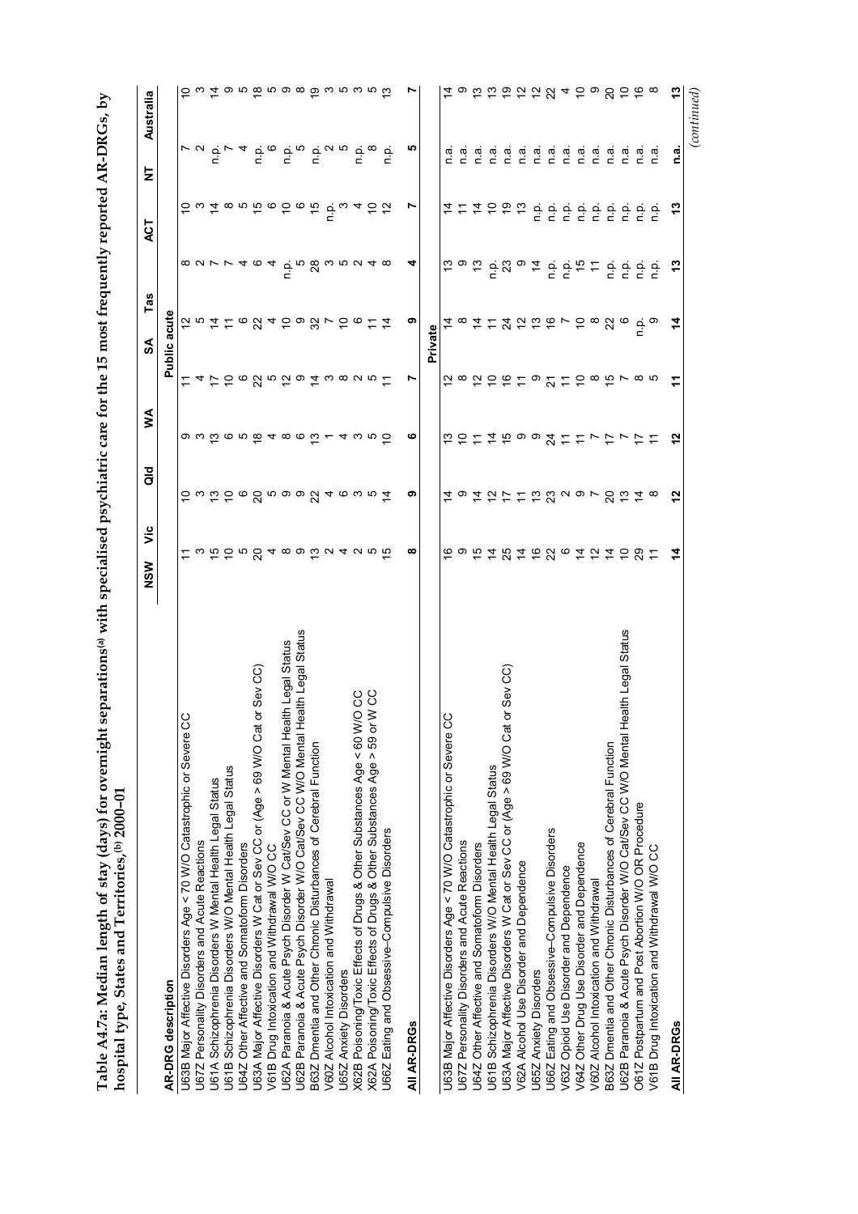**Table A4.7a: Median length of stay (days) for overnight separations[a] with specialised psychiatric care for the 15 most frequently reported AR-DRGs, by hospital type, States and Territories,[b] 2000–01**

| AR-DRG description | NSW | Vic | Qld | WA | SA | Tas | ACT | NT | Australia |
|---|---|---|---|---|---|---|---|---|---|
| **Public acute** | | | | | | | | | |
| U63B Major Affective Disorders Age < 70 W/O Catastrophic or Severe CC | 11 | 10 | 9 | 11 | 12 | 8 | 10 | 7 | 10 |
| U67Z Personality Disorders and Acute Reactions | 3 | 3 | 3 | 4 | 5 | 2 | 3 | 2 | 3 |
| U61A Schizophrenia Disorders W Mental Health Legal Status | 15 | 13 | 13 | 17 | 14 | 7 | 14 | n.p. | 14 |
| U61B Schizophrenia Disorders W/O Mental Health Legal Status | 10 | 10 | 6 | 10 | 11 | 7 | 8 | 7 | 9 |
| U64Z Other Affective and Somatoform Disorders | 5 | 6 | 5 | 6 | 6 | 4 | 5 | 4 | 5 |
| U63A Major Affective Disorders W Cat or Sev CC or (Age > 69 W/O Cat or Sev CC) | 20 | 20 | 18 | 22 | 22 | 6 | 15 | n.p. | 18 |
| V61B Drug Intoxication and Withdrawal W/O CC | 4 | 5 | 4 | 5 | 4 | 4 | 6 | 6 | 5 |
| U62A Paranoia & Acute Psych Disorder W Cat/Sev CC or W Mental Health Legal Status | 8 | 9 | 8 | 12 | 10 | n.p. | 10 | n.p. | 9 |
| U62B Paranoia & Acute Psych Disorder W/O Cat/Sev CC W/O Mental Health Legal Status | 9 | 9 | 6 | 9 | 9 | 5 | 6 | 5 | 8 |
| B63Z Dementia and Other Chronic Disturbances of Cerebral Function | 13 | 22 | 13 | 14 | 32 | 28 | 15 | n.p. | 19 |
| V60Z Alcohol Intoxication and Withdrawal | 2 | 4 | 1 | 3 | 7 | 3 | n.p. | 2 | 3 |
| U65Z Anxiety Disorders | 4 | 6 | 4 | 8 | 10 | 5 | 3 | 5 | 5 |
| X62B Poisoning/Toxic Effects of Drugs & Other Substances Age < 60 W/O CC | 2 | 3 | 3 | 2 | 6 | 2 | 4 | n.p. | 3 |
| X62A Poisoning/Toxic Effects of Drugs & Other Substances Age > 59 or W CC | 5 | 5 | 5 | 5 | 11 | 4 | 10 | 8 | 5 |
| U66Z Eating and Obsessive-Compulsive Disorders | 15 | 14 | 10 | 11 | 14 | 8 | 12 | n.p. | 13 |
| **All AR-DRGs** | **8** | **9** | **6** | **7** | **9** | **4** | **7** | **5** | **7** |
| **Private** | | | | | | | | | |
| U63B Major Affective Disorders Age < 70 W/O Catastrophic or Severe CC | 16 | 14 | 13 | 12 | 14 | 13 | 14 | n.a. | 14 |
| U67Z Personality Disorders and Acute Reactions | 9 | 9 | 10 | 8 | 8 | 9 | 11 | n.a. | 9 |
| U64Z Other Affective and Somatoform Disorders | 15 | 14 | 11 | 12 | 14 | 13 | 14 | n.a. | 13 |
| U61B Schizophrenia Disorders W/O Mental Health Legal Status | 14 | 12 | 14 | 10 | 11 | n.p. | 10 | n.a. | 13 |
| U63A Major Affective Disorders W Cat or Sev CC or (Age > 69 W/O Cat or Sev CC) | 25 | 17 | 15 | 16 | 24 | 23 | 19 | n.a. | 19 |
| V62A Alcohol Use Disorder and Dependence | 14 | 11 | 9 | 11 | 12 | 9 | 13 | n.a. | 12 |
| U65Z Anxiety Disorders | 16 | 13 | 9 | 9 | 13 | 14 | n.p. | n.a. | 12 |
| U66Z Eating and Obsessive-Compulsive Disorders | 22 | 23 | 24 | 21 | 16 | n.p. | n.p. | n.a. | 22 |
| V63Z Opioid Use Disorder and Dependence | 6 | 2 | 11 | 11 | 7 | n.p. | n.p. | n.a. | 4 |
| V64Z Other Drug Use Disorder and Dependence | 14 | 9 | 11 | 10 | 10 | 15 | n.p. | n.a. | 10 |
| V60Z Alcohol Intoxication and Withdrawal | 12 | 7 | 7 | 8 | 8 | 11 | n.p. | n.a. | 9 |
| B63Z Dementia and Other Chronic Disturbances of Cerebral Function | 14 | 20 | 17 | 15 | 22 | n.p. | n.p. | n.a. | 20 |
| U62B Paranoia & Acute Psych Disorder W/O Cat/Sev CC W/O Mental Health Legal Status | 10 | 13 | 7 | 7 | 6 | n.p. | n.p. | n.a. | 10 |
| O61Z Postpartum and Post Abortion W/O OR Procedure | 29 | 14 | 17 | 8 | n.p. | n.p. | n.p. | n.a. | 16 |
| V61B Drug Intoxication and Withdrawal W/O CC | 11 | 8 | 11 | 5 | 9 | n.p. | n.p. | n.a. | 8 |
| **All AR-DRGs** | **14** | **12** | **12** | **11** | **14** | **13** | **13** | **n.a.** | **13** |

*(continued)*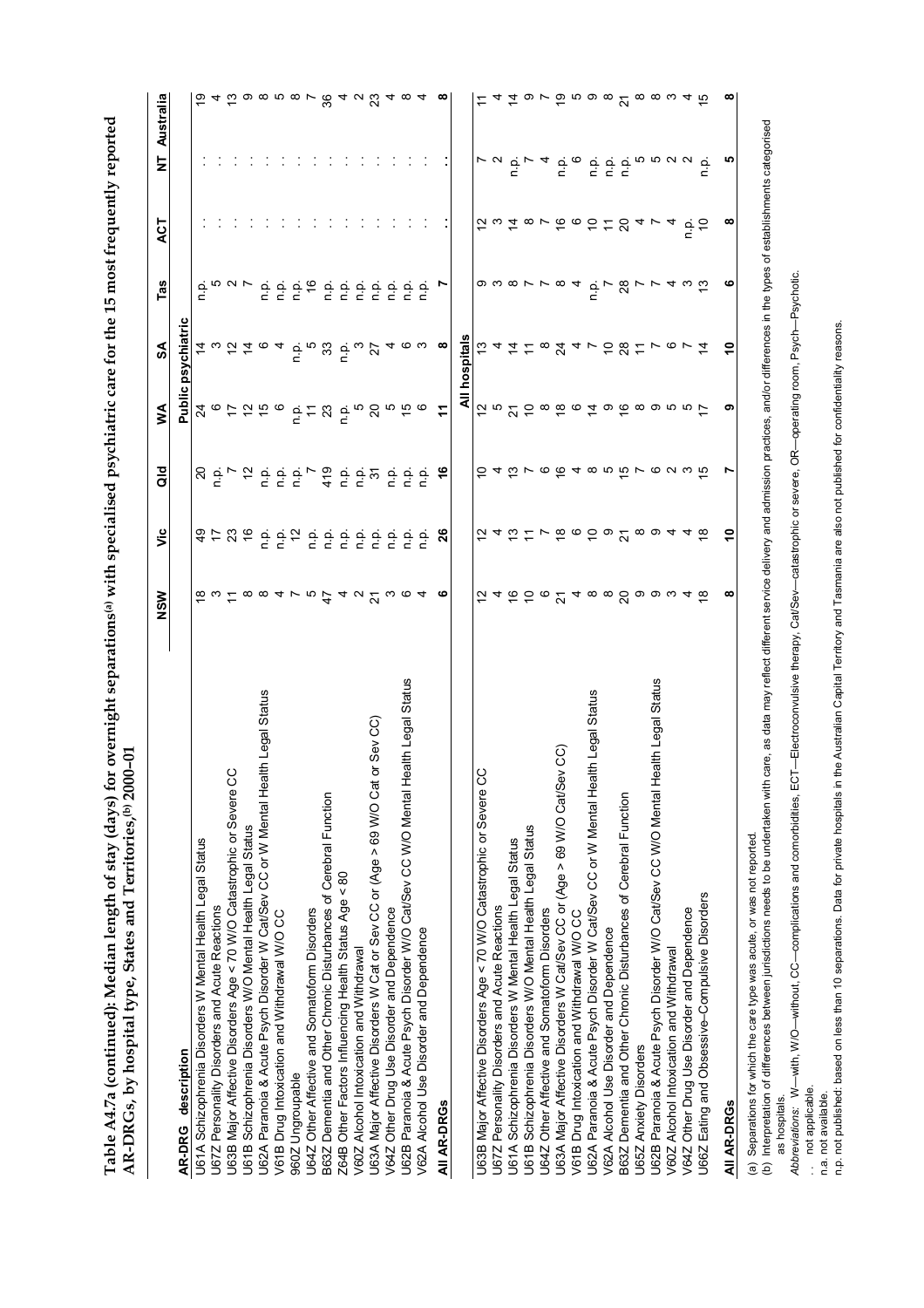**Table A4.7a (continued): Median length of stay (days) for overnight separations[(a)] with specialised psychiatric care for the 15 most frequently reported AR-DRGs, by hospital type, States and Territories,[(b)] 2000–01**

| AR-DRG | description | NSW | Vic | Qld | WA | SA | Tas | ACT | NT | Australia |
|---|---|---|---|---|---|---|---|---|---|---|
| | | **Public psychiatric** | | | | | | | | |
| U61A | Schizophrenia Disorders W Mental Health Legal Status | 18 | 49 | 20 | 24 | 14 | n.p. | . . | . . | 19 |
| U67Z | Personality Disorders and Acute Reactions | 3 | 17 | n.p. | 6 | 3 | 5 | . . | . . | 4 |
| U63B | Major Affective Disorders Age < 70 W/O Catastrophic or Severe CC | 11 | 23 | 7 | 17 | 12 | 2 | . . | . . | 13 |
| U61B | Schizophrenia Disorders W/O Mental Health Legal Status | 8 | 16 | 12 | 12 | 14 | 7 | . . | . . | 9 |
| U62A | Paranoia & Acute Psych Disorder W Cat/Sev CC or W Mental Health Legal Status | 8 | n.p. | n.p. | 15 | 6 | n.p. | . . | . . | 8 |
| V61B | Drug Intoxication and Withdrawal W/O CC | 4 | n.p. | n.p. | 6 | 4 | n.p. | . . | . . | 5 |
| 960Z | Ungroupable | 7 | 12 | n.p. | n.p. | n.p. | n.p. | . . | . . | 8 |
| U64Z | Other Affective and Somatoform Disorders | 5 | n.p. | 7 | 11 | 5 | 16 | . . | . . | 7 |
| B63Z | Dementia and Other Chronic Disturbances of Cerebral Function | 47 | n.p. | 419 | 23 | 33 | n.p. | . . | . . | 36 |
| Z64B | Other Factors Influencing Health Status Age < 80 | 4 | n.p. | n.p. | n.p. | n.p. | n.p. | . . | . . | 4 |
| V60Z | Alcohol Intoxication and Withdrawal | 2 | n.p. | n.p. | 5 | 3 | n.p. | . . | . . | 2 |
| U63A | Major Affective Disorders W Cat or Sev CC or (Age > 69 W/O Cat or Sev CC) | 21 | n.p. | 31 | 20 | 27 | n.p. | . . | . . | 23 |
| V64Z | Other Drug Use Disorder and Dependence | 3 | n.p. | n.p. | 5 | 4 | n.p. | . . | . . | 4 |
| U62B | Paranoia & Acute Psych Disorder W/O Cat/Sev CC W/O Mental Health Legal Status | 6 | n.p. | n.p. | 15 | 6 | n.p. | . . | . . | 8 |
| V62A | Alcohol Use Disorder and Dependence | 4 | n.p. | n.p. | 6 | 3 | n.p. | . . | . . | 4 |
| **All AR-DRGs** | | **6** | **26** | **16** | **11** | **8** | **7** | **. .** | **. .** | **8** |
| | | **All hospitals** | | | | | | | | |
| U63B | Major Affective Disorders Age < 70 W/O Catastrophic or Severe CC | 12 | 12 | 10 | 12 | 13 | 9 | 12 | 7 | 11 |
| U67Z | Personality Disorders and Acute Reactions | 4 | 4 | 4 | 5 | 4 | 3 | 3 | 2 | 4 |
| U61A | Schizophrenia Disorders W Mental Health Legal Status | 16 | 13 | 13 | 21 | 14 | 8 | 14 | n.p. | 14 |
| U61B | Schizophrenia Disorders W/O Mental Health Legal Status | 10 | 11 | 7 | 10 | 11 | 7 | 8 | 7 | 9 |
| U64Z | Other Affective and Somatoform Disorders | 6 | 7 | 6 | 8 | 8 | 7 | 7 | 4 | 7 |
| U63A | Major Affective Disorders W Cat/Sev CC or (Age > 69 W/O Cat/Sev CC) | 21 | 18 | 16 | 18 | 24 | 8 | 16 | n.p. | 19 |
| V61B | Drug Intoxication and Withdrawal W/O CC | 4 | 6 | 4 | 6 | 4 | 4 | 6 | 6 | 5 |
| U62A | Paranoia & Acute Psych Disorder W Cat/Sev CC or W Mental Health Legal Status | 8 | 10 | 8 | 14 | 7 | n.p. | 10 | n.p. | 9 |
| V62A | Alcohol Use Disorder and Dependence | 8 | 9 | 5 | 9 | 10 | 7 | 11 | n.p. | 8 |
| B63Z | Dementia and Other Chronic Disturbances of Cerebral Function | 20 | 21 | 15 | 16 | 28 | 28 | 20 | n.p. | 21 |
| U65Z | Anxiety Disorders | 9 | 8 | 7 | 8 | 11 | 7 | 4 | 5 | 8 |
| U62B | Paranoia & Acute Psych Disorder W/O Cat/Sev CC W/O Mental Health Legal Status | 9 | 9 | 6 | 9 | 7 | 7 | 7 | 5 | 8 |
| V60Z | Alcohol Intoxication and Withdrawal | 3 | 4 | 2 | 5 | 6 | 4 | 4 | 2 | 3 |
| V64Z | Other Drug Use Disorder and Dependence | 4 | 4 | 3 | 5 | 7 | 3 | n.p. | 2 | 4 |
| U66Z | Eating and Obsessive-Compulsive Disorders | 18 | 18 | 15 | 17 | 14 | 13 | 10 | n.p. | 15 |
| **All AR-DRGs** | | **8** | **10** | **7** | **9** | **10** | **6** | **8** | **5** | **8** |

(a) Separations for which the care type was acute, or was not reported.

(b) Interpretation of differences between jurisdictions needs to be undertaken with care, as data may reflect different service delivery and admission practices, and/or differences in the types of establishments categorised as hospitals.

*Abbreviations:* W—with, W/O—without, CC—complications and comorbidities, ECT—Electroconvulsive therapy, Cat/Sev—catastrophic or severe, OR—operating room, Psych—Psychotic.

. . not applicable.

n.a. not available.

n.p. not published: based on less than 10 separations. Data for private hospitals in the Australian Capital Territory and Tasmania are also not published for confidentiality reasons.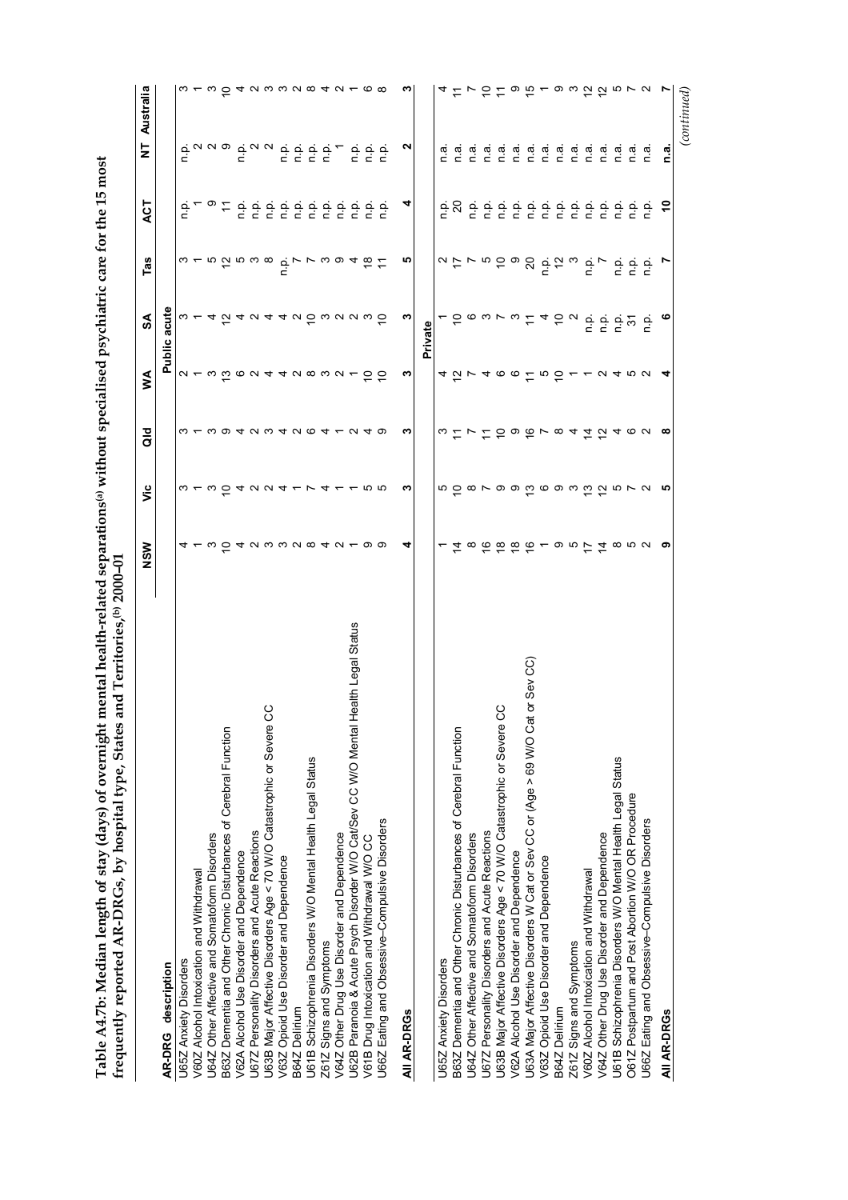**Table A4.7b: Median length of stay (days) of overnight mental health-related separations[(a)] without specialised psychiatric care for the 15 most frequently reported AR-DRGs, by hospital type, States and Territories,[(b)] 2000–01**

| AR-DRG description | NSW | Vic | Qld | WA | SA | Tas | ACT | NT | Australia |
|---|---|---|---|---|---|---|---|---|---|
| **Public acute** | | | | | | | | | |
| U65Z Anxiety Disorders | 4 | 3 | 3 | 2 | 3 | 3 | n.p. | n.p. | 3 |
| V60Z Alcohol Intoxication and Withdrawal | 1 | 1 | 1 | 1 | 1 | 1 | 1 | 2 | 1 |
| U64Z Other Affective and Somatoform Disorders | 3 | 3 | 3 | 3 | 4 | 5 | 9 | 2 | 3 |
| B63Z Dementia and Other Chronic Disturbances of Cerebral Function | 10 | 10 | 9 | 13 | 12 | 12 | 11 | 9 | 10 |
| V62A Alcohol Use Disorder and Dependence | 4 | 4 | 4 | 6 | 4 | 5 | n.p. | n.p. | 4 |
| U67Z Personality Disorders and Acute Reactions | 2 | 2 | 2 | 2 | 2 | 3 | n.p. | 2 | 2 |
| U63B Major Affective Disorders Age < 70 W/O Catastrophic or Severe CC | 3 | 2 | 3 | 4 | 4 | 8 | n.p. | 2 | 3 |
| V63Z Opioid Use Disorder and Dependence | 3 | 4 | 4 | 4 | 4 | n.p. | n.p. | n.p. | 3 |
| B64Z Delirium | 2 | 1 | 2 | 2 | 2 | 7 | n.p. | n.p. | 2 |
| U61B Schizophrenia Disorders W/O Mental Health Legal Status | 8 | 7 | 6 | 8 | 10 | 7 | n.p. | n.p. | 8 |
| Z61Z Signs and Symptoms | 4 | 4 | 4 | 3 | 3 | 3 | n.p. | n.p. | 4 |
| V64Z Other Drug Use Disorder and Dependence | 2 | 1 | 1 | 2 | 2 | 9 | n.p. | 1 | 2 |
| U62B Paranoia & Acute Psych Disorder W/O Cat/Sev CC W/O Mental Health Legal Status | 1 | 1 | 2 | 1 | 2 | 4 | n.p. | n.p. | 1 |
| V61B Drug Intoxication and Withdrawal W/O CC | 9 | 5 | 4 | 10 | 3 | 18 | n.p. | n.p. | 6 |
| U66Z Eating and Obsessive–Compulsive Disorders | 9 | 5 | 9 | 10 | 10 | 11 | n.p. | n.p. | 8 |
| **All AR-DRGs** | **4** | **3** | **3** | **3** | **3** | **5** | **4** | **2** | **3** |
| **Private** | | | | | | | | | |
| U65Z Anxiety Disorders | 1 | 5 | 3 | 4 | 1 | 2 | n.p. | n.a. | 4 |
| B63Z Dementia and Other Chronic Disturbances of Cerebral Function | 14 | 10 | 11 | 12 | 10 | 17 | 20 | n.a. | 11 |
| U64Z Other Affective and Somatoform Disorders | 8 | 8 | 7 | 7 | 6 | 7 | n.p. | n.a. | 7 |
| U67Z Personality Disorders and Acute Reactions | 16 | 7 | 11 | 4 | 3 | 5 | n.p. | n.a. | 10 |
| U63B Major Affective Disorders Age < 70 W/O Catastrophic or Severe CC | 18 | 9 | 10 | 6 | 7 | 10 | n.p. | n.a. | 11 |
| V62A Alcohol Use Disorder and Dependence | 18 | 9 | 9 | 6 | 3 | 9 | n.p. | n.a. | 9 |
| U63A Major Affective Disorders W Cat or Sev CC or (Age > 69 W/O Cat or Sev CC) | 16 | 13 | 16 | 11 | 11 | 20 | n.p. | n.a. | 15 |
| V63Z Opioid Use Disorder and Dependence | 1 | 6 | 7 | 5 | 4 | n.p. | n.p. | n.a. | 1 |
| B64Z Delirium | 9 | 9 | 8 | 10 | 10 | 12 | n.p. | n.a. | 9 |
| Z61Z Signs and Symptoms | 5 | 3 | 4 | 1 | 2 | 3 | n.p. | n.a. | 3 |
| V60Z Alcohol Intoxication and Withdrawal | 17 | 13 | 14 | 1 | n.p. | n.p. | n.p. | n.a. | 12 |
| V64Z Other Drug Use Disorder and Dependence | 14 | 12 | 12 | 2 | n.p. | 7 | n.p. | n.a. | 12 |
| U61B Schizophrenia Disorders W/O Mental Health Legal Status | 8 | 5 | 4 | 4 | n.p. | n.p. | n.p. | n.a. | 5 |
| O61Z Postpartum and Post Abortion W/O OR Procedure | 5 | 7 | 6 | 5 | 31 | n.p. | n.p. | n.a. | 7 |
| U66Z Eating and Obsessive–Compulsive Disorders | 2 | 2 | 2 | 2 | n.p. | n.p. | n.p. | n.a. | 2 |
| **All AR-DRGs** | **9** | **5** | **8** | **4** | **6** | **7** | **10** | **n.a.** | **7** |

*(continued)*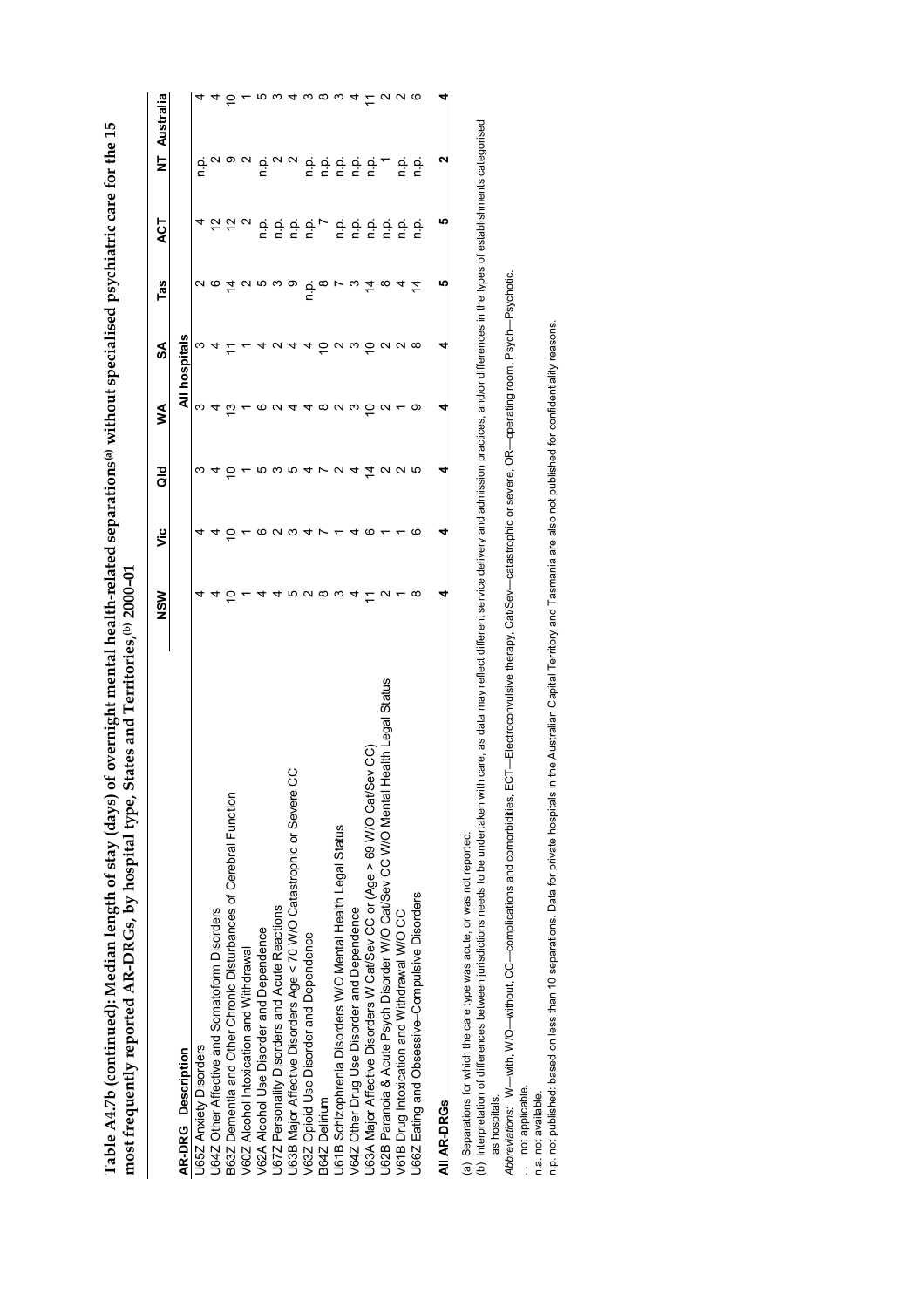**Table A4.7b (continued): Median length of stay (days) of overnight mental health-related separations[(a)] without specialised psychiatric care for the 15 most frequently reported AR-DRGs, by hospital type, States and Territories,[(b)] 2000–01**

| AR-DRG | Description | NSW | Vic | Qld | WA | SA | Tas | ACT | NT | Australia |
|---|---|---|---|---|---|---|---|---|---|---|
| | | All hospitals | | | | | | | | |
| U65Z | Anxiety Disorders | 4 | 4 | 3 | 3 | 3 | 2 | 4 | n.p. | 4 |
| U64Z | Other Affective and Somatoform Disorders | 4 | 4 | 4 | 4 | 4 | 6 | 12 | 2 | 4 |
| B63Z | Dementia and Other Chronic Disturbances of Cerebral Function | 10 | 10 | 10 | 13 | 11 | 14 | 12 | 9 | 10 |
| V60Z | Alcohol Intoxication and Withdrawal | 1 | 1 | 1 | 1 | 1 | 2 | 2 | 2 | 1 |
| V62A | Alcohol Use Disorder and Dependence | 4 | 6 | 5 | 6 | 4 | 5 | n.p. | n.p. | 5 |
| U67Z | Personality Disorders and Acute Reactions | 4 | 2 | 3 | 2 | 2 | 3 | n.p. | 2 | 3 |
| U63B | Major Affective Disorders Age < 70 W/O Catastrophic or Severe CC | 5 | 3 | 5 | 4 | 4 | 9 | n.p. | 2 | 4 |
| V63Z | Opioid Use Disorder and Dependence | 2 | 4 | 4 | 4 | 4 | n.p. | n.p. | n.p. | 3 |
| B64Z | Delirium | 8 | 7 | 7 | 8 | 10 | 8 | 7 | n.p. | 8 |
| U61B | Schizophrenia Disorders W/O Mental Health Legal Status | 3 | 1 | 2 | 2 | 2 | 7 | n.p. | n.p. | 3 |
| V64Z | Other Drug Use Disorder and Dependence | 4 | 4 | 4 | 3 | 3 | 3 | n.p. | n.p. | 4 |
| U63A | Major Affective Disorders W Cat/Sev CC or (Age > 69 W/O Cat/Sev CC) | 11 | 6 | 14 | 10 | 10 | 14 | n.p. | n.p. | 11 |
| U62B | Paranoia & Acute Psych Disorder W/O Cat/Sev CC W/O Mental Health Legal Status | 2 | 1 | 2 | 2 | 2 | 8 | n.p. | 1 | 2 |
| V61B | Drug Intoxication and Withdrawal W/O CC | 1 | 1 | 2 | 1 | 2 | 4 | n.p. | n.p. | 2 |
| U66Z | Eating and Obsessive-Compulsive Disorders | 8 | 6 | 5 | 9 | 8 | 14 | n.p. | n.p. | 6 |
| **All AR-DRGs** | | **4** | **4** | **4** | **4** | **4** | **5** | **5** | **2** | **4** |

(a) Separations for which the care type was acute, or was not reported.

(b) Interpretation of differences between jurisdictions needs to be undertaken with care, as data may reflect different service delivery and admission practices, and/or differences in the types of establishments categorised as hospitals.

*Abbreviations*: W—with, W/O—without, CC—complications and comorbidities, ECT—Electroconvulsive therapy, Cat/Sev—catastrophic or severe, OR—operating room, Psych—Psychotic.

. . not applicable.

n.a. not available.

n.p. not published: based on less than 10 separations. Data for private hospitals in the Australian Capital Territory and Tasmania are also not published for confidentiality reasons.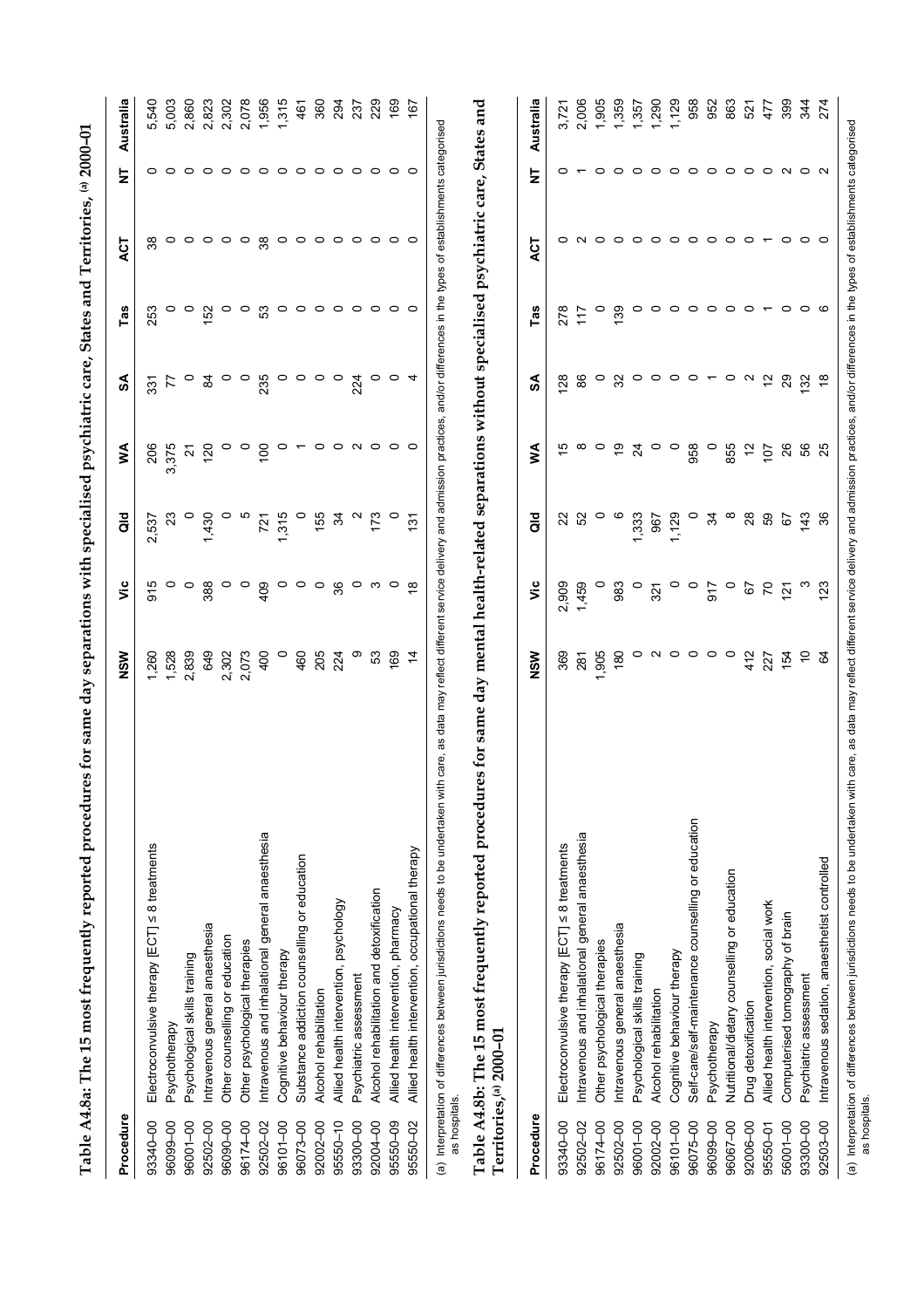## Table A4.8a: The 15 most frequently reported procedures for same day separations with specialised psychiatric care, States and Territories, [(a)] 2000–01

| Procedure | | NSW | Vic | Qld | WA | SA | Tas | ACT | NT | Australia |
|---|---|---|---|---|---|---|---|---|---|---|
| 93340–00 | Electroconvulsive therapy [ECT] ≤ 8 treatments | 1,260 | 915 | 2,537 | 206 | 331 | 253 | 38 | 0 | 5,540 |
| 96099–00 | Psychotherapy | 1,528 | 0 | 23 | 3,375 | 77 | 0 | 0 | 0 | 5,003 |
| 96001–00 | Psychological skills training | 2,839 | 0 | 0 | 21 | 0 | 0 | 0 | 0 | 2,860 |
| 92502–00 | Intravenous general anaesthesia | 649 | 388 | 1,430 | 120 | 84 | 152 | 0 | 0 | 2,823 |
| 96090–00 | Other counselling or education | 2,302 | 0 | 0 | 0 | 0 | 0 | 0 | 0 | 2,302 |
| 96174–00 | Other psychological therapies | 2,073 | 0 | 5 | 0 | 0 | 0 | 0 | 0 | 2,078 |
| 92502–02 | Intravenous and inhalational general anaesthesia | 400 | 409 | 721 | 100 | 235 | 53 | 38 | 0 | 1,956 |
| 96101–00 | Cognitive behaviour therapy | 0 | 0 | 1,315 | 0 | 0 | 0 | 0 | 0 | 1,315 |
| 96073–00 | Substance addiction counselling or education | 460 | 0 | 0 | 1 | 0 | 0 | 0 | 0 | 461 |
| 92002–00 | Alcohol rehabilitation | 205 | 0 | 155 | 0 | 0 | 0 | 0 | 0 | 360 |
| 95550–10 | Allied health intervention, psychology | 224 | 36 | 34 | 0 | 0 | 0 | 0 | 0 | 294 |
| 93300–00 | Psychiatric assessment | 9 | 0 | 2 | 2 | 224 | 0 | 0 | 0 | 237 |
| 92004–00 | Alcohol rehabilitation and detoxification | 53 | 3 | 173 | 0 | 0 | 0 | 0 | 0 | 229 |
| 95550–09 | Allied health intervention, pharmacy | 169 | 0 | 0 | 0 | 0 | 0 | 0 | 0 | 169 |
| 95550–02 | Allied health intervention, occupational therapy | 14 | 18 | 131 | 0 | 4 | 0 | 0 | 0 | 167 |

(a) Interpretation of differences between jurisdictions needs to be undertaken with care, as data may reflect different service delivery and admission practices, and/or differences in the types of establishments categorised as hospitals.

## Table A4.8b: The 15 most frequently reported procedures for same day mental health-related separations without specialised psychiatric care, States and Territories, [(a)] 2000–01

| Procedure | | NSW | Vic | Qld | WA | SA | Tas | ACT | NT | Australia |
|---|---|---|---|---|---|---|---|---|---|---|
| 93340–00 | Electroconvulsive therapy [ECT] ≤ 8 treatments | 369 | 2,909 | 22 | 15 | 128 | 278 | 0 | 0 | 3,721 |
| 92502–02 | Intravenous and inhalational general anaesthesia | 281 | 1,459 | 52 | 8 | 86 | 117 | 2 | 1 | 2,006 |
| 96174–00 | Other psychological therapies | 1,905 | 0 | 0 | 0 | 0 | 0 | 0 | 0 | 1,905 |
| 92502–00 | Intravenous general anaesthesia | 180 | 983 | 6 | 19 | 32 | 139 | 0 | 0 | 1,359 |
| 96001–00 | Psychological skills training | 0 | 0 | 1,333 | 24 | 0 | 0 | 0 | 0 | 1,357 |
| 92002–00 | Alcohol rehabilitation | 2 | 321 | 967 | 0 | 0 | 0 | 0 | 0 | 1,290 |
| 96101–00 | Cognitive behaviour therapy | 0 | 0 | 1,129 | 0 | 0 | 0 | 0 | 0 | 1,129 |
| 96075–00 | Self-care/self-maintenance counselling or education | 0 | 0 | 0 | 958 | 0 | 0 | 0 | 0 | 958 |
| 96099–00 | Psychotherapy | 0 | 917 | 34 | 0 | 1 | 0 | 0 | 0 | 952 |
| 96067–00 | Nutritional/dietary counselling or education | 0 | 0 | 8 | 855 | 0 | 0 | 0 | 0 | 863 |
| 92006–00 | Drug detoxification | 412 | 67 | 28 | 12 | 2 | 0 | 0 | 0 | 521 |
| 95550–01 | Allied health intervention, social work | 227 | 70 | 59 | 107 | 12 | 1 | 1 | 0 | 477 |
| 56001–00 | Computerised tomography of brain | 154 | 121 | 67 | 26 | 29 | 0 | 0 | 2 | 399 |
| 93300–00 | Psychiatric assessment | 10 | 3 | 143 | 56 | 132 | 0 | 0 | 0 | 344 |
| 92503–00 | Intravenous sedation, anaesthetist controlled | 64 | 123 | 36 | 25 | 18 | 6 | 0 | 2 | 274 |

(a) Interpretation of differences between jurisdictions needs to be undertaken with care, as data may reflect different service delivery and admission practices, and/or differences in the types of establishments categorised as hospitals.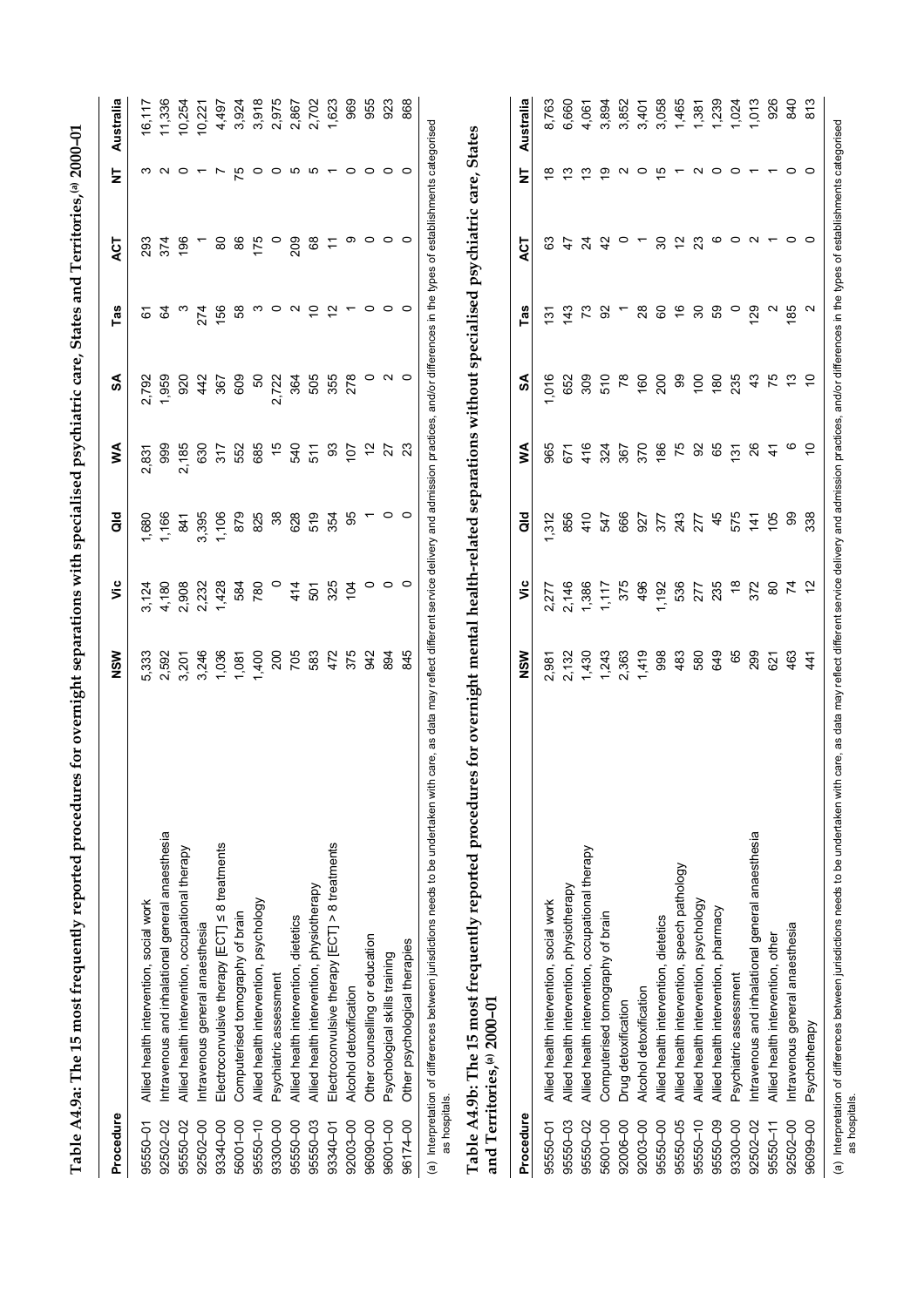**Table A4.9a: The 15 most frequently reported procedures for overnight separations with specialised psychiatric care, States and Territories,[(a)] 2000–01**

| Procedure | | NSW | Vic | Qld | WA | SA | Tas | ACT | NT | Australia |
|---|---|---|---|---|---|---|---|---|---|---|
| 95550–01 | Allied health intervention, social work | 5,333 | 3,124 | 1,680 | 2,831 | 2,792 | 61 | 293 | 3 | 16,117 |
| 92502–02 | Intravenous and inhalational general anaesthesia | 2,592 | 4,180 | 1,166 | 999 | 1,959 | 64 | 374 | 2 | 11,336 |
| 95550–02 | Allied health intervention, occupational therapy | 3,201 | 2,908 | 841 | 2,185 | 920 | 3 | 196 | 0 | 10,254 |
| 92502–00 | Intravenous general anaesthesia | 3,246 | 2,232 | 3,395 | 630 | 442 | 274 | 1 | 1 | 10,221 |
| 93340–00 | Electroconvulsive therapy [ECT] ≤ 8 treatments | 1,036 | 1,428 | 1,106 | 317 | 367 | 156 | 80 | 7 | 4,497 |
| 56001–00 | Computerised tomography of brain | 1,081 | 584 | 879 | 552 | 609 | 58 | 86 | 75 | 3,924 |
| 95550–10 | Allied health intervention, psychology | 1,400 | 780 | 825 | 685 | 50 | 3 | 175 | 0 | 3,918 |
| 93300–00 | Psychiatric assessment | 200 | 0 | 38 | 15 | 2,722 | 0 | 0 | 0 | 2,975 |
| 95550–00 | Allied health intervention, dietetics | 705 | 414 | 628 | 540 | 364 | 2 | 209 | 5 | 2,867 |
| 95550–03 | Allied health intervention, physiotherapy | 583 | 501 | 519 | 511 | 505 | 10 | 68 | 5 | 2,702 |
| 93340–01 | Electroconvulsive therapy [ECT] > 8 treatments | 472 | 325 | 354 | 93 | 355 | 12 | 11 | 1 | 1,623 |
| 92003–00 | Alcohol detoxification | 375 | 104 | 95 | 107 | 278 | 1 | 9 | 0 | 969 |
| 96090–00 | Other counselling or education | 942 | 0 | 1 | 12 | 0 | 0 | 0 | 0 | 955 |
| 96001–00 | Psychological skills training | 894 | 0 | 0 | 27 | 2 | 0 | 0 | 0 | 923 |
| 96174–00 | Other psychological therapies | 845 | 0 | 0 | 23 | 0 | 0 | 0 | 0 | 868 |

(a) Interpretation of differences between jurisdictions needs to be undertaken with care, as data may reflect different service delivery and admission practices, and/or differences in the types of establishments categorised as hospitals.

**Table A4.9b: The 15 most frequently reported procedures for overnight mental health-related separations without specialised psychiatric care, States and Territories,[(a)] 2000–01**

| Procedure | | NSW | Vic | Qld | WA | SA | Tas | ACT | NT | Australia |
|---|---|---|---|---|---|---|---|---|---|---|
| 95550–01 | Allied health intervention, social work | 2,981 | 2,277 | 1,312 | 965 | 1,016 | 131 | 63 | 18 | 8,763 |
| 95550–03 | Allied health intervention, physiotherapy | 2,132 | 2,146 | 856 | 671 | 652 | 143 | 47 | 13 | 6,660 |
| 95550–02 | Allied health intervention, occupational therapy | 1,430 | 1,386 | 410 | 416 | 309 | 73 | 24 | 13 | 4,061 |
| 56001–00 | Computerised tomography of brain | 1,243 | 1,117 | 547 | 324 | 510 | 92 | 42 | 19 | 3,894 |
| 92006–00 | Drug detoxification | 2,363 | 375 | 666 | 367 | 78 | 1 | 0 | 2 | 3,852 |
| 92003–00 | Alcohol detoxification | 1,419 | 496 | 927 | 370 | 160 | 28 | 1 | 0 | 3,401 |
| 95550–00 | Allied health intervention, dietetics | 998 | 1,192 | 377 | 186 | 200 | 60 | 30 | 15 | 3,058 |
| 95550–05 | Allied health intervention, speech pathology | 483 | 536 | 243 | 75 | 99 | 16 | 12 | 1 | 1,465 |
| 95550–10 | Allied health intervention, psychology | 580 | 277 | 277 | 92 | 100 | 30 | 23 | 2 | 1,381 |
| 95550–09 | Allied health intervention, pharmacy | 649 | 235 | 45 | 65 | 180 | 59 | 6 | 0 | 1,239 |
| 93300–00 | Psychiatric assessment | 65 | 18 | 575 | 131 | 235 | 0 | 0 | 0 | 1,024 |
| 92502–02 | Intravenous and inhalational general anaesthesia | 299 | 372 | 141 | 26 | 43 | 129 | 2 | 1 | 1,013 |
| 95550–11 | Allied health intervention, other | 621 | 80 | 105 | 41 | 75 | 2 | 1 | 1 | 926 |
| 92502–00 | Intravenous general anaesthesia | 463 | 74 | 99 | 6 | 13 | 185 | 0 | 0 | 840 |
| 96099–00 | Psychotherapy | 441 | 12 | 338 | 10 | 10 | 2 | 0 | 0 | 813 |

(a) Interpretation of differences between jurisdictions needs to be undertaken with care, as data may reflect different service delivery and admission practices, and/or differences in the types of establishments categorised as hospitals.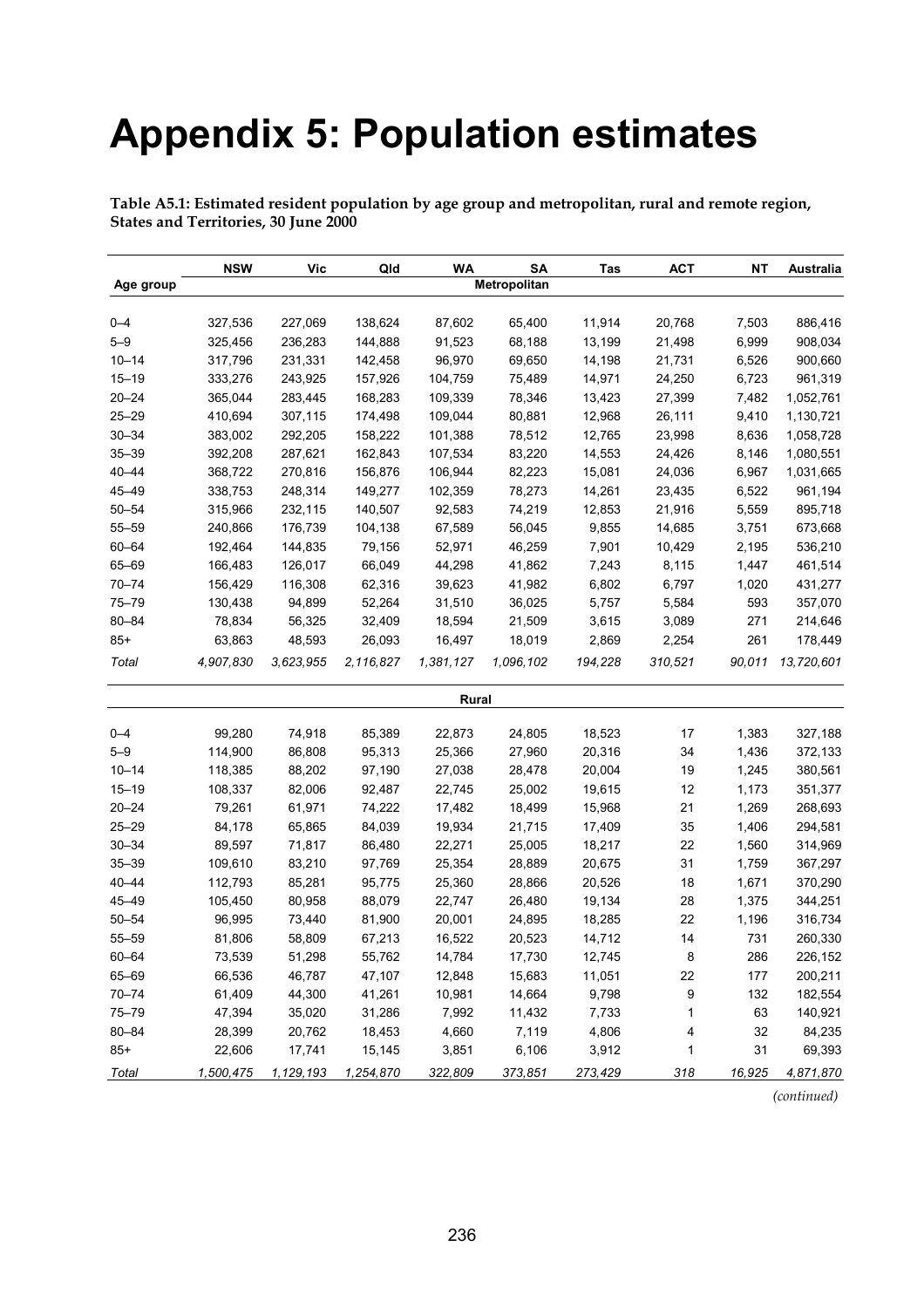# Appendix 5: Population estimates

**Table A5.1: Estimated resident population by age group and metropolitan, rural and remote region, States and Territories, 30 June 2000**

| Age group | NSW | Vic | Qld | WA | SA | Tas | ACT | NT | Australia |
|---|---|---|---|---|---|---|---|---|---|
| | | | | | **Metropolitan** | | | | |
| 0–4 | 327,536 | 227,069 | 138,624 | 87,602 | 65,400 | 11,914 | 20,768 | 7,503 | 886,416 |
| 5–9 | 325,456 | 236,283 | 144,888 | 91,523 | 68,188 | 13,199 | 21,498 | 6,999 | 908,034 |
| 10–14 | 317,796 | 231,331 | 142,458 | 96,970 | 69,650 | 14,198 | 21,731 | 6,526 | 900,660 |
| 15–19 | 333,276 | 243,925 | 157,926 | 104,759 | 75,489 | 14,971 | 24,250 | 6,723 | 961,319 |
| 20–24 | 365,044 | 283,445 | 168,283 | 109,339 | 78,346 | 13,423 | 27,399 | 7,482 | 1,052,761 |
| 25–29 | 410,694 | 307,115 | 174,498 | 109,044 | 80,881 | 12,968 | 26,111 | 9,410 | 1,130,721 |
| 30–34 | 383,002 | 292,205 | 158,222 | 101,388 | 78,512 | 12,765 | 23,998 | 8,636 | 1,058,728 |
| 35–39 | 392,208 | 287,621 | 162,843 | 107,534 | 83,220 | 14,553 | 24,426 | 8,146 | 1,080,551 |
| 40–44 | 368,722 | 270,816 | 156,876 | 106,944 | 82,223 | 15,081 | 24,036 | 6,967 | 1,031,665 |
| 45–49 | 338,753 | 248,314 | 149,277 | 102,359 | 78,273 | 14,261 | 23,435 | 6,522 | 961,194 |
| 50–54 | 315,966 | 232,115 | 140,507 | 92,583 | 74,219 | 12,853 | 21,916 | 5,559 | 895,718 |
| 55–59 | 240,866 | 176,739 | 104,138 | 67,589 | 56,045 | 9,855 | 14,685 | 3,751 | 673,668 |
| 60–64 | 192,464 | 144,835 | 79,156 | 52,971 | 46,259 | 7,901 | 10,429 | 2,195 | 536,210 |
| 65–69 | 166,483 | 126,017 | 66,049 | 44,298 | 41,862 | 7,243 | 8,115 | 1,447 | 461,514 |
| 70–74 | 156,429 | 116,308 | 62,316 | 39,623 | 41,982 | 6,802 | 6,797 | 1,020 | 431,277 |
| 75–79 | 130,438 | 94,899 | 52,264 | 31,510 | 36,025 | 5,757 | 5,584 | 593 | 357,070 |
| 80–84 | 78,834 | 56,325 | 32,409 | 18,594 | 21,509 | 3,615 | 3,089 | 271 | 214,646 |
| 85+ | 63,863 | 48,593 | 26,093 | 16,497 | 18,019 | 2,869 | 2,254 | 261 | 178,449 |
| *Total* | *4,907,830* | *3,623,955* | *2,116,827* | *1,381,127* | *1,096,102* | *194,228* | *310,521* | *90,011* | *13,720,601* |
| | | | | **Rural** | | | | | |
| 0–4 | 99,280 | 74,918 | 85,389 | 22,873 | 24,805 | 18,523 | 17 | 1,383 | 327,188 |
| 5–9 | 114,900 | 86,808 | 95,313 | 25,366 | 27,960 | 20,316 | 34 | 1,436 | 372,133 |
| 10–14 | 118,385 | 88,202 | 97,190 | 27,038 | 28,478 | 20,004 | 19 | 1,245 | 380,561 |
| 15–19 | 108,337 | 82,006 | 92,487 | 22,745 | 25,002 | 19,615 | 12 | 1,173 | 351,377 |
| 20–24 | 79,261 | 61,971 | 74,222 | 17,482 | 18,499 | 15,968 | 21 | 1,269 | 268,693 |
| 25–29 | 84,178 | 65,865 | 84,039 | 19,934 | 21,715 | 17,409 | 35 | 1,406 | 294,581 |
| 30–34 | 89,597 | 71,817 | 86,480 | 22,271 | 25,005 | 18,217 | 22 | 1,560 | 314,969 |
| 35–39 | 109,610 | 83,210 | 97,769 | 25,354 | 28,889 | 20,675 | 31 | 1,759 | 367,297 |
| 40–44 | 112,793 | 85,281 | 95,775 | 25,360 | 28,866 | 20,526 | 18 | 1,671 | 370,290 |
| 45–49 | 105,450 | 80,958 | 88,079 | 22,747 | 26,480 | 19,134 | 28 | 1,375 | 344,251 |
| 50–54 | 96,995 | 73,440 | 81,900 | 20,001 | 24,895 | 18,285 | 22 | 1,196 | 316,734 |
| 55–59 | 81,806 | 58,809 | 67,213 | 16,522 | 20,523 | 14,712 | 14 | 731 | 260,330 |
| 60–64 | 73,539 | 51,298 | 55,762 | 14,784 | 17,730 | 12,745 | 8 | 286 | 226,152 |
| 65–69 | 66,536 | 46,787 | 47,107 | 12,848 | 15,683 | 11,051 | 22 | 177 | 200,211 |
| 70–74 | 61,409 | 44,300 | 41,261 | 10,981 | 14,664 | 9,798 | 9 | 132 | 182,554 |
| 75–79 | 47,394 | 35,020 | 31,286 | 7,992 | 11,432 | 7,733 | 1 | 63 | 140,921 |
| 80–84 | 28,399 | 20,762 | 18,453 | 4,660 | 7,119 | 4,806 | 4 | 32 | 84,235 |
| 85+ | 22,606 | 17,741 | 15,145 | 3,851 | 6,106 | 3,912 | 1 | 31 | 69,393 |
| *Total* | *1,500,475* | *1,129,193* | *1,254,870* | *322,809* | *373,851* | *273,429* | *318* | *16,925* | *4,871,870* |

*(continued)*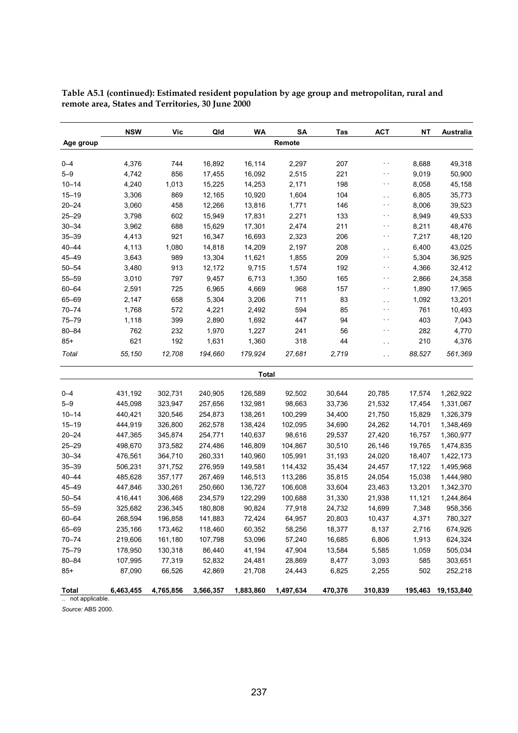**Table A5.1 (continued): Estimated resident population by age group and metropolitan, rural and remote area, States and Territories, 30 June 2000**

| Age group | NSW | Vic | Qld | WA | SA | Tas | ACT | NT | Australia |
|---|---|---|---|---|---|---|---|---|---|
| | | | | | **Remote** | | | | |
| 0–4 | 4,376 | 744 | 16,892 | 16,114 | 2,297 | 207 | .. | 8,688 | 49,318 |
| 5–9 | 4,742 | 856 | 17,455 | 16,092 | 2,515 | 221 | .. | 9,019 | 50,900 |
| 10–14 | 4,240 | 1,013 | 15,225 | 14,253 | 2,171 | 198 | .. | 8,058 | 45,158 |
| 15–19 | 3,306 | 869 | 12,165 | 10,920 | 1,604 | 104 | .. | 6,805 | 35,773 |
| 20–24 | 3,060 | 458 | 12,266 | 13,816 | 1,771 | 146 | .. | 8,006 | 39,523 |
| 25–29 | 3,798 | 602 | 15,949 | 17,831 | 2,271 | 133 | .. | 8,949 | 49,533 |
| 30–34 | 3,962 | 688 | 15,629 | 17,301 | 2,474 | 211 | .. | 8,211 | 48,476 |
| 35–39 | 4,413 | 921 | 16,347 | 16,693 | 2,323 | 206 | .. | 7,217 | 48,120 |
| 40–44 | 4,113 | 1,080 | 14,818 | 14,209 | 2,197 | 208 | .. | 6,400 | 43,025 |
| 45–49 | 3,643 | 989 | 13,304 | 11,621 | 1,855 | 209 | .. | 5,304 | 36,925 |
| 50–54 | 3,480 | 913 | 12,172 | 9,715 | 1,574 | 192 | .. | 4,366 | 32,412 |
| 55–59 | 3,010 | 797 | 9,457 | 6,713 | 1,350 | 165 | .. | 2,866 | 24,358 |
| 60–64 | 2,591 | 725 | 6,965 | 4,669 | 968 | 157 | .. | 1,890 | 17,965 |
| 65–69 | 2,147 | 658 | 5,304 | 3,206 | 711 | 83 | .. | 1,092 | 13,201 |
| 70–74 | 1,768 | 572 | 4,221 | 2,492 | 594 | 85 | .. | 761 | 10,493 |
| 75–79 | 1,118 | 399 | 2,890 | 1,692 | 447 | 94 | .. | 403 | 7,043 |
| 80–84 | 762 | 232 | 1,970 | 1,227 | 241 | 56 | .. | 282 | 4,770 |
| 85+ | 621 | 192 | 1,631 | 1,360 | 318 | 44 | .. | 210 | 4,376 |
| *Total* | *55,150* | *12,708* | *194,660* | *179,924* | *27,681* | *2,719* | .. | *88,527* | *561,369* |
| | | | | **Total** | | | | | |
| 0–4 | 431,192 | 302,731 | 240,905 | 126,589 | 92,502 | 30,644 | 20,785 | 17,574 | 1,262,922 |
| 5–9 | 445,098 | 323,947 | 257,656 | 132,981 | 98,663 | 33,736 | 21,532 | 17,454 | 1,331,067 |
| 10–14 | 440,421 | 320,546 | 254,873 | 138,261 | 100,299 | 34,400 | 21,750 | 15,829 | 1,326,379 |
| 15–19 | 444,919 | 326,800 | 262,578 | 138,424 | 102,095 | 34,690 | 24,262 | 14,701 | 1,348,469 |
| 20–24 | 447,365 | 345,874 | 254,771 | 140,637 | 98,616 | 29,537 | 27,420 | 16,757 | 1,360,977 |
| 25–29 | 498,670 | 373,582 | 274,486 | 146,809 | 104,867 | 30,510 | 26,146 | 19,765 | 1,474,835 |
| 30–34 | 476,561 | 364,710 | 260,331 | 140,960 | 105,991 | 31,193 | 24,020 | 18,407 | 1,422,173 |
| 35–39 | 506,231 | 371,752 | 276,959 | 149,581 | 114,432 | 35,434 | 24,457 | 17,122 | 1,495,968 |
| 40–44 | 485,628 | 357,177 | 267,469 | 146,513 | 113,286 | 35,815 | 24,054 | 15,038 | 1,444,980 |
| 45–49 | 447,846 | 330,261 | 250,660 | 136,727 | 106,608 | 33,604 | 23,463 | 13,201 | 1,342,370 |
| 50–54 | 416,441 | 306,468 | 234,579 | 122,299 | 100,688 | 31,330 | 21,938 | 11,121 | 1,244,864 |
| 55–59 | 325,682 | 236,345 | 180,808 | 90,824 | 77,918 | 24,732 | 14,699 | 7,348 | 958,356 |
| 60–64 | 268,594 | 196,858 | 141,883 | 72,424 | 64,957 | 20,803 | 10,437 | 4,371 | 780,327 |
| 65–69 | 235,166 | 173,462 | 118,460 | 60,352 | 58,256 | 18,377 | 8,137 | 2,716 | 674,926 |
| 70–74 | 219,606 | 161,180 | 107,798 | 53,096 | 57,240 | 16,685 | 6,806 | 1,913 | 624,324 |
| 75–79 | 178,950 | 130,318 | 86,440 | 41,194 | 47,904 | 13,584 | 5,585 | 1,059 | 505,034 |
| 80–84 | 107,995 | 77,319 | 52,832 | 24,481 | 28,869 | 8,477 | 3,093 | 585 | 303,651 |
| 85+ | 87,090 | 66,526 | 42,869 | 21,708 | 24,443 | 6,825 | 2,255 | 502 | 252,218 |
| **Total** | **6,463,455** | **4,765,856** | **3,566,357** | **1,883,860** | **1,497,634** | **470,376** | **310,839** | **195,463** | **19,153,840** |

.. not applicable.

*Source:* ABS 2000.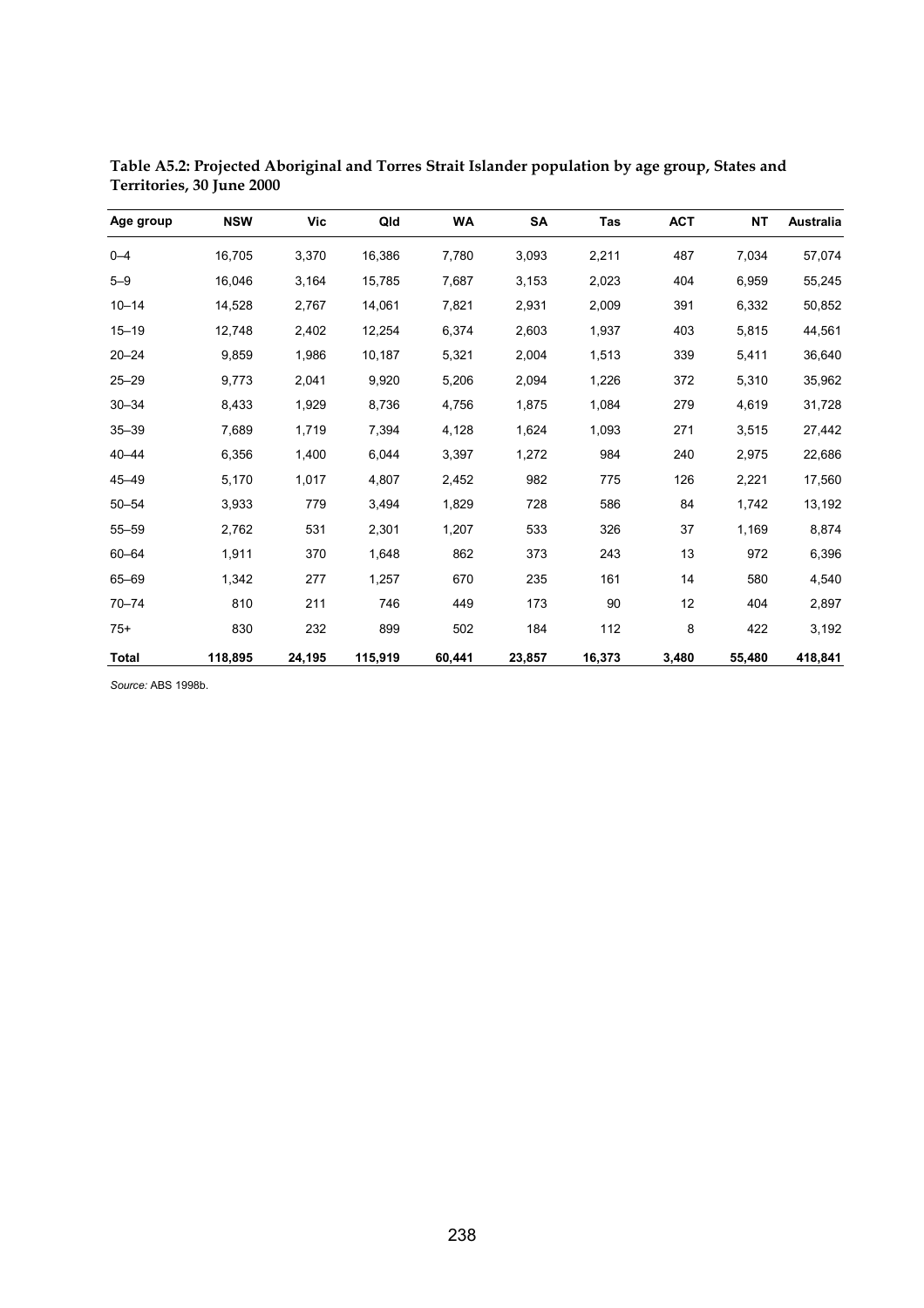**Table A5.2: Projected Aboriginal and Torres Strait Islander population by age group, States and Territories, 30 June 2000**

| Age group | NSW | Vic | Qld | WA | SA | Tas | ACT | NT | Australia |
|---|---|---|---|---|---|---|---|---|---|
| 0–4 | 16,705 | 3,370 | 16,386 | 7,780 | 3,093 | 2,211 | 487 | 7,034 | 57,074 |
| 5–9 | 16,046 | 3,164 | 15,785 | 7,687 | 3,153 | 2,023 | 404 | 6,959 | 55,245 |
| 10–14 | 14,528 | 2,767 | 14,061 | 7,821 | 2,931 | 2,009 | 391 | 6,332 | 50,852 |
| 15–19 | 12,748 | 2,402 | 12,254 | 6,374 | 2,603 | 1,937 | 403 | 5,815 | 44,561 |
| 20–24 | 9,859 | 1,986 | 10,187 | 5,321 | 2,004 | 1,513 | 339 | 5,411 | 36,640 |
| 25–29 | 9,773 | 2,041 | 9,920 | 5,206 | 2,094 | 1,226 | 372 | 5,310 | 35,962 |
| 30–34 | 8,433 | 1,929 | 8,736 | 4,756 | 1,875 | 1,084 | 279 | 4,619 | 31,728 |
| 35–39 | 7,689 | 1,719 | 7,394 | 4,128 | 1,624 | 1,093 | 271 | 3,515 | 27,442 |
| 40–44 | 6,356 | 1,400 | 6,044 | 3,397 | 1,272 | 984 | 240 | 2,975 | 22,686 |
| 45–49 | 5,170 | 1,017 | 4,807 | 2,452 | 982 | 775 | 126 | 2,221 | 17,560 |
| 50–54 | 3,933 | 779 | 3,494 | 1,829 | 728 | 586 | 84 | 1,742 | 13,192 |
| 55–59 | 2,762 | 531 | 2,301 | 1,207 | 533 | 326 | 37 | 1,169 | 8,874 |
| 60–64 | 1,911 | 370 | 1,648 | 862 | 373 | 243 | 13 | 972 | 6,396 |
| 65–69 | 1,342 | 277 | 1,257 | 670 | 235 | 161 | 14 | 580 | 4,540 |
| 70–74 | 810 | 211 | 746 | 449 | 173 | 90 | 12 | 404 | 2,897 |
| 75+ | 830 | 232 | 899 | 502 | 184 | 112 | 8 | 422 | 3,192 |
| **Total** | **118,895** | **24,195** | **115,919** | **60,441** | **23,857** | **16,373** | **3,480** | **55,480** | **418,841** |

*Source:* ABS 1998b.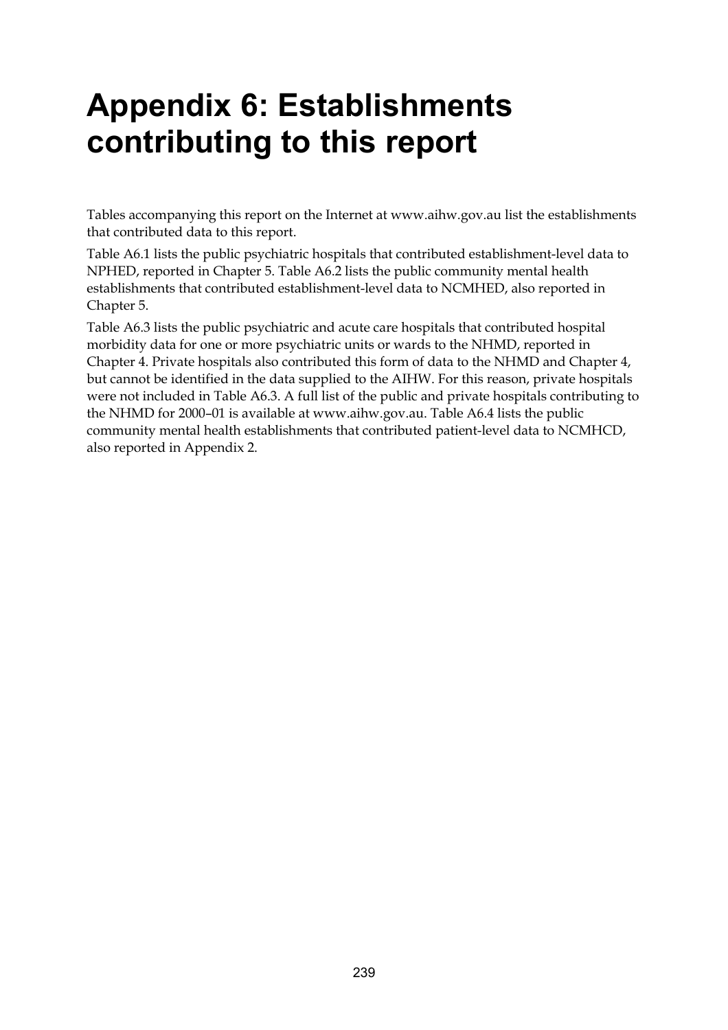# Appendix 6: Establishments contributing to this report

Tables accompanying this report on the Internet at www.aihw.gov.au list the establishments that contributed data to this report.

Table A6.1 lists the public psychiatric hospitals that contributed establishment-level data to NPHED, reported in Chapter 5. Table A6.2 lists the public community mental health establishments that contributed establishment-level data to NCMHED, also reported in Chapter 5.

Table A6.3 lists the public psychiatric and acute care hospitals that contributed hospital morbidity data for one or more psychiatric units or wards to the NHMD, reported in Chapter 4. Private hospitals also contributed this form of data to the NHMD and Chapter 4, but cannot be identified in the data supplied to the AIHW. For this reason, private hospitals were not included in Table A6.3. A full list of the public and private hospitals contributing to the NHMD for 2000–01 is available at www.aihw.gov.au. Table A6.4 lists the public community mental health establishments that contributed patient-level data to NCMHCD, also reported in Appendix 2.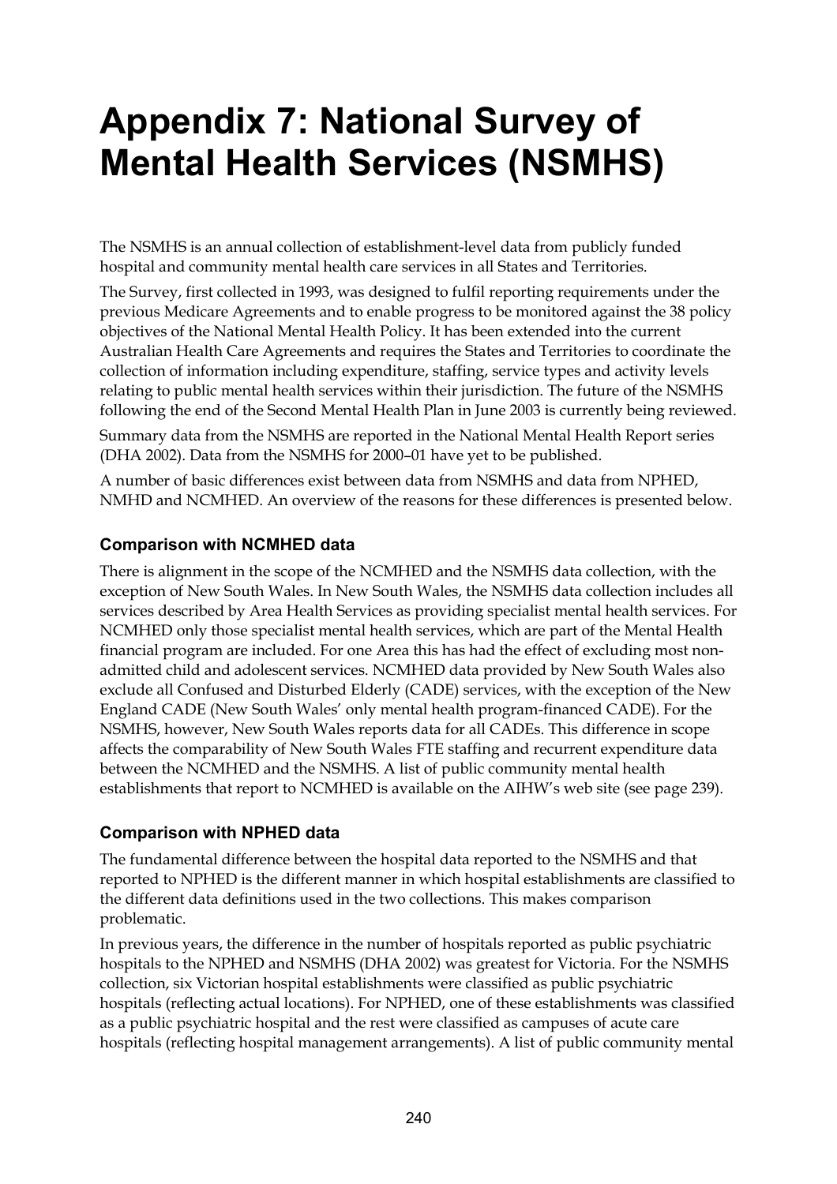# Appendix 7: National Survey of Mental Health Services (NSMHS)

The NSMHS is an annual collection of establishment-level data from publicly funded hospital and community mental health care services in all States and Territories.

The Survey, first collected in 1993, was designed to fulfil reporting requirements under the previous Medicare Agreements and to enable progress to be monitored against the 38 policy objectives of the National Mental Health Policy. It has been extended into the current Australian Health Care Agreements and requires the States and Territories to coordinate the collection of information including expenditure, staffing, service types and activity levels relating to public mental health services within their jurisdiction. The future of the NSMHS following the end of the Second Mental Health Plan in June 2003 is currently being reviewed.

Summary data from the NSMHS are reported in the National Mental Health Report series (DHA 2002). Data from the NSMHS for 2000–01 have yet to be published.

A number of basic differences exist between data from NSMHS and data from NPHED, NMHD and NCMHED. An overview of the reasons for these differences is presented below.

### Comparison with NCMHED data

There is alignment in the scope of the NCMHED and the NSMHS data collection, with the exception of New South Wales. In New South Wales, the NSMHS data collection includes all services described by Area Health Services as providing specialist mental health services. For NCMHED only those specialist mental health services, which are part of the Mental Health financial program are included. For one Area this has had the effect of excluding most non-admitted child and adolescent services. NCMHED data provided by New South Wales also exclude all Confused and Disturbed Elderly (CADE) services, with the exception of the New England CADE (New South Wales' only mental health program-financed CADE). For the NSMHS, however, New South Wales reports data for all CADEs. This difference in scope affects the comparability of New South Wales FTE staffing and recurrent expenditure data between the NCMHED and the NSMHS. A list of public community mental health establishments that report to NCMHED is available on the AIHW's web site (see page 239).

### Comparison with NPHED data

The fundamental difference between the hospital data reported to the NSMHS and that reported to NPHED is the different manner in which hospital establishments are classified to the different data definitions used in the two collections. This makes comparison problematic.

In previous years, the difference in the number of hospitals reported as public psychiatric hospitals to the NPHED and NSMHS (DHA 2002) was greatest for Victoria. For the NSMHS collection, six Victorian hospital establishments were classified as public psychiatric hospitals (reflecting actual locations). For NPHED, one of these establishments was classified as a public psychiatric hospital and the rest were classified as campuses of acute care hospitals (reflecting hospital management arrangements). A list of public community mental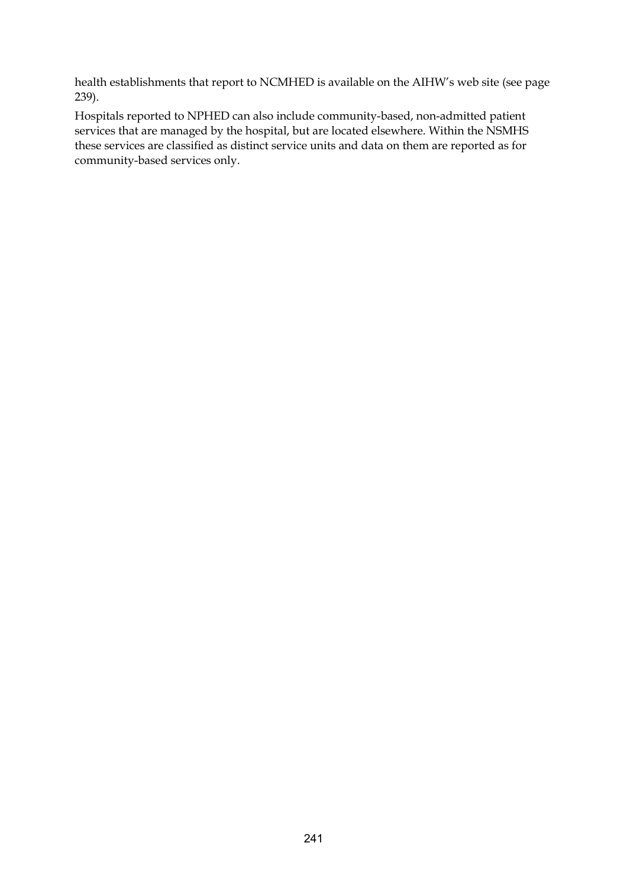health establishments that report to NCMHED is available on the AIHW's web site (see page 239).

Hospitals reported to NPHED can also include community-based, non-admitted patient services that are managed by the hospital, but are located elsewhere. Within the NSMHS these services are classified as distinct service units and data on them are reported as for community-based services only.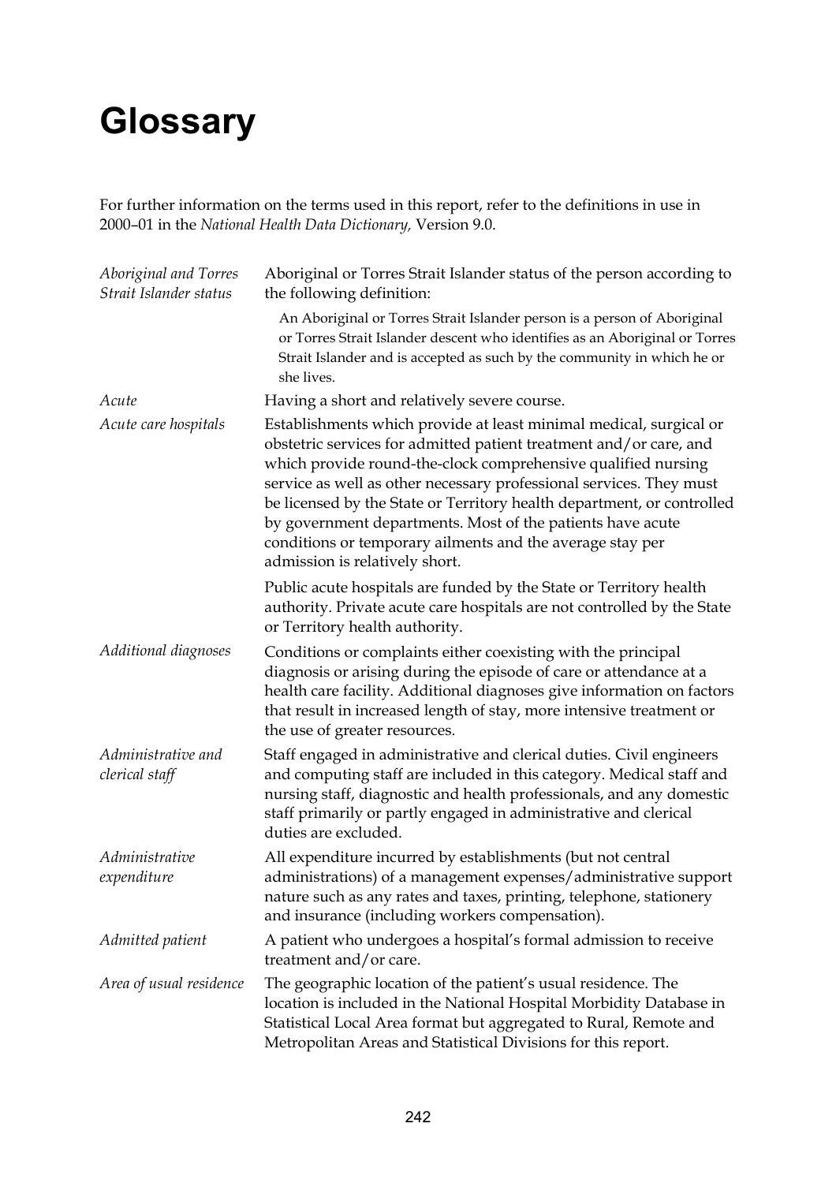# Glossary

For further information on the terms used in this report, refer to the definitions in use in 2000–01 in the *National Health Data Dictionary,* Version 9.0.

| | |
|---|---|
| *Aboriginal and Torres Strait Islander status* | Aboriginal or Torres Strait Islander status of the person according to the following definition:<br><br>An Aboriginal or Torres Strait Islander person is a person of Aboriginal or Torres Strait Islander descent who identifies as an Aboriginal or Torres Strait Islander and is accepted as such by the community in which he or she lives. |
| *Acute* | Having a short and relatively severe course. |
| *Acute care hospitals* | Establishments which provide at least minimal medical, surgical or obstetric services for admitted patient treatment and/or care, and which provide round-the-clock comprehensive qualified nursing service as well as other necessary professional services. They must be licensed by the State or Territory health department, or controlled by government departments. Most of the patients have acute conditions or temporary ailments and the average stay per admission is relatively short.<br><br>Public acute hospitals are funded by the State or Territory health authority. Private acute care hospitals are not controlled by the State or Territory health authority. |
| *Additional diagnoses* | Conditions or complaints either coexisting with the principal diagnosis or arising during the episode of care or attendance at a health care facility. Additional diagnoses give information on factors that result in increased length of stay, more intensive treatment or the use of greater resources. |
| *Administrative and clerical staff* | Staff engaged in administrative and clerical duties. Civil engineers and computing staff are included in this category. Medical staff and nursing staff, diagnostic and health professionals, and any domestic staff primarily or partly engaged in administrative and clerical duties are excluded. |
| *Administrative expenditure* | All expenditure incurred by establishments (but not central administrations) of a management expenses/administrative support nature such as any rates and taxes, printing, telephone, stationery and insurance (including workers compensation). |
| *Admitted patient* | A patient who undergoes a hospital's formal admission to receive treatment and/or care. |
| *Area of usual residence* | The geographic location of the patient's usual residence. The location is included in the National Hospital Morbidity Database in Statistical Local Area format but aggregated to Rural, Remote and Metropolitan Areas and Statistical Divisions for this report. |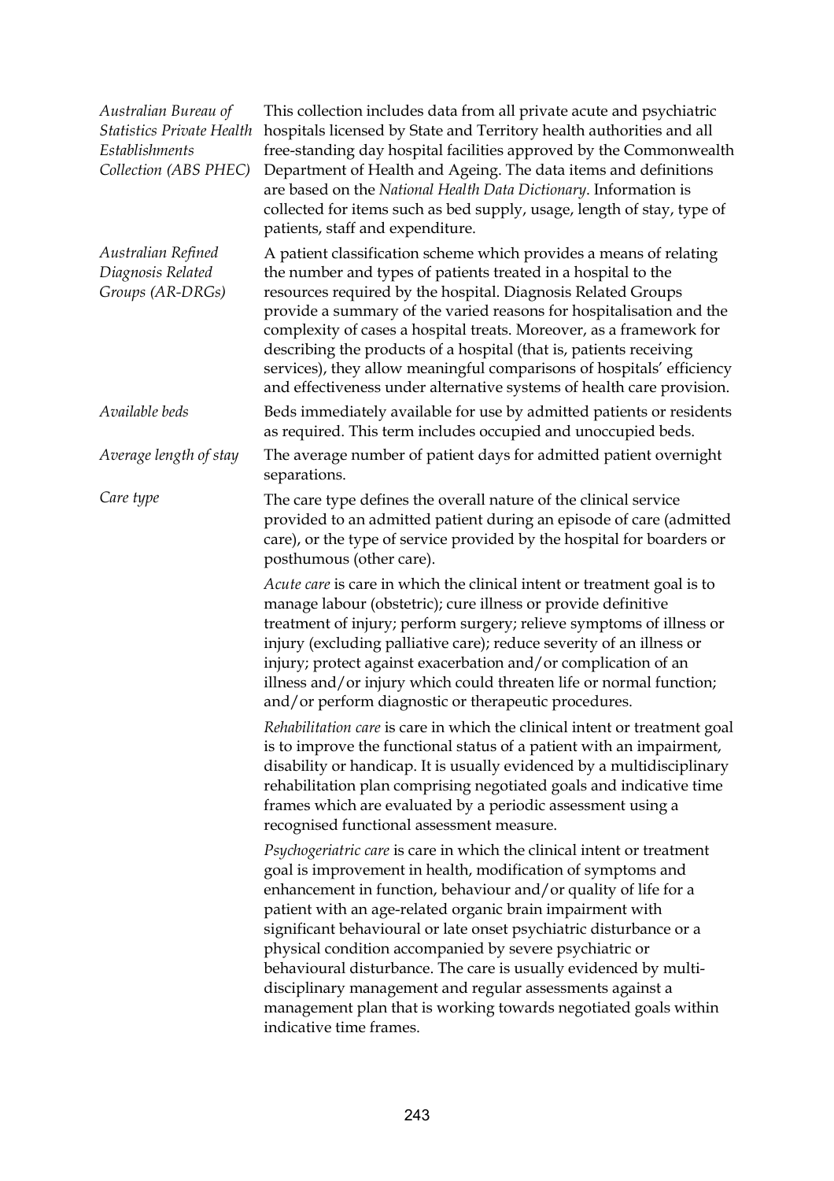*Australian Bureau of Statistics Private Health Establishments Collection (ABS PHEC)*

This collection includes data from all private acute and psychiatric hospitals licensed by State and Territory health authorities and all free-standing day hospital facilities approved by the Commonwealth Department of Health and Ageing. The data items and definitions are based on the *National Health Data Dictionary*. Information is collected for items such as bed supply, usage, length of stay, type of patients, staff and expenditure.

*Australian Refined Diagnosis Related Groups (AR-DRGs)*

A patient classification scheme which provides a means of relating the number and types of patients treated in a hospital to the resources required by the hospital. Diagnosis Related Groups provide a summary of the varied reasons for hospitalisation and the complexity of cases a hospital treats. Moreover, as a framework for describing the products of a hospital (that is, patients receiving services), they allow meaningful comparisons of hospitals' efficiency and effectiveness under alternative systems of health care provision.

*Available beds*

Beds immediately available for use by admitted patients or residents as required. This term includes occupied and unoccupied beds.

*Average length of stay*

The average number of patient days for admitted patient overnight separations.

*Care type*

The care type defines the overall nature of the clinical service provided to an admitted patient during an episode of care (admitted care), or the type of service provided by the hospital for boarders or posthumous (other care).

*Acute care* is care in which the clinical intent or treatment goal is to manage labour (obstetric); cure illness or provide definitive treatment of injury; perform surgery; relieve symptoms of illness or injury (excluding palliative care); reduce severity of an illness or injury; protect against exacerbation and/or complication of an illness and/or injury which could threaten life or normal function; and/or perform diagnostic or therapeutic procedures.

*Rehabilitation care* is care in which the clinical intent or treatment goal is to improve the functional status of a patient with an impairment, disability or handicap. It is usually evidenced by a multidisciplinary rehabilitation plan comprising negotiated goals and indicative time frames which are evaluated by a periodic assessment using a recognised functional assessment measure.

*Psychogeriatric care* is care in which the clinical intent or treatment goal is improvement in health, modification of symptoms and enhancement in function, behaviour and/or quality of life for a patient with an age-related organic brain impairment with significant behavioural or late onset psychiatric disturbance or a physical condition accompanied by severe psychiatric or behavioural disturbance. The care is usually evidenced by multi-disciplinary management and regular assessments against a management plan that is working towards negotiated goals within indicative time frames.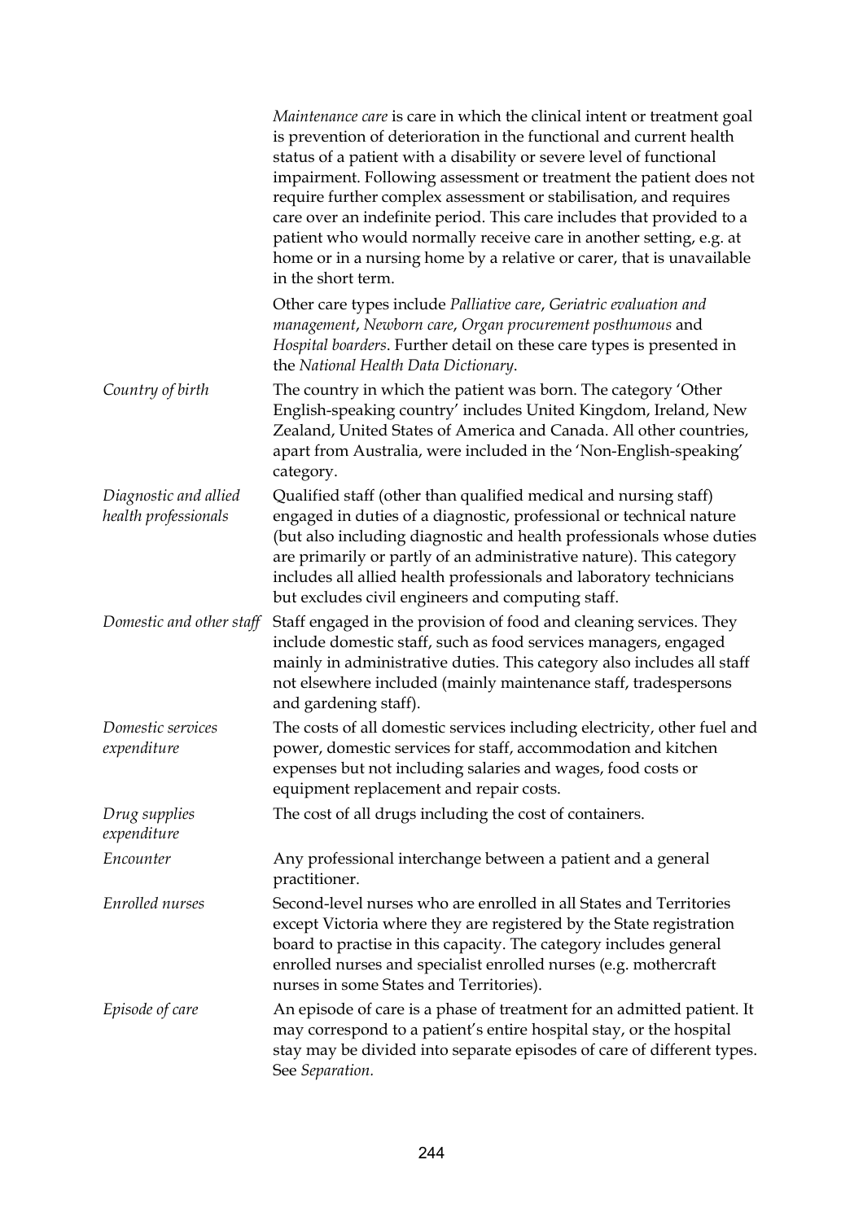*Maintenance care* is care in which the clinical intent or treatment goal is prevention of deterioration in the functional and current health status of a patient with a disability or severe level of functional impairment. Following assessment or treatment the patient does not require further complex assessment or stabilisation, and requires care over an indefinite period. This care includes that provided to a patient who would normally receive care in another setting, e.g. at home or in a nursing home by a relative or carer, that is unavailable in the short term.

Other care types include *Palliative care*, *Geriatric evaluation and management*, *Newborn care*, *Organ procurement posthumous* and *Hospital boarders*. Further detail on these care types is presented in the *National Health Data Dictionary*.

*Country of birth* — The country in which the patient was born. The category 'Other English-speaking country' includes United Kingdom, Ireland, New Zealand, United States of America and Canada. All other countries, apart from Australia, were included in the 'Non-English-speaking' category.

*Diagnostic and allied health professionals* — Qualified staff (other than qualified medical and nursing staff) engaged in duties of a diagnostic, professional or technical nature (but also including diagnostic and health professionals whose duties are primarily or partly of an administrative nature). This category includes all allied health professionals and laboratory technicians but excludes civil engineers and computing staff.

*Domestic and other staff* — Staff engaged in the provision of food and cleaning services. They include domestic staff, such as food services managers, engaged mainly in administrative duties. This category also includes all staff not elsewhere included (mainly maintenance staff, tradespersons and gardening staff).

*Domestic services expenditure* — The costs of all domestic services including electricity, other fuel and power, domestic services for staff, accommodation and kitchen expenses but not including salaries and wages, food costs or equipment replacement and repair costs.

*Drug supplies expenditure* — The cost of all drugs including the cost of containers.

*Encounter* — Any professional interchange between a patient and a general practitioner.

*Enrolled nurses* — Second-level nurses who are enrolled in all States and Territories except Victoria where they are registered by the State registration board to practise in this capacity. The category includes general enrolled nurses and specialist enrolled nurses (e.g. mothercraft nurses in some States and Territories).

*Episode of care* — An episode of care is a phase of treatment for an admitted patient. It may correspond to a patient's entire hospital stay, or the hospital stay may be divided into separate episodes of care of different types. See *Separation*.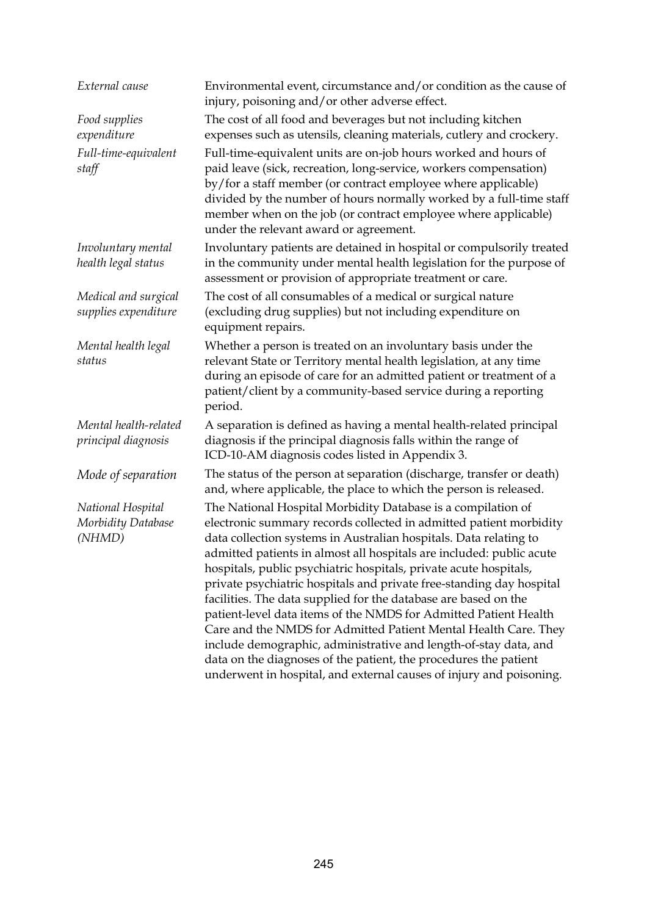*External cause* — Environmental event, circumstance and/or condition as the cause of injury, poisoning and/or other adverse effect.

*Food supplies expenditure* — The cost of all food and beverages but not including kitchen expenses such as utensils, cleaning materials, cutlery and crockery.

*Full-time-equivalent staff* — Full-time-equivalent units are on-job hours worked and hours of paid leave (sick, recreation, long-service, workers compensation) by/for a staff member (or contract employee where applicable) divided by the number of hours normally worked by a full-time staff member when on the job (or contract employee where applicable) under the relevant award or agreement.

*Involuntary mental health legal status* — Involuntary patients are detained in hospital or compulsorily treated in the community under mental health legislation for the purpose of assessment or provision of appropriate treatment or care.

*Medical and surgical supplies expenditure* — The cost of all consumables of a medical or surgical nature (excluding drug supplies) but not including expenditure on equipment repairs.

*Mental health legal status* — Whether a person is treated on an involuntary basis under the relevant State or Territory mental health legislation, at any time during an episode of care for an admitted patient or treatment of a patient/client by a community-based service during a reporting period.

*Mental health-related principal diagnosis* — A separation is defined as having a mental health-related principal diagnosis if the principal diagnosis falls within the range of ICD-10-AM diagnosis codes listed in Appendix 3.

*Mode of separation* — The status of the person at separation (discharge, transfer or death) and, where applicable, the place to which the person is released.

*National Hospital Morbidity Database (NHMD)* — The National Hospital Morbidity Database is a compilation of electronic summary records collected in admitted patient morbidity data collection systems in Australian hospitals. Data relating to admitted patients in almost all hospitals are included: public acute hospitals, public psychiatric hospitals, private acute hospitals, private psychiatric hospitals and private free-standing day hospital facilities. The data supplied for the database are based on the patient-level data items of the NMDS for Admitted Patient Health Care and the NMDS for Admitted Patient Mental Health Care. They include demographic, administrative and length-of-stay data, and data on the diagnoses of the patient, the procedures the patient underwent in hospital, and external causes of injury and poisoning.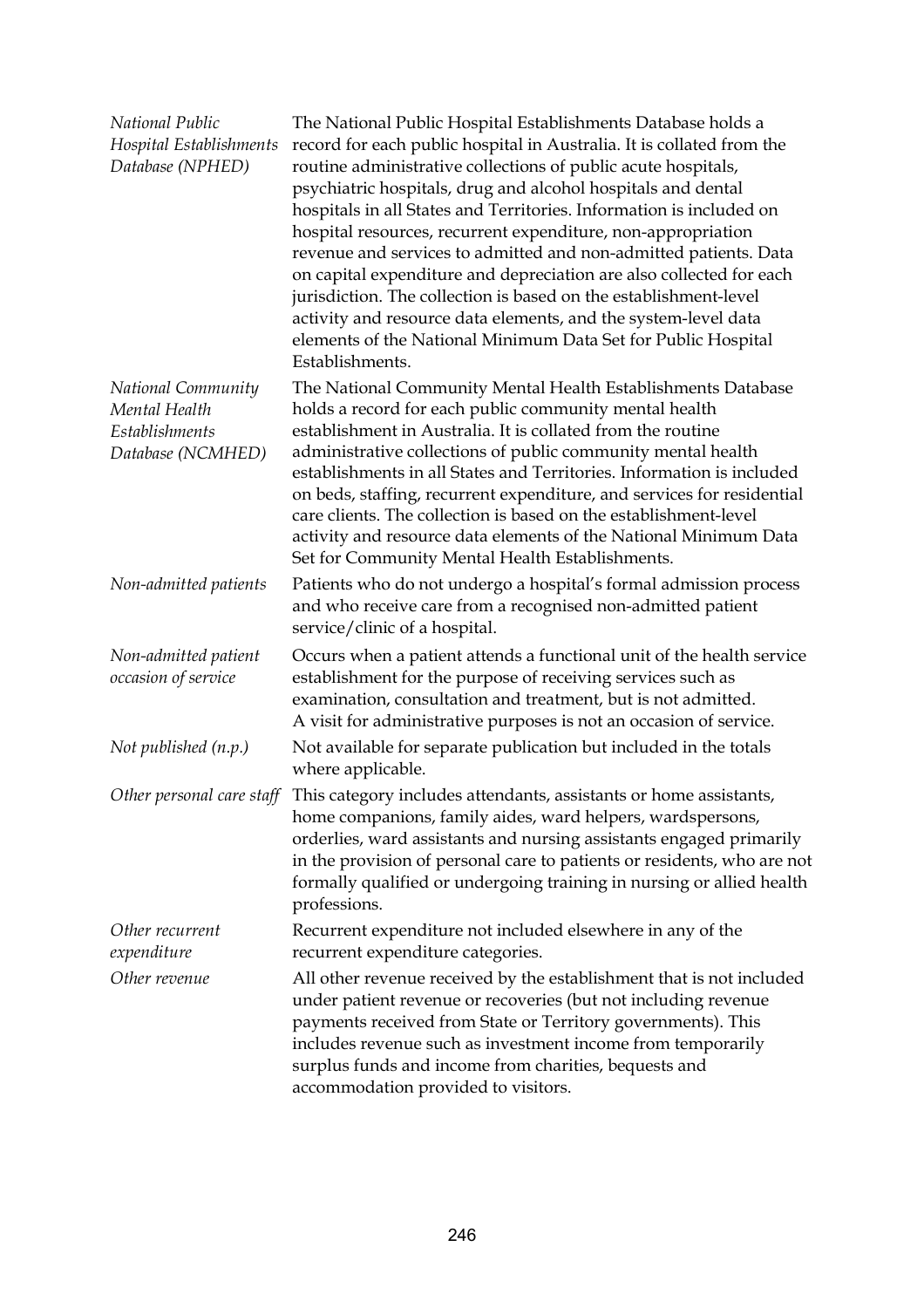*National Public Hospital Establishments Database (NPHED)* — The National Public Hospital Establishments Database holds a record for each public hospital in Australia. It is collated from the routine administrative collections of public acute hospitals, psychiatric hospitals, drug and alcohol hospitals and dental hospitals in all States and Territories. Information is included on hospital resources, recurrent expenditure, non-appropriation revenue and services to admitted and non-admitted patients. Data on capital expenditure and depreciation are also collected for each jurisdiction. The collection is based on the establishment-level activity and resource data elements, and the system-level data elements of the National Minimum Data Set for Public Hospital Establishments.

*National Community Mental Health Establishments Database (NCMHED)* — The National Community Mental Health Establishments Database holds a record for each public community mental health establishment in Australia. It is collated from the routine administrative collections of public community mental health establishments in all States and Territories. Information is included on beds, staffing, recurrent expenditure, and services for residential care clients. The collection is based on the establishment-level activity and resource data elements of the National Minimum Data Set for Community Mental Health Establishments.

*Non-admitted patients* — Patients who do not undergo a hospital's formal admission process and who receive care from a recognised non-admitted patient service/clinic of a hospital.

*Non-admitted patient occasion of service* — Occurs when a patient attends a functional unit of the health service establishment for the purpose of receiving services such as examination, consultation and treatment, but is not admitted. A visit for administrative purposes is not an occasion of service.

*Not published (n.p.)* — Not available for separate publication but included in the totals where applicable.

*Other personal care staff* — This category includes attendants, assistants or home assistants, home companions, family aides, ward helpers, wardspersons, orderlies, ward assistants and nursing assistants engaged primarily in the provision of personal care to patients or residents, who are not formally qualified or undergoing training in nursing or allied health professions.

*Other recurrent expenditure* — Recurrent expenditure not included elsewhere in any of the recurrent expenditure categories.

*Other revenue* — All other revenue received by the establishment that is not included under patient revenue or recoveries (but not including revenue payments received from State or Territory governments). This includes revenue such as investment income from temporarily surplus funds and income from charities, bequests and accommodation provided to visitors.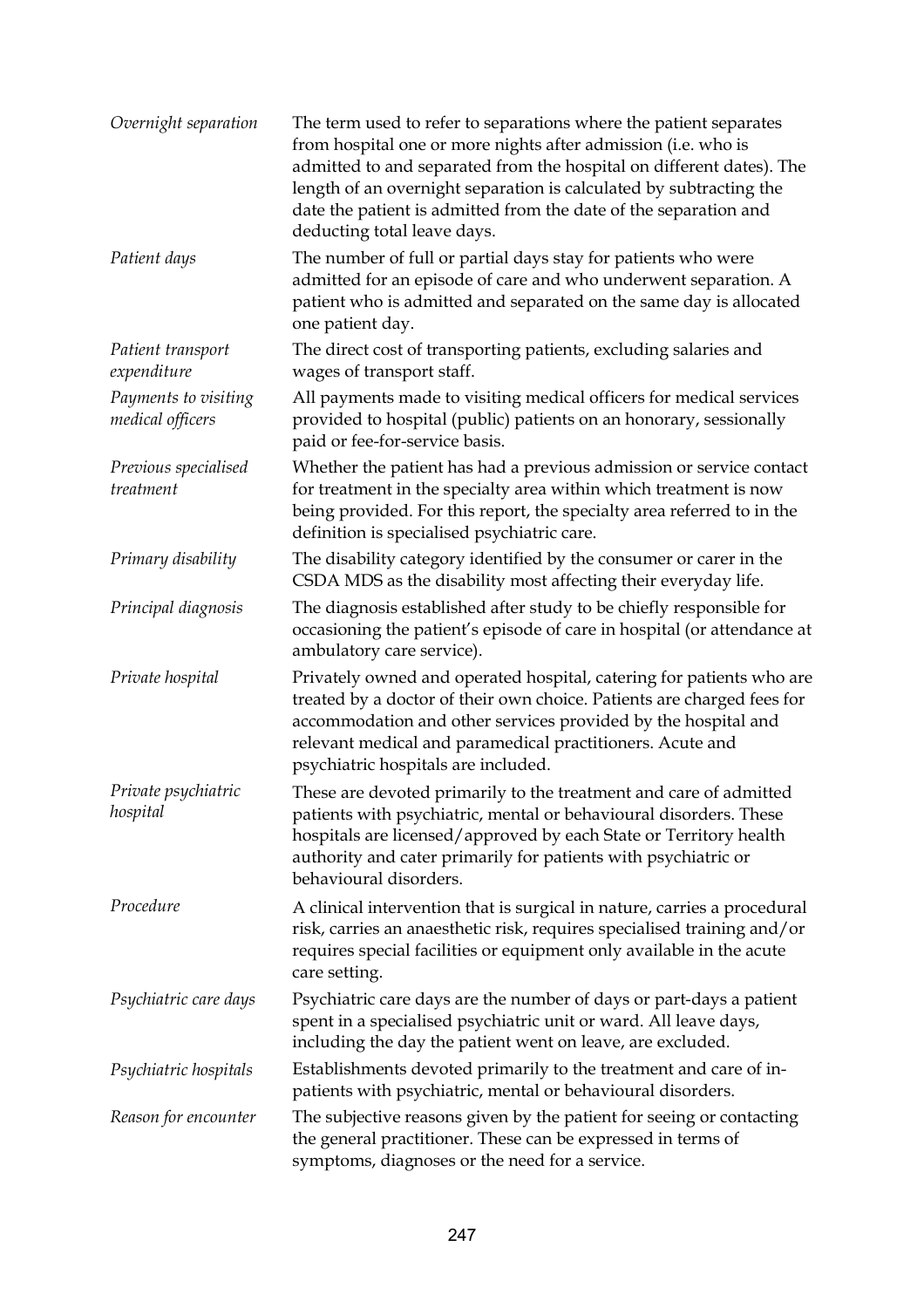*Overnight separation* The term used to refer to separations where the patient separates from hospital one or more nights after admission (i.e. who is admitted to and separated from the hospital on different dates). The length of an overnight separation is calculated by subtracting the date the patient is admitted from the date of the separation and deducting total leave days.

*Patient days* The number of full or partial days stay for patients who were admitted for an episode of care and who underwent separation. A patient who is admitted and separated on the same day is allocated one patient day.

*Patient transport expenditure* The direct cost of transporting patients, excluding salaries and wages of transport staff.

*Payments to visiting medical officers* All payments made to visiting medical officers for medical services provided to hospital (public) patients on an honorary, sessionally paid or fee-for-service basis.

*Previous specialised treatment* Whether the patient has had a previous admission or service contact for treatment in the specialty area within which treatment is now being provided. For this report, the specialty area referred to in the definition is specialised psychiatric care.

*Primary disability* The disability category identified by the consumer or carer in the CSDA MDS as the disability most affecting their everyday life.

*Principal diagnosis* The diagnosis established after study to be chiefly responsible for occasioning the patient's episode of care in hospital (or attendance at ambulatory care service).

*Private hospital* Privately owned and operated hospital, catering for patients who are treated by a doctor of their own choice. Patients are charged fees for accommodation and other services provided by the hospital and relevant medical and paramedical practitioners. Acute and psychiatric hospitals are included.

*Private psychiatric hospital* These are devoted primarily to the treatment and care of admitted patients with psychiatric, mental or behavioural disorders. These hospitals are licensed/approved by each State or Territory health authority and cater primarily for patients with psychiatric or behavioural disorders.

*Procedure* A clinical intervention that is surgical in nature, carries a procedural risk, carries an anaesthetic risk, requires specialised training and/or requires special facilities or equipment only available in the acute care setting.

*Psychiatric care days* Psychiatric care days are the number of days or part-days a patient spent in a specialised psychiatric unit or ward. All leave days, including the day the patient went on leave, are excluded.

*Psychiatric hospitals* Establishments devoted primarily to the treatment and care of in-patients with psychiatric, mental or behavioural disorders.

*Reason for encounter* The subjective reasons given by the patient for seeing or contacting the general practitioner. These can be expressed in terms of symptoms, diagnoses or the need for a service.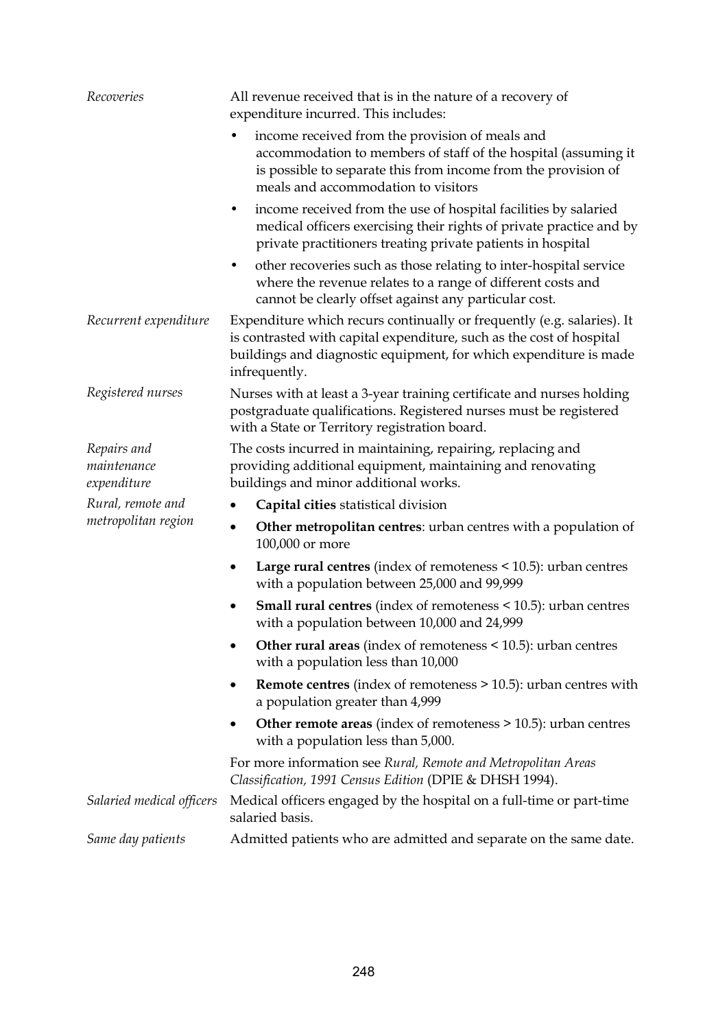*Recoveries*
All revenue received that is in the nature of a recovery of expenditure incurred. This includes:

- income received from the provision of meals and accommodation to members of staff of the hospital (assuming it is possible to separate this from income from the provision of meals and accommodation to visitors
- income received from the use of hospital facilities by salaried medical officers exercising their rights of private practice and by private practitioners treating private patients in hospital
- other recoveries such as those relating to inter-hospital service where the revenue relates to a range of different costs and cannot be clearly offset against any particular cost.

*Recurrent expenditure*
Expenditure which recurs continually or frequently (e.g. salaries). It is contrasted with capital expenditure, such as the cost of hospital buildings and diagnostic equipment, for which expenditure is made infrequently.

*Registered nurses*
Nurses with at least a 3-year training certificate and nurses holding postgraduate qualifications. Registered nurses must be registered with a State or Territory registration board.

*Repairs and maintenance expenditure*
The costs incurred in maintaining, repairing, replacing and providing additional equipment, maintaining and renovating buildings and minor additional works.

*Rural, remote and metropolitan region*

- **Capital cities** statistical division
- **Other metropolitan centres**: urban centres with a population of 100,000 or more
- **Large rural centres** (index of remoteness < 10.5): urban centres with a population between 25,000 and 99,999
- **Small rural centres** (index of remoteness < 10.5): urban centres with a population between 10,000 and 24,999
- **Other rural areas** (index of remoteness < 10.5): urban centres with a population less than 10,000
- **Remote centres** (index of remoteness > 10.5): urban centres with a population greater than 4,999
- **Other remote areas** (index of remoteness > 10.5): urban centres with a population less than 5,000.

For more information see *Rural, Remote and Metropolitan Areas Classification, 1991 Census Edition* (DPIE & DHSH 1994).

*Salaried medical officers*
Medical officers engaged by the hospital on a full-time or part-time salaried basis.

*Same day patients*
Admitted patients who are admitted and separate on the same date.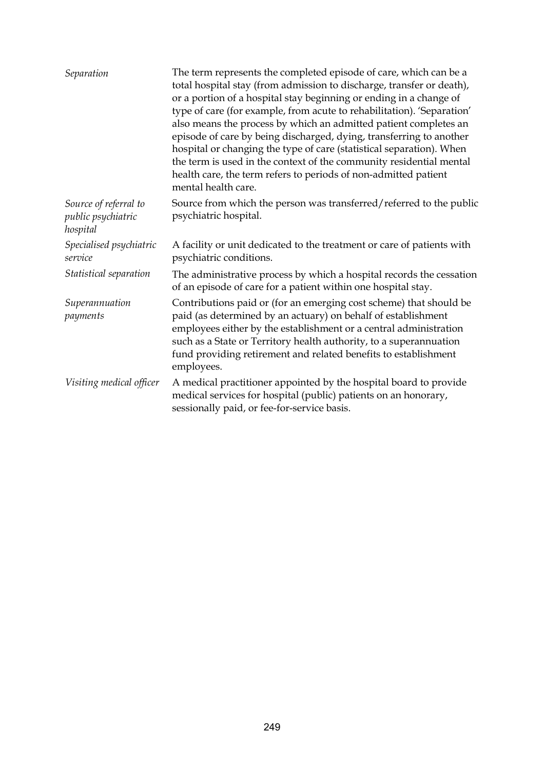| | |
|---|---|
| *Separation* | The term represents the completed episode of care, which can be a total hospital stay (from admission to discharge, transfer or death), or a portion of a hospital stay beginning or ending in a change of type of care (for example, from acute to rehabilitation). 'Separation' also means the process by which an admitted patient completes an episode of care by being discharged, dying, transferring to another hospital or changing the type of care (statistical separation). When the term is used in the context of the community residential mental health care, the term refers to periods of non-admitted patient mental health care. |
| *Source of referral to public psychiatric hospital* | Source from which the person was transferred/referred to the public psychiatric hospital. |
| *Specialised psychiatric service* | A facility or unit dedicated to the treatment or care of patients with psychiatric conditions. |
| *Statistical separation* | The administrative process by which a hospital records the cessation of an episode of care for a patient within one hospital stay. |
| *Superannuation payments* | Contributions paid or (for an emerging cost scheme) that should be paid (as determined by an actuary) on behalf of establishment employees either by the establishment or a central administration such as a State or Territory health authority, to a superannuation fund providing retirement and related benefits to establishment employees. |
| *Visiting medical officer* | A medical practitioner appointed by the hospital board to provide medical services for hospital (public) patients on an honorary, sessionally paid, or fee-for-service basis. |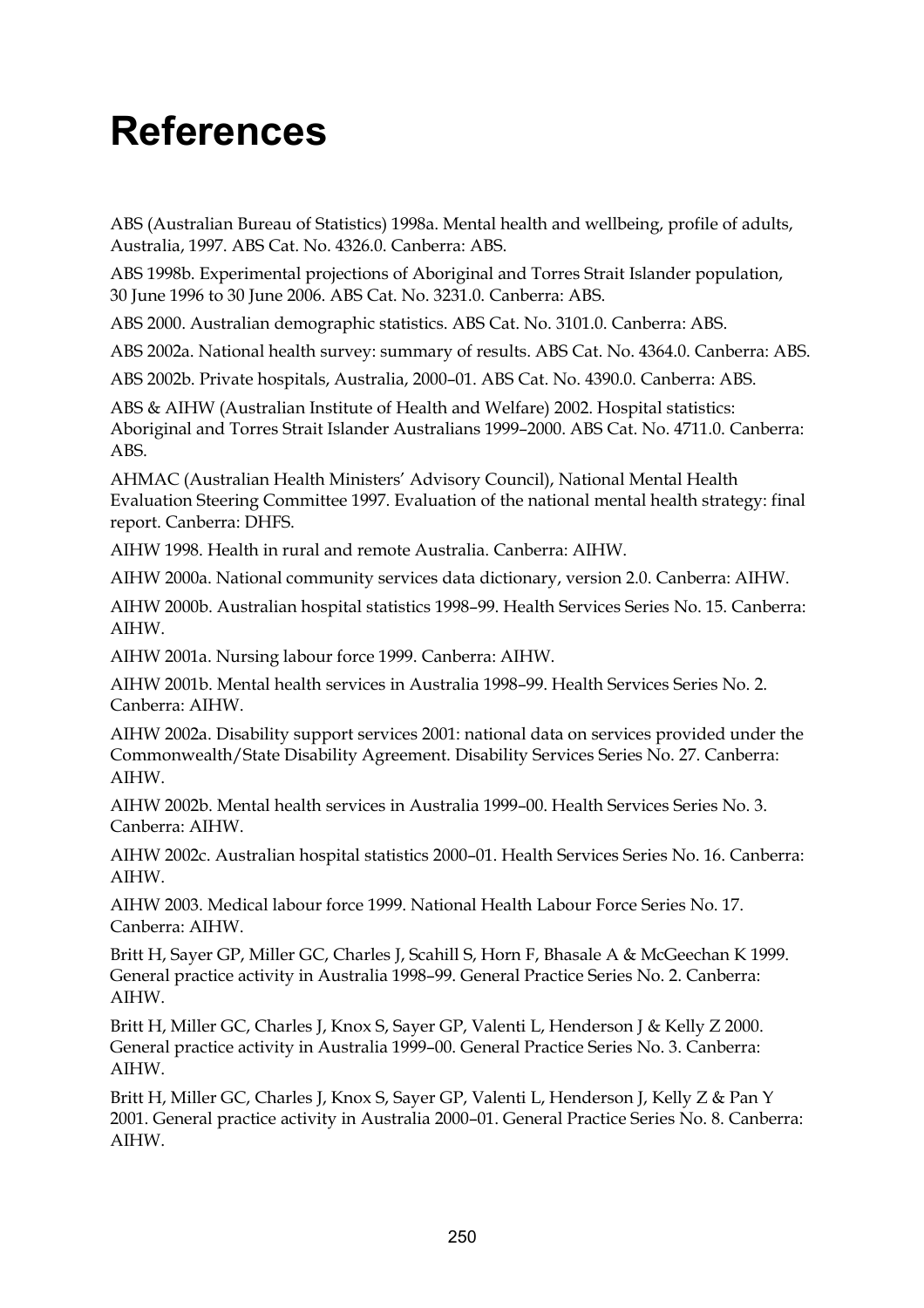# References

ABS (Australian Bureau of Statistics) 1998a. Mental health and wellbeing, profile of adults, Australia, 1997. ABS Cat. No. 4326.0. Canberra: ABS.

ABS 1998b. Experimental projections of Aboriginal and Torres Strait Islander population, 30 June 1996 to 30 June 2006. ABS Cat. No. 3231.0. Canberra: ABS.

ABS 2000. Australian demographic statistics. ABS Cat. No. 3101.0. Canberra: ABS.

ABS 2002a. National health survey: summary of results. ABS Cat. No. 4364.0. Canberra: ABS.

ABS 2002b. Private hospitals, Australia, 2000–01. ABS Cat. No. 4390.0. Canberra: ABS.

ABS & AIHW (Australian Institute of Health and Welfare) 2002. Hospital statistics: Aboriginal and Torres Strait Islander Australians 1999–2000. ABS Cat. No. 4711.0. Canberra: ABS.

AHMAC (Australian Health Ministers' Advisory Council), National Mental Health Evaluation Steering Committee 1997. Evaluation of the national mental health strategy: final report. Canberra: DHFS.

AIHW 1998. Health in rural and remote Australia. Canberra: AIHW.

AIHW 2000a. National community services data dictionary, version 2.0. Canberra: AIHW.

AIHW 2000b. Australian hospital statistics 1998–99. Health Services Series No. 15. Canberra: AIHW.

AIHW 2001a. Nursing labour force 1999. Canberra: AIHW.

AIHW 2001b. Mental health services in Australia 1998–99. Health Services Series No. 2. Canberra: AIHW.

AIHW 2002a. Disability support services 2001: national data on services provided under the Commonwealth/State Disability Agreement. Disability Services Series No. 27. Canberra: AIHW.

AIHW 2002b. Mental health services in Australia 1999–00. Health Services Series No. 3. Canberra: AIHW.

AIHW 2002c. Australian hospital statistics 2000–01. Health Services Series No. 16. Canberra: AIHW.

AIHW 2003. Medical labour force 1999. National Health Labour Force Series No. 17. Canberra: AIHW.

Britt H, Sayer GP, Miller GC, Charles J, Scahill S, Horn F, Bhasale A & McGeechan K 1999. General practice activity in Australia 1998–99. General Practice Series No. 2. Canberra: AIHW.

Britt H, Miller GC, Charles J, Knox S, Sayer GP, Valenti L, Henderson J & Kelly Z 2000. General practice activity in Australia 1999–00. General Practice Series No. 3. Canberra: AIHW.

Britt H, Miller GC, Charles J, Knox S, Sayer GP, Valenti L, Henderson J, Kelly Z & Pan Y 2001. General practice activity in Australia 2000–01. General Practice Series No. 8. Canberra: AIHW.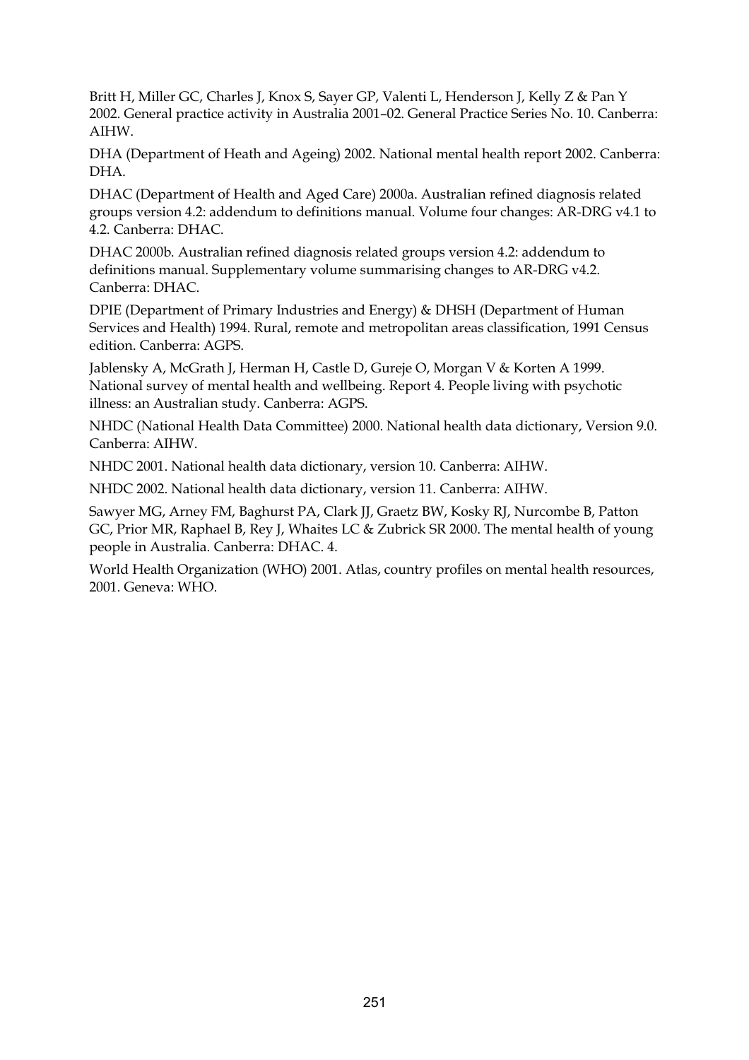Britt H, Miller GC, Charles J, Knox S, Sayer GP, Valenti L, Henderson J, Kelly Z & Pan Y 2002. General practice activity in Australia 2001–02. General Practice Series No. 10. Canberra: AIHW.

DHA (Department of Heath and Ageing) 2002. National mental health report 2002. Canberra: DHA.

DHAC (Department of Health and Aged Care) 2000a. Australian refined diagnosis related groups version 4.2: addendum to definitions manual. Volume four changes: AR-DRG v4.1 to 4.2. Canberra: DHAC.

DHAC 2000b. Australian refined diagnosis related groups version 4.2: addendum to definitions manual. Supplementary volume summarising changes to AR-DRG v4.2. Canberra: DHAC.

DPIE (Department of Primary Industries and Energy) & DHSH (Department of Human Services and Health) 1994. Rural, remote and metropolitan areas classification, 1991 Census edition. Canberra: AGPS.

Jablensky A, McGrath J, Herman H, Castle D, Gureje O, Morgan V & Korten A 1999. National survey of mental health and wellbeing. Report 4. People living with psychotic illness: an Australian study. Canberra: AGPS.

NHDC (National Health Data Committee) 2000. National health data dictionary, Version 9.0. Canberra: AIHW.

NHDC 2001. National health data dictionary, version 10. Canberra: AIHW.

NHDC 2002. National health data dictionary, version 11. Canberra: AIHW.

Sawyer MG, Arney FM, Baghurst PA, Clark JJ, Graetz BW, Kosky RJ, Nurcombe B, Patton GC, Prior MR, Raphael B, Rey J, Whaites LC & Zubrick SR 2000. The mental health of young people in Australia. Canberra: DHAC. 4.

World Health Organization (WHO) 2001. Atlas, country profiles on mental health resources, 2001. Geneva: WHO.